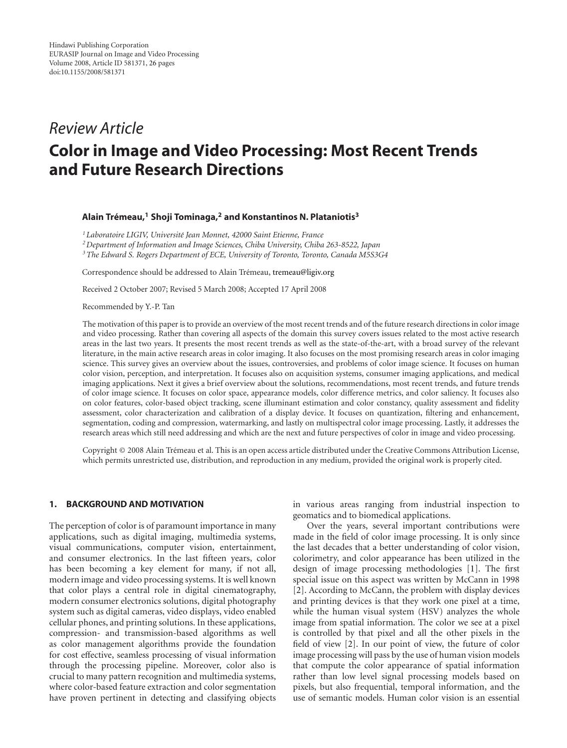Hindawi Publishing Corporation
EURASIP Journal on Image and Video Processing
Volume 2008, Article ID 581371, 26 pages
doi:10.1155/2008/581371

*Review Article*

# Color in Image and Video Processing: Most Recent Trends and Future Research Directions

**Alain Trémeau,[1] Shoji Tominaga,[2] and Konstantinos N. Plataniotis[3]**

[1] *Laboratoire LIGIV, Université Jean Monnet, 42000 Saint Etienne, France*
[2] *Department of Information and Image Sciences, Chiba University, Chiba 263-8522, Japan*
[3] *The Edward S. Rogers Department of ECE, University of Toronto, Toronto, Canada M5S3G4*

Correspondence should be addressed to Alain Trémeau, tremeau@ligiv.org

Received 2 October 2007; Revised 5 March 2008; Accepted 17 April 2008

Recommended by Y.-P. Tan

The motivation of this paper is to provide an overview of the most recent trends and of the future research directions in color image and video processing. Rather than covering all aspects of the domain this survey covers issues related to the most active research areas in the last two years. It presents the most recent trends as well as the state-of-the-art, with a broad survey of the relevant literature, in the main active research areas in color imaging. It also focuses on the most promising research areas in color imaging science. This survey gives an overview about the issues, controversies, and problems of color image science. It focuses on human color vision, perception, and interpretation. It focuses also on acquisition systems, consumer imaging applications, and medical imaging applications. Next it gives a brief overview about the solutions, recommendations, most recent trends, and future trends of color image science. It focuses on color space, appearance models, color difference metrics, and color saliency. It focuses also on color features, color-based object tracking, scene illuminant estimation and color constancy, quality assessment and fidelity assessment, color characterization and calibration of a display device. It focuses on quantization, filtering and enhancement, segmentation, coding and compression, watermarking, and lastly on multispectral color image processing. Lastly, it addresses the research areas which still need addressing and which are the next and future perspectives of color in image and video processing.

Copyright © 2008 Alain Trémeau et al. This is an open access article distributed under the Creative Commons Attribution License, which permits unrestricted use, distribution, and reproduction in any medium, provided the original work is properly cited.

## 1. BACKGROUND AND MOTIVATION

The perception of color is of paramount importance in many applications, such as digital imaging, multimedia systems, visual communications, computer vision, entertainment, and consumer electronics. In the last fifteen years, color has been becoming a key element for many, if not all, modern image and video processing systems. It is well known that color plays a central role in digital cinematography, modern consumer electronics solutions, digital photography system such as digital cameras, video displays, video enabled cellular phones, and printing solutions. In these applications, compression- and transmission-based algorithms as well as color management algorithms provide the foundation for cost effective, seamless processing of visual information through the processing pipeline. Moreover, color also is crucial to many pattern recognition and multimedia systems, where color-based feature extraction and color segmentation have proven pertinent in detecting and classifying objects in various areas ranging from industrial inspection to geomatics and to biomedical applications.

Over the years, several important contributions were made in the field of color image processing. It is only since the last decades that a better understanding of color vision, colorimetry, and color appearance has been utilized in the design of image processing methodologies [1]. The first special issue on this aspect was written by McCann in 1998 [2]. According to McCann, the problem with display devices and printing devices is that they work one pixel at a time, while the human visual system (HSV) analyzes the whole image from spatial information. The color we see at a pixel is controlled by that pixel and all the other pixels in the field of view [2]. In our point of view, the future of color image processing will pass by the use of human vision models that compute the color appearance of spatial information rather than low level signal processing models based on pixels, but also frequential, temporal information, and the use of semantic models. Human color vision is an essential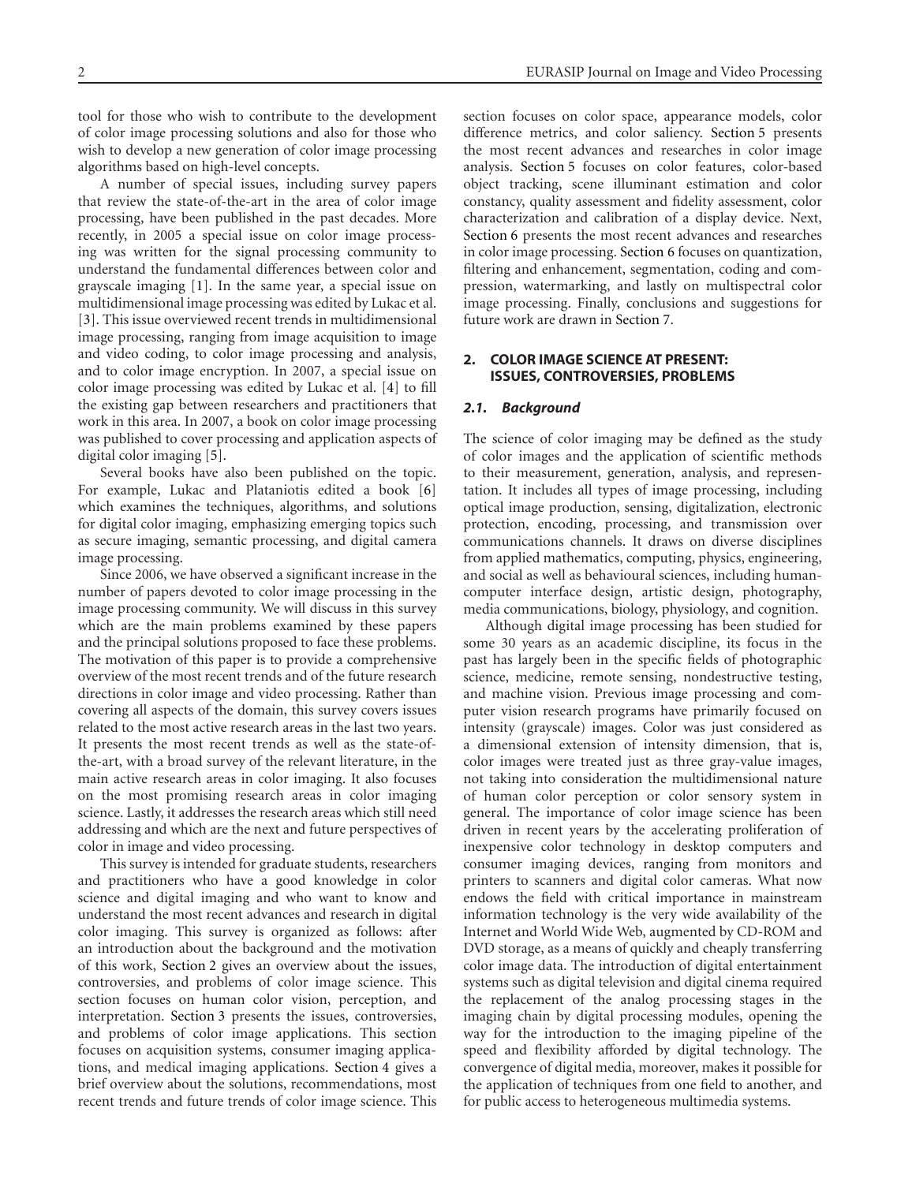tool for those who wish to contribute to the development of color image processing solutions and also for those who wish to develop a new generation of color image processing algorithms based on high-level concepts.

A number of special issues, including survey papers that review the state-of-the-art in the area of color image processing, have been published in the past decades. More recently, in 2005 a special issue on color image processing was written for the signal processing community to understand the fundamental differences between color and grayscale imaging [1]. In the same year, a special issue on multidimensional image processing was edited by Lukac et al. [3]. This issue overviewed recent trends in multidimensional image processing, ranging from image acquisition to image and video coding, to color image processing and analysis, and to color image encryption. In 2007, a special issue on color image processing was edited by Lukac et al. [4] to fill the existing gap between researchers and practitioners that work in this area. In 2007, a book on color image processing was published to cover processing and application aspects of digital color imaging [5].

Several books have also been published on the topic. For example, Lukac and Plataniotis edited a book [6] which examines the techniques, algorithms, and solutions for digital color imaging, emphasizing emerging topics such as secure imaging, semantic processing, and digital camera image processing.

Since 2006, we have observed a significant increase in the number of papers devoted to color image processing in the image processing community. We will discuss in this survey which are the main problems examined by these papers and the principal solutions proposed to face these problems. The motivation of this paper is to provide a comprehensive overview of the most recent trends and of the future research directions in color image and video processing. Rather than covering all aspects of the domain, this survey covers issues related to the most active research areas in the last two years. It presents the most recent trends as well as the state-of-the-art, with a broad survey of the relevant literature, in the main active research areas in color imaging. It also focuses on the most promising research areas in color imaging science. Lastly, it addresses the research areas which still need addressing and which are the next and future perspectives of color in image and video processing.

This survey is intended for graduate students, researchers and practitioners who have a good knowledge in color science and digital imaging and who want to know and understand the most recent advances and research in digital color imaging. This survey is organized as follows: after an introduction about the background and the motivation of this work, Section 2 gives an overview about the issues, controversies, and problems of color image science. This section focuses on human color vision, perception, and interpretation. Section 3 presents the issues, controversies, and problems of color image applications. This section focuses on acquisition systems, consumer imaging applications, and medical imaging applications. Section 4 gives a brief overview about the solutions, recommendations, most recent trends and future trends of color image science. This section focuses on color space, appearance models, color difference metrics, and color saliency. Section 5 presents the most recent advances and researches in color image analysis. Section 5 focuses on color features, color-based object tracking, scene illuminant estimation and color constancy, quality assessment and fidelity assessment, color characterization and calibration of a display device. Next, Section 6 presents the most recent advances and researches in color image processing. Section 6 focuses on quantization, filtering and enhancement, segmentation, coding and compression, watermarking, and lastly on multispectral color image processing. Finally, conclusions and suggestions for future work are drawn in Section 7.

## 2. COLOR IMAGE SCIENCE AT PRESENT: ISSUES, CONTROVERSIES, PROBLEMS

### *2.1. Background*

The science of color imaging may be defined as the study of color images and the application of scientific methods to their measurement, generation, analysis, and representation. It includes all types of image processing, including optical image production, sensing, digitalization, electronic protection, encoding, processing, and transmission over communications channels. It draws on diverse disciplines from applied mathematics, computing, physics, engineering, and social as well as behavioural sciences, including human-computer interface design, artistic design, photography, media communications, biology, physiology, and cognition.

Although digital image processing has been studied for some 30 years as an academic discipline, its focus in the past has largely been in the specific fields of photographic science, medicine, remote sensing, nondestructive testing, and machine vision. Previous image processing and computer vision research programs have primarily focused on intensity (grayscale) images. Color was just considered as a dimensional extension of intensity dimension, that is, color images were treated just as three gray-value images, not taking into consideration the multidimensional nature of human color perception or color sensory system in general. The importance of color image science has been driven in recent years by the accelerating proliferation of inexpensive color technology in desktop computers and consumer imaging devices, ranging from monitors and printers to scanners and digital color cameras. What now endows the field with critical importance in mainstream information technology is the very wide availability of the Internet and World Wide Web, augmented by CD-ROM and DVD storage, as a means of quickly and cheaply transferring color image data. The introduction of digital entertainment systems such as digital television and digital cinema required the replacement of the analog processing stages in the imaging chain by digital processing modules, opening the way for the introduction to the imaging pipeline of the speed and flexibility afforded by digital technology. The convergence of digital media, moreover, makes it possible for the application of techniques from one field to another, and for public access to heterogeneous multimedia systems.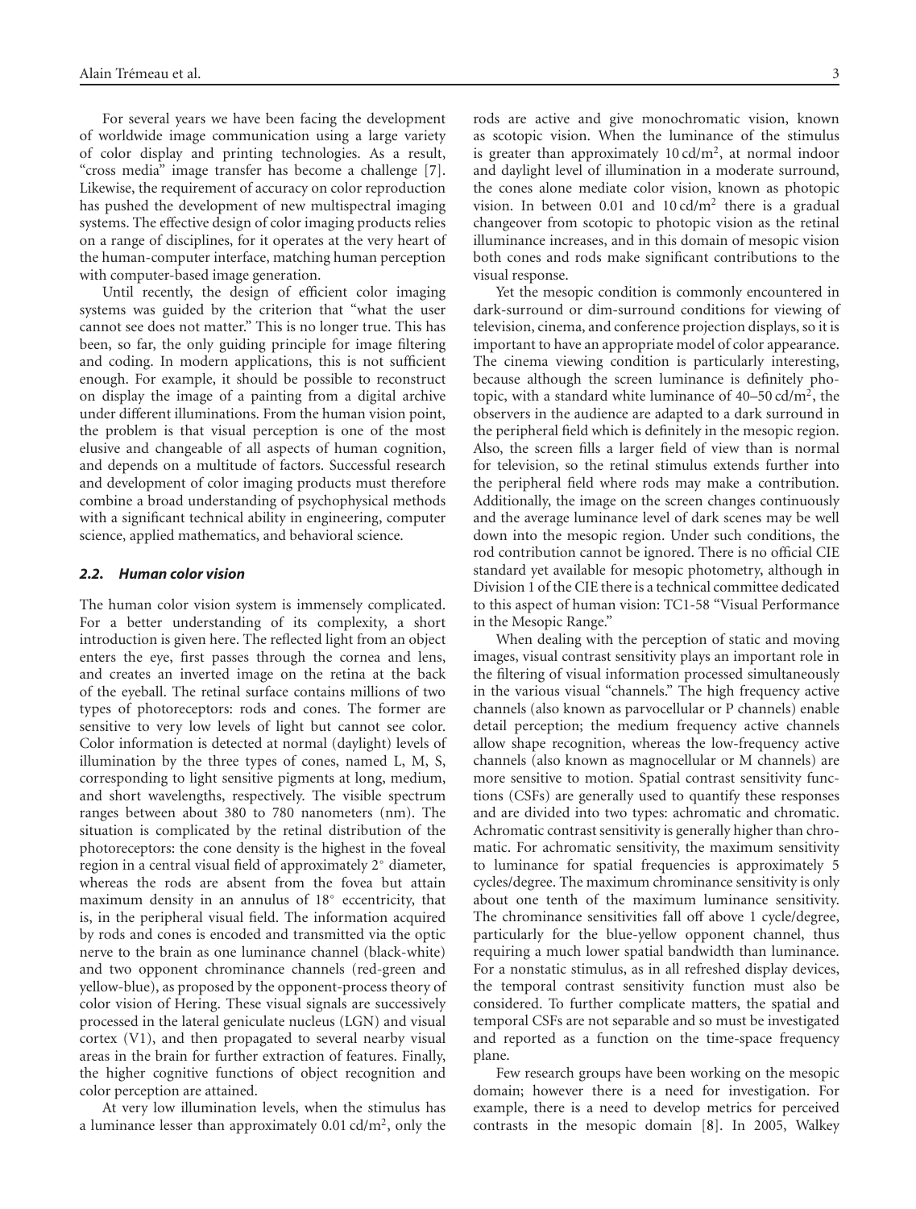For several years we have been facing the development of worldwide image communication using a large variety of color display and printing technologies. As a result, "cross media" image transfer has become a challenge [7]. Likewise, the requirement of accuracy on color reproduction has pushed the development of new multispectral imaging systems. The effective design of color imaging products relies on a range of disciplines, for it operates at the very heart of the human-computer interface, matching human perception with computer-based image generation.

Until recently, the design of efficient color imaging systems was guided by the criterion that "what the user cannot see does not matter." This is no longer true. This has been, so far, the only guiding principle for image filtering and coding. In modern applications, this is not sufficient enough. For example, it should be possible to reconstruct on display the image of a painting from a digital archive under different illuminations. From the human vision point, the problem is that visual perception is one of the most elusive and changeable of all aspects of human cognition, and depends on a multitude of factors. Successful research and development of color imaging products must therefore combine a broad understanding of psychophysical methods with a significant technical ability in engineering, computer science, applied mathematics, and behavioral science.

### *2.2. Human color vision*

The human color vision system is immensely complicated. For a better understanding of its complexity, a short introduction is given here. The reflected light from an object enters the eye, first passes through the cornea and lens, and creates an inverted image on the retina at the back of the eyeball. The retinal surface contains millions of two types of photoreceptors: rods and cones. The former are sensitive to very low levels of light but cannot see color. Color information is detected at normal (daylight) levels of illumination by the three types of cones, named L, M, S, corresponding to light sensitive pigments at long, medium, and short wavelengths, respectively. The visible spectrum ranges between about 380 to 780 nanometers (nm). The situation is complicated by the retinal distribution of the photoreceptors: the cone density is the highest in the foveal region in a central visual field of approximately 2° diameter, whereas the rods are absent from the fovea but attain maximum density in an annulus of 18° eccentricity, that is, in the peripheral visual field. The information acquired by rods and cones is encoded and transmitted via the optic nerve to the brain as one luminance channel (black-white) and two opponent chrominance channels (red-green and yellow-blue), as proposed by the opponent-process theory of color vision of Hering. These visual signals are successively processed in the lateral geniculate nucleus (LGN) and visual cortex (V1), and then propagated to several nearby visual areas in the brain for further extraction of features. Finally, the higher cognitive functions of object recognition and color perception are attained.

At very low illumination levels, when the stimulus has a luminance lesser than approximately 0.01 cd/m$^2$, only the rods are active and give monochromatic vision, known as scotopic vision. When the luminance of the stimulus is greater than approximately 10 cd/m$^2$, at normal indoor and daylight level of illumination in a moderate surround, the cones alone mediate color vision, known as photopic vision. In between 0.01 and 10 cd/m$^2$ there is a gradual changeover from scotopic to photopic vision as the retinal illuminance increases, and in this domain of mesopic vision both cones and rods make significant contributions to the visual response.

Yet the mesopic condition is commonly encountered in dark-surround or dim-surround conditions for viewing of television, cinema, and conference projection displays, so it is important to have an appropriate model of color appearance. The cinema viewing condition is particularly interesting, because although the screen luminance is definitely photopic, with a standard white luminance of 40–50 cd/m$^2$, the observers in the audience are adapted to a dark surround in the peripheral field which is definitely in the mesopic region. Also, the screen fills a larger field of view than is normal for television, so the retinal stimulus extends further into the peripheral field where rods may make a contribution. Additionally, the image on the screen changes continuously and the average luminance level of dark scenes may be well down into the mesopic region. Under such conditions, the rod contribution cannot be ignored. There is no official CIE standard yet available for mesopic photometry, although in Division 1 of the CIE there is a technical committee dedicated to this aspect of human vision: TC1-58 "Visual Performance in the Mesopic Range."

When dealing with the perception of static and moving images, visual contrast sensitivity plays an important role in the filtering of visual information processed simultaneously in the various visual "channels." The high frequency active channels (also known as parvocellular or P channels) enable detail perception; the medium frequency active channels allow shape recognition, whereas the low-frequency active channels (also known as magnocellular or M channels) are more sensitive to motion. Spatial contrast sensitivity functions (CSFs) are generally used to quantify these responses and are divided into two types: achromatic and chromatic. Achromatic contrast sensitivity is generally higher than chromatic. For achromatic sensitivity, the maximum sensitivity to luminance for spatial frequencies is approximately 5 cycles/degree. The maximum chrominance sensitivity is only about one tenth of the maximum luminance sensitivity. The chrominance sensitivities fall off above 1 cycle/degree, particularly for the blue-yellow opponent channel, thus requiring a much lower spatial bandwidth than luminance. For a nonstatic stimulus, as in all refreshed display devices, the temporal contrast sensitivity function must also be considered. To further complicate matters, the spatial and temporal CSFs are not separable and so must be investigated and reported as a function on the time-space frequency plane.

Few research groups have been working on the mesopic domain; however there is a need for investigation. For example, there is a need to develop metrics for perceived contrasts in the mesopic domain [8]. In 2005, Walkey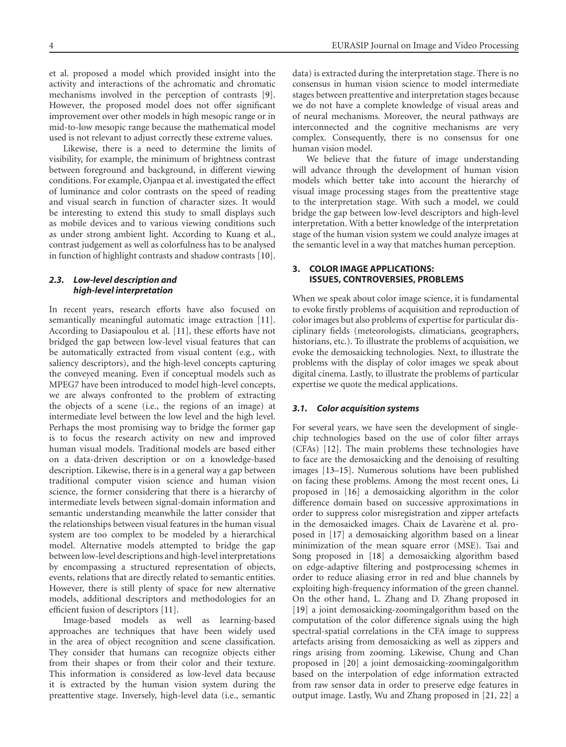et al. proposed a model which provided insight into the activity and interactions of the achromatic and chromatic mechanisms involved in the perception of contrasts [9]. However, the proposed model does not offer significant improvement over other models in high mesopic range or in mid-to-low mesopic range because the mathematical model used is not relevant to adjust correctly these extreme values.

Likewise, there is a need to determine the limits of visibility, for example, the minimum of brightness contrast between foreground and background, in different viewing conditions. For example, Ojanpaa et al. investigated the effect of luminance and color contrasts on the speed of reading and visual search in function of character sizes. It would be interesting to extend this study to small displays such as mobile devices and to various viewing conditions such as under strong ambient light. According to Kuang et al., contrast judgement as well as colorfulness has to be analysed in function of highlight contrasts and shadow contrasts [10].

### *2.3. Low-level description and high-level interpretation*

In recent years, research efforts have also focused on semantically meaningful automatic image extraction [11]. According to Dasiapoulou et al. [11], these efforts have not bridged the gap between low-level visual features that can be automatically extracted from visual content (e.g., with saliency descriptors), and the high-level concepts capturing the conveyed meaning. Even if conceptual models such as MPEG7 have been introduced to model high-level concepts, we are always confronted to the problem of extracting the objects of a scene (i.e., the regions of an image) at intermediate level between the low level and the high level. Perhaps the most promising way to bridge the former gap is to focus the research activity on new and improved human visual models. Traditional models are based either on a data-driven description or on a knowledge-based description. Likewise, there is in a general way a gap between traditional computer vision science and human vision science, the former considering that there is a hierarchy of intermediate levels between signal-domain information and semantic understanding meanwhile the latter consider that the relationships between visual features in the human visual system are too complex to be modeled by a hierarchical model. Alternative models attempted to bridge the gap between low-level descriptions and high-level interpretations by encompassing a structured representation of objects, events, relations that are directly related to semantic entities. However, there is still plenty of space for new alternative models, additional descriptors and methodologies for an efficient fusion of descriptors [11].

Image-based models as well as learning-based approaches are techniques that have been widely used in the area of object recognition and scene classification. They consider that humans can recognize objects either from their shapes or from their color and their texture. This information is considered as low-level data because it is extracted by the human vision system during the preattentive stage. Inversely, high-level data (i.e., semantic data) is extracted during the interpretation stage. There is no consensus in human vision science to model intermediate stages between preattentive and interpretation stages because we do not have a complete knowledge of visual areas and of neural mechanisms. Moreover, the neural pathways are interconnected and the cognitive mechanisms are very complex. Consequently, there is no consensus for one human vision model.

We believe that the future of image understanding will advance through the development of human vision models which better take into account the hierarchy of visual image processing stages from the preattentive stage to the interpretation stage. With such a model, we could bridge the gap between low-level descriptors and high-level interpretation. With a better knowledge of the interpretation stage of the human vision system we could analyze images at the semantic level in a way that matches human perception.

## 3. COLOR IMAGE APPLICATIONS: ISSUES, CONTROVERSIES, PROBLEMS

When we speak about color image science, it is fundamental to evoke firstly problems of acquisition and reproduction of color images but also problems of expertise for particular disciplinary fields (meteorologists, climaticians, geographers, historians, etc.). To illustrate the problems of acquisition, we evoke the demosaicking technologies. Next, to illustrate the problems with the display of color images we speak about digital cinema. Lastly, to illustrate the problems of particular expertise we quote the medical applications.

### *3.1. Color acquisition systems*

For several years, we have seen the development of single-chip technologies based on the use of color filter arrays (CFAs) [12]. The main problems these technologies have to face are the demosaicking and the denoising of resulting images [13–15]. Numerous solutions have been published on facing these problems. Among the most recent ones, Li proposed in [16] a demosaicking algorithm in the color difference domain based on successive approximations in order to suppress color misregistration and zipper artefacts in the demosaicked images. Chaix de Lavarène et al. proposed in [17] a demosaicking algorithm based on a linear minimization of the mean square error (MSE). Tsai and Song proposed in [18] a demosaicking algorithm based on edge-adaptive filtering and postprocessing schemes in order to reduce aliasing error in red and blue channels by exploiting high-frequency information of the green channel. On the other hand, L. Zhang and D. Zhang proposed in [19] a joint demosaicking-zoomingalgorithm based on the computation of the color difference signals using the high spectral-spatial correlations in the CFA image to suppress artefacts arising from demosaicking as well as zippers and rings arising from zooming. Likewise, Chung and Chan proposed in [20] a joint demosaicking-zoomingalgorithm based on the interpolation of edge information extracted from raw sensor data in order to preserve edge features in output image. Lastly, Wu and Zhang proposed in [21, 22] a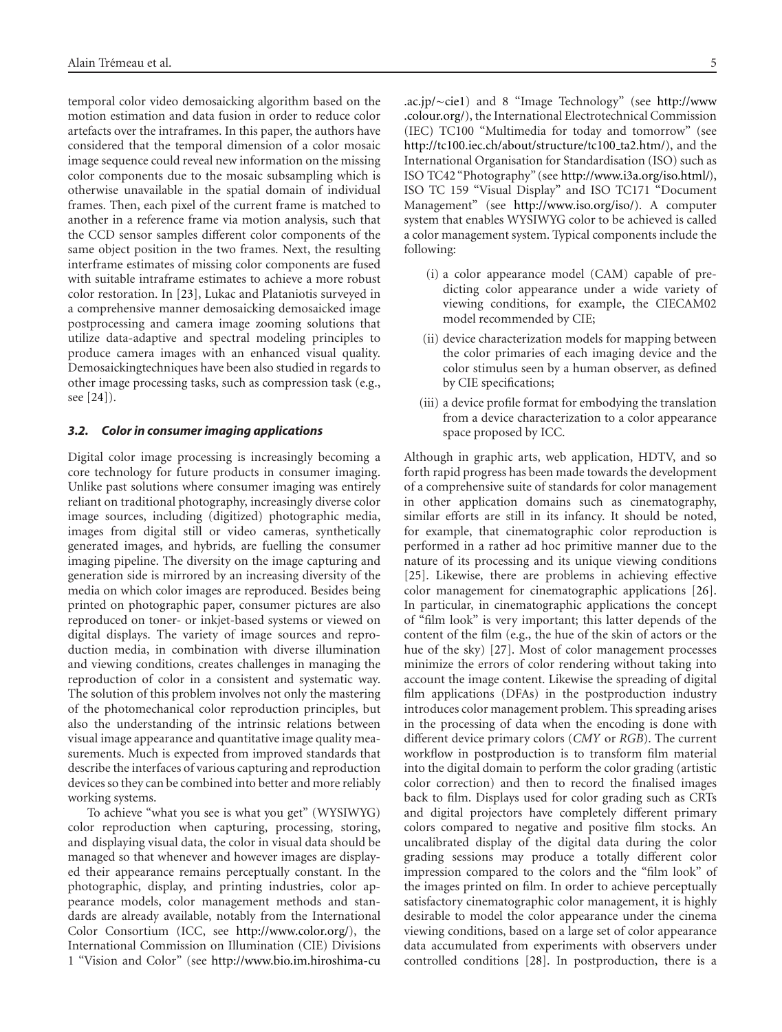temporal color video demosaicking algorithm based on the motion estimation and data fusion in order to reduce color artefacts over the intraframes. In this paper, the authors have considered that the temporal dimension of a color mosaic image sequence could reveal new information on the missing color components due to the mosaic subsampling which is otherwise unavailable in the spatial domain of individual frames. Then, each pixel of the current frame is matched to another in a reference frame via motion analysis, such that the CCD sensor samples different color components of the same object position in the two frames. Next, the resulting interframe estimates of missing color components are fused with suitable intraframe estimates to achieve a more robust color restoration. In [23], Lukac and Plataniotis surveyed in a comprehensive manner demosaicking demosaicked image postprocessing and camera image zooming solutions that utilize data-adaptive and spectral modeling principles to produce camera images with an enhanced visual quality. Demosaickingtechniques have been also studied in regards to other image processing tasks, such as compression task (e.g., see [24]).

### *3.2. Color in consumer imaging applications*

Digital color image processing is increasingly becoming a core technology for future products in consumer imaging. Unlike past solutions where consumer imaging was entirely reliant on traditional photography, increasingly diverse color image sources, including (digitized) photographic media, images from digital still or video cameras, synthetically generated images, and hybrids, are fuelling the consumer imaging pipeline. The diversity on the image capturing and generation side is mirrored by an increasing diversity of the media on which color images are reproduced. Besides being printed on photographic paper, consumer pictures are also reproduced on toner- or inkjet-based systems or viewed on digital displays. The variety of image sources and reproduction media, in combination with diverse illumination and viewing conditions, creates challenges in managing the reproduction of color in a consistent and systematic way. The solution of this problem involves not only the mastering of the photomechanical color reproduction principles, but also the understanding of the intrinsic relations between visual image appearance and quantitative image quality measurements. Much is expected from improved standards that describe the interfaces of various capturing and reproduction devices so they can be combined into better and more reliably working systems.

To achieve "what you see is what you get" (WYSIWYG) color reproduction when capturing, processing, storing, and displaying visual data, the color in visual data should be managed so that whenever and however images are displayed their appearance remains perceptually constant. In the photographic, display, and printing industries, color appearance models, color management methods and standards are already available, notably from the International Color Consortium (ICC, see http://www.color.org/), the International Commission on Illumination (CIE) Divisions 1 "Vision and Color" (see http://www.bio.im.hiroshima-cu.ac.jp/∼cie1) and 8 "Image Technology" (see http://www.colour.org/), the International Electrotechnical Commission (IEC) TC100 "Multimedia for today and tomorrow" (see http://tc100.iec.ch/about/structure/tc100_ta2.htm/), and the International Organisation for Standardisation (ISO) such as ISO TC42 "Photography" (see http://www.i3a.org/iso.html/), ISO TC 159 "Visual Display" and ISO TC171 "Document Management" (see http://www.iso.org/iso/). A computer system that enables WYSIWYG color to be achieved is called a color management system. Typical components include the following:

(i) a color appearance model (CAM) capable of predicting color appearance under a wide variety of viewing conditions, for example, the CIECAM02 model recommended by CIE;

(ii) device characterization models for mapping between the color primaries of each imaging device and the color stimulus seen by a human observer, as defined by CIE specifications;

(iii) a device profile format for embodying the translation from a device characterization to a color appearance space proposed by ICC.

Although in graphic arts, web application, HDTV, and so forth rapid progress has been made towards the development of a comprehensive suite of standards for color management in other application domains such as cinematography, similar efforts are still in its infancy. It should be noted, for example, that cinematographic color reproduction is performed in a rather ad hoc primitive manner due to the nature of its processing and its unique viewing conditions [25]. Likewise, there are problems in achieving effective color management for cinematographic applications [26]. In particular, in cinematographic applications the concept of "film look" is very important; this latter depends of the content of the film (e.g., the hue of the skin of actors or the hue of the sky) [27]. Most of color management processes minimize the errors of color rendering without taking into account the image content. Likewise the spreading of digital film applications (DFAs) in the postproduction industry introduces color management problem. This spreading arises in the processing of data when the encoding is done with different device primary colors (*CMY* or *RGB*). The current workflow in postproduction is to transform film material into the digital domain to perform the color grading (artistic color correction) and then to record the finalised images back to film. Displays used for color grading such as CRTs and digital projectors have completely different primary colors compared to negative and positive film stocks. An uncalibrated display of the digital data during the color grading sessions may produce a totally different color impression compared to the colors and the "film look" of the images printed on film. In order to achieve perceptually satisfactory cinematographic color management, it is highly desirable to model the color appearance under the cinema viewing conditions, based on a large set of color appearance data accumulated from experiments with observers under controlled conditions [28]. In postproduction, there is a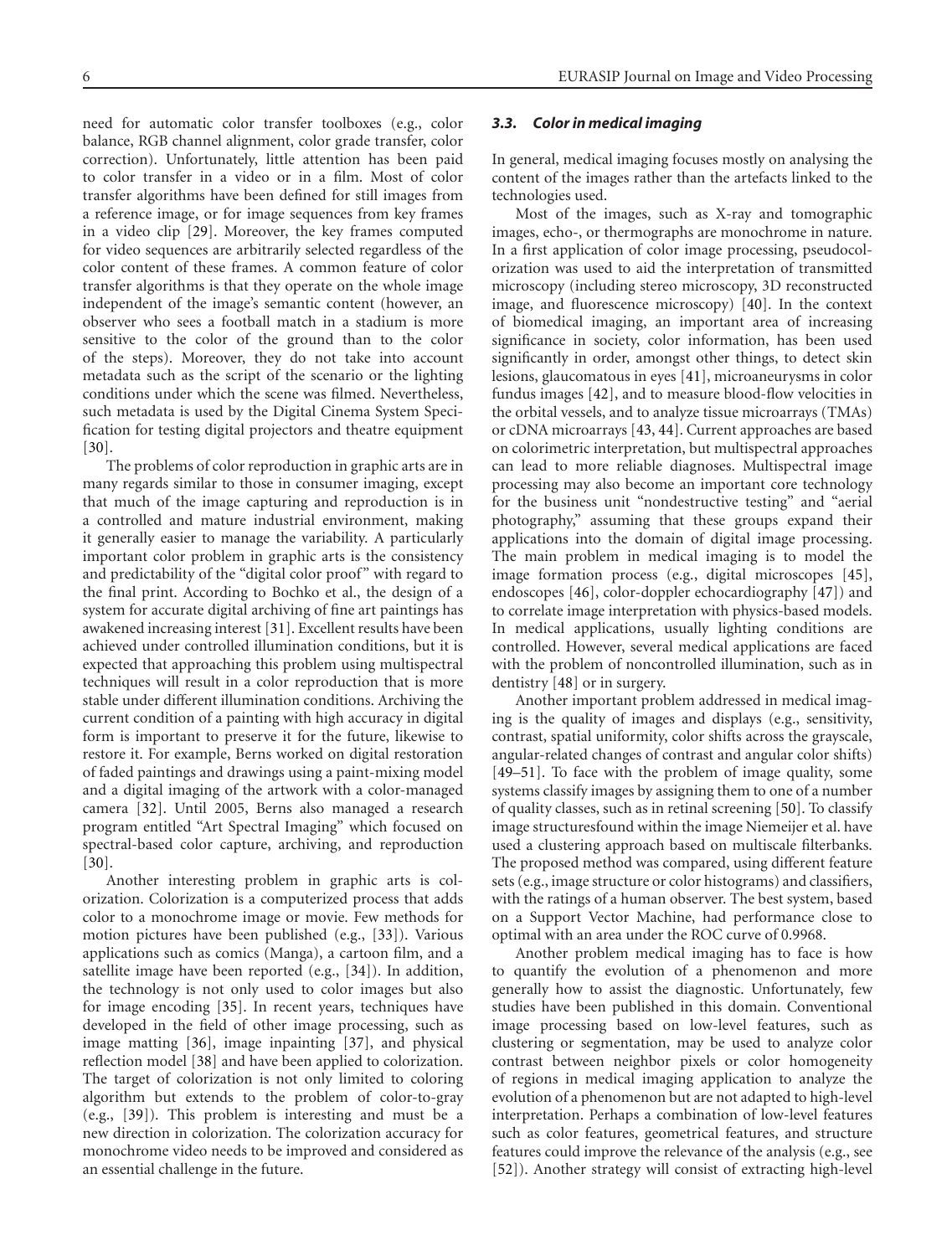need for automatic color transfer toolboxes (e.g., color balance, RGB channel alignment, color grade transfer, color correction). Unfortunately, little attention has been paid to color transfer in a video or in a film. Most of color transfer algorithms have been defined for still images from a reference image, or for image sequences from key frames in a video clip [29]. Moreover, the key frames computed for video sequences are arbitrarily selected regardless of the color content of these frames. A common feature of color transfer algorithms is that they operate on the whole image independent of the image's semantic content (however, an observer who sees a football match in a stadium is more sensitive to the color of the ground than to the color of the steps). Moreover, they do not take into account metadata such as the script of the scenario or the lighting conditions under which the scene was filmed. Nevertheless, such metadata is used by the Digital Cinema System Specification for testing digital projectors and theatre equipment [30].

The problems of color reproduction in graphic arts are in many regards similar to those in consumer imaging, except that much of the image capturing and reproduction is in a controlled and mature industrial environment, making it generally easier to manage the variability. A particularly important color problem in graphic arts is the consistency and predictability of the "digital color proof" with regard to the final print. According to Bochko et al., the design of a system for accurate digital archiving of fine art paintings has awakened increasing interest [31]. Excellent results have been achieved under controlled illumination conditions, but it is expected that approaching this problem using multispectral techniques will result in a color reproduction that is more stable under different illumination conditions. Archiving the current condition of a painting with high accuracy in digital form is important to preserve it for the future, likewise to restore it. For example, Berns worked on digital restoration of faded paintings and drawings using a paint-mixing model and a digital imaging of the artwork with a color-managed camera [32]. Until 2005, Berns also managed a research program entitled "Art Spectral Imaging" which focused on spectral-based color capture, archiving, and reproduction [30].

Another interesting problem in graphic arts is colorization. Colorization is a computerized process that adds color to a monochrome image or movie. Few methods for motion pictures have been published (e.g., [33]). Various applications such as comics (Manga), a cartoon film, and a satellite image have been reported (e.g., [34]). In addition, the technology is not only used to color images but also for image encoding [35]. In recent years, techniques have developed in the field of other image processing, such as image matting [36], image inpainting [37], and physical reflection model [38] and have been applied to colorization. The target of colorization is not only limited to coloring algorithm but extends to the problem of color-to-gray (e.g., [39]). This problem is interesting and must be a new direction in colorization. The colorization accuracy for monochrome video needs to be improved and considered as an essential challenge in the future.

### 3.3. Color in medical imaging

In general, medical imaging focuses mostly on analysing the content of the images rather than the artefacts linked to the technologies used.

Most of the images, such as X-ray and tomographic images, echo-, or thermographs are monochrome in nature. In a first application of color image processing, pseudocolorization was used to aid the interpretation of transmitted microscopy (including stereo microscopy, 3D reconstructed image, and fluorescence microscopy) [40]. In the context of biomedical imaging, an important area of increasing significance in society, color information, has been used significantly in order, amongst other things, to detect skin lesions, glaucomatous in eyes [41], microaneurysms in color fundus images [42], and to measure blood-flow velocities in the orbital vessels, and to analyze tissue microarrays (TMAs) or cDNA microarrays [43, 44]. Current approaches are based on colorimetric interpretation, but multispectral approaches can lead to more reliable diagnoses. Multispectral image processing may also become an important core technology for the business unit "nondestructive testing" and "aerial photography," assuming that these groups expand their applications into the domain of digital image processing. The main problem in medical imaging is to model the image formation process (e.g., digital microscopes [45], endoscopes [46], color-doppler echocardiography [47]) and to correlate image interpretation with physics-based models. In medical applications, usually lighting conditions are controlled. However, several medical applications are faced with the problem of noncontrolled illumination, such as in dentistry [48] or in surgery.

Another important problem addressed in medical imaging is the quality of images and displays (e.g., sensitivity, contrast, spatial uniformity, color shifts across the grayscale, angular-related changes of contrast and angular color shifts) [49–51]. To face with the problem of image quality, some systems classify images by assigning them to one of a number of quality classes, such as in retinal screening [50]. To classify image structuresfound within the image Niemeijer et al. have used a clustering approach based on multiscale filterbanks. The proposed method was compared, using different feature sets (e.g., image structure or color histograms) and classifiers, with the ratings of a human observer. The best system, based on a Support Vector Machine, had performance close to optimal with an area under the ROC curve of 0.9968.

Another problem medical imaging has to face is how to quantify the evolution of a phenomenon and more generally how to assist the diagnostic. Unfortunately, few studies have been published in this domain. Conventional image processing based on low-level features, such as clustering or segmentation, may be used to analyze color contrast between neighbor pixels or color homogeneity of regions in medical imaging application to analyze the evolution of a phenomenon but are not adapted to high-level interpretation. Perhaps a combination of low-level features such as color features, geometrical features, and structure features could improve the relevance of the analysis (e.g., see [52]). Another strategy will consist of extracting high-level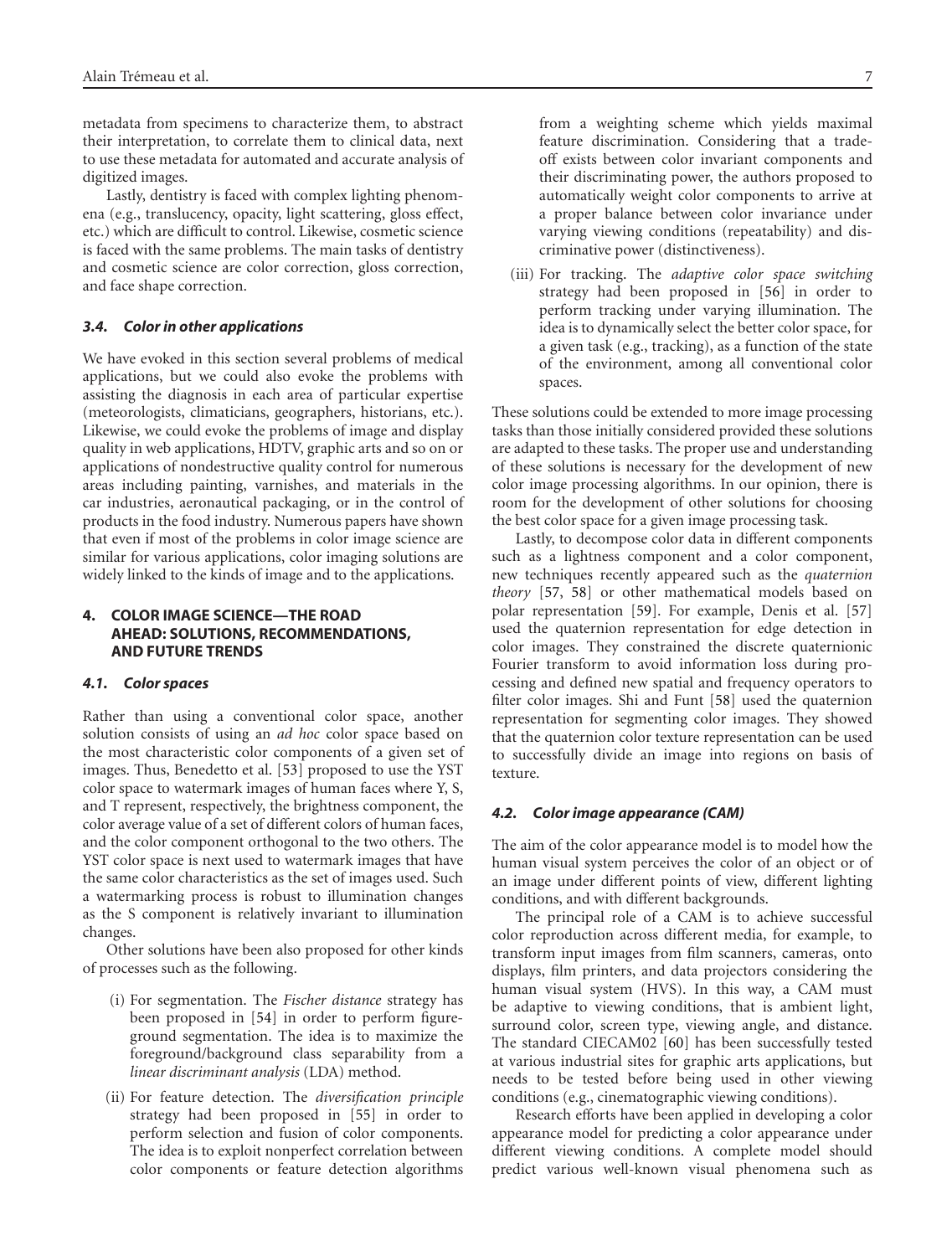metadata from specimens to characterize them, to abstract their interpretation, to correlate them to clinical data, next to use these metadata for automated and accurate analysis of digitized images.

Lastly, dentistry is faced with complex lighting phenomena (e.g., translucency, opacity, light scattering, gloss effect, etc.) which are difficult to control. Likewise, cosmetic science is faced with the same problems. The main tasks of dentistry and cosmetic science are color correction, gloss correction, and face shape correction.

### 3.4. Color in other applications

We have evoked in this section several problems of medical applications, but we could also evoke the problems with assisting the diagnosis in each area of particular expertise (meteorologists, climaticians, geographers, historians, etc.). Likewise, we could evoke the problems of image and display quality in web applications, HDTV, graphic arts and so on or applications of nondestructive quality control for numerous areas including painting, varnishes, and materials in the car industries, aeronautical packaging, or in the control of products in the food industry. Numerous papers have shown that even if most of the problems in color image science are similar for various applications, color imaging solutions are widely linked to the kinds of image and to the applications.

## 4. COLOR IMAGE SCIENCE—THE ROAD AHEAD: SOLUTIONS, RECOMMENDATIONS, AND FUTURE TRENDS

### 4.1. Color spaces

Rather than using a conventional color space, another solution consists of using an *ad hoc* color space based on the most characteristic color components of a given set of images. Thus, Benedetto et al. [53] proposed to use the YST color space to watermark images of human faces where Y, S, and T represent, respectively, the brightness component, the color average value of a set of different colors of human faces, and the color component orthogonal to the two others. The YST color space is next used to watermark images that have the same color characteristics as the set of images used. Such a watermarking process is robust to illumination changes as the S component is relatively invariant to illumination changes.

Other solutions have been also proposed for other kinds of processes such as the following.

(i) For segmentation. The *Fischer distance* strategy has been proposed in [54] in order to perform figure-ground segmentation. The idea is to maximize the foreground/background class separability from a *linear discriminant analysis* (LDA) method.

(ii) For feature detection. The *diversification principle* strategy had been proposed in [55] in order to perform selection and fusion of color components. The idea is to exploit nonperfect correlation between color components or feature detection algorithms from a weighting scheme which yields maximal feature discrimination. Considering that a trade-off exists between color invariant components and their discriminating power, the authors proposed to automatically weight color components to arrive at a proper balance between color invariance under varying viewing conditions (repeatability) and discriminative power (distinctiveness).

(iii) For tracking. The *adaptive color space switching* strategy had been proposed in [56] in order to perform tracking under varying illumination. The idea is to dynamically select the better color space, for a given task (e.g., tracking), as a function of the state of the environment, among all conventional color spaces.

These solutions could be extended to more image processing tasks than those initially considered provided these solutions are adapted to these tasks. The proper use and understanding of these solutions is necessary for the development of new color image processing algorithms. In our opinion, there is room for the development of other solutions for choosing the best color space for a given image processing task.

Lastly, to decompose color data in different components such as a lightness component and a color component, new techniques recently appeared such as the *quaternion theory* [57, 58] or other mathematical models based on polar representation [59]. For example, Denis et al. [57] used the quaternion representation for edge detection in color images. They constrained the discrete quaternionic Fourier transform to avoid information loss during processing and defined new spatial and frequency operators to filter color images. Shi and Funt [58] used the quaternion representation for segmenting color images. They showed that the quaternion color texture representation can be used to successfully divide an image into regions on basis of texture.

### 4.2. Color image appearance (CAM)

The aim of the color appearance model is to model how the human visual system perceives the color of an object or of an image under different points of view, different lighting conditions, and with different backgrounds.

The principal role of a CAM is to achieve successful color reproduction across different media, for example, to transform input images from film scanners, cameras, onto displays, film printers, and data projectors considering the human visual system (HVS). In this way, a CAM must be adaptive to viewing conditions, that is ambient light, surround color, screen type, viewing angle, and distance. The standard CIECAM02 [60] has been successfully tested at various industrial sites for graphic arts applications, but needs to be tested before being used in other viewing conditions (e.g., cinematographic viewing conditions).

Research efforts have been applied in developing a color appearance model for predicting a color appearance under different viewing conditions. A complete model should predict various well-known visual phenomena such as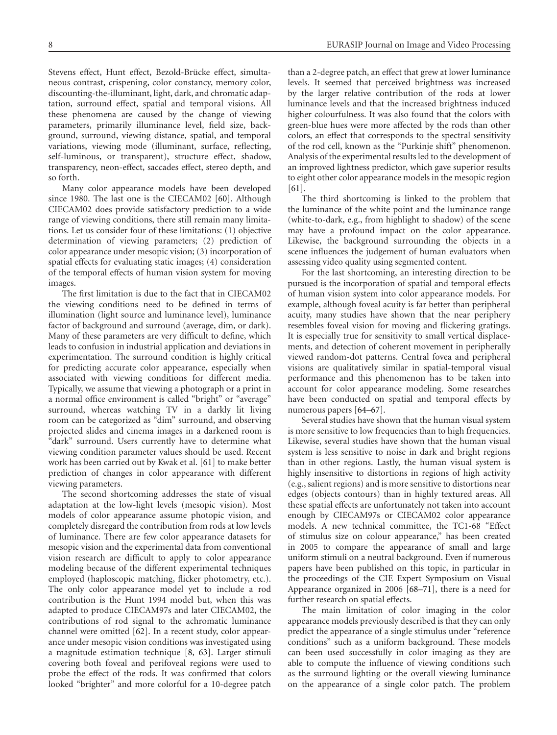Stevens effect, Hunt effect, Bezold-Brücke effect, simultaneous contrast, crispening, color constancy, memory color, discounting-the-illuminant, light, dark, and chromatic adaptation, surround effect, spatial and temporal visions. All these phenomena are caused by the change of viewing parameters, primarily illuminance level, field size, background, surround, viewing distance, spatial, and temporal variations, viewing mode (illuminant, surface, reflecting, self-luminous, or transparent), structure effect, shadow, transparency, neon-effect, saccades effect, stereo depth, and so forth.

Many color appearance models have been developed since 1980. The last one is the CIECAM02 [60]. Although CIECAM02 does provide satisfactory prediction to a wide range of viewing conditions, there still remain many limitations. Let us consider four of these limitations: (1) objective determination of viewing parameters; (2) prediction of color appearance under mesopic vision; (3) incorporation of spatial effects for evaluating static images; (4) consideration of the temporal effects of human vision system for moving images.

The first limitation is due to the fact that in CIECAM02 the viewing conditions need to be defined in terms of illumination (light source and luminance level), luminance factor of background and surround (average, dim, or dark). Many of these parameters are very difficult to define, which leads to confusion in industrial application and deviations in experimentation. The surround condition is highly critical for predicting accurate color appearance, especially when associated with viewing conditions for different media. Typically, we assume that viewing a photograph or a print in a normal office environment is called "bright" or "average" surround, whereas watching TV in a darkly lit living room can be categorized as "dim" surround, and observing projected slides and cinema images in a darkened room is "dark" surround. Users currently have to determine what viewing condition parameter values should be used. Recent work has been carried out by Kwak et al. [61] to make better prediction of changes in color appearance with different viewing parameters.

The second shortcoming addresses the state of visual adaptation at the low-light levels (mesopic vision). Most models of color appearance assume photopic vision, and completely disregard the contribution from rods at low levels of luminance. There are few color appearance datasets for mesopic vision and the experimental data from conventional vision research are difficult to apply to color appearance modeling because of the different experimental techniques employed (haploscopic matching, flicker photometry, etc.). The only color appearance model yet to include a rod contribution is the Hunt 1994 model but, when this was adapted to produce CIECAM97s and later CIECAM02, the contributions of rod signal to the achromatic luminance channel were omitted [62]. In a recent study, color appearance under mesopic vision conditions was investigated using a magnitude estimation technique [8, 63]. Larger stimuli covering both foveal and perifoveal regions were used to probe the effect of the rods. It was confirmed that colors looked "brighter" and more colorful for a 10-degree patch than a 2-degree patch, an effect that grew at lower luminance levels. It seemed that perceived brightness was increased by the larger relative contribution of the rods at lower luminance levels and that the increased brightness induced higher colourfulness. It was also found that the colors with green-blue hues were more affected by the rods than other colors, an effect that corresponds to the spectral sensitivity of the rod cell, known as the "Purkinje shift" phenomenon. Analysis of the experimental results led to the development of an improved lightness predictor, which gave superior results to eight other color appearance models in the mesopic region [61].

The third shortcoming is linked to the problem that the luminance of the white point and the luminance range (white-to-dark, e.g., from highlight to shadow) of the scene may have a profound impact on the color appearance. Likewise, the background surrounding the objects in a scene influences the judgement of human evaluators when assessing video quality using segmented content.

For the last shortcoming, an interesting direction to be pursued is the incorporation of spatial and temporal effects of human vision system into color appearance models. For example, although foveal acuity is far better than peripheral acuity, many studies have shown that the near periphery resembles foveal vision for moving and flickering gratings. It is especially true for sensitivity to small vertical displacements, and detection of coherent movement in peripherally viewed random-dot patterns. Central fovea and peripheral visions are qualitatively similar in spatial-temporal visual performance and this phenomenon has to be taken into account for color appearance modeling. Some researches have been conducted on spatial and temporal effects by numerous papers [64–67].

Several studies have shown that the human visual system is more sensitive to low frequencies than to high frequencies. Likewise, several studies have shown that the human visual system is less sensitive to noise in dark and bright regions than in other regions. Lastly, the human visual system is highly insensitive to distortions in regions of high activity (e.g., salient regions) and is more sensitive to distortions near edges (objects contours) than in highly textured areas. All these spatial effects are unfortunately not taken into account enough by CIECAM97s or CIECAM02 color appearance models. A new technical committee, the TC1-68 "Effect of stimulus size on colour appearance," has been created in 2005 to compare the appearance of small and large uniform stimuli on a neutral background. Even if numerous papers have been published on this topic, in particular in the proceedings of the CIE Expert Symposium on Visual Appearance organized in 2006 [68–71], there is a need for further research on spatial effects.

The main limitation of color imaging in the color appearance models previously described is that they can only predict the appearance of a single stimulus under "reference conditions" such as a uniform background. These models can been used successfully in color imaging as they are able to compute the influence of viewing conditions such as the surround lighting or the overall viewing luminance on the appearance of a single color patch. The problem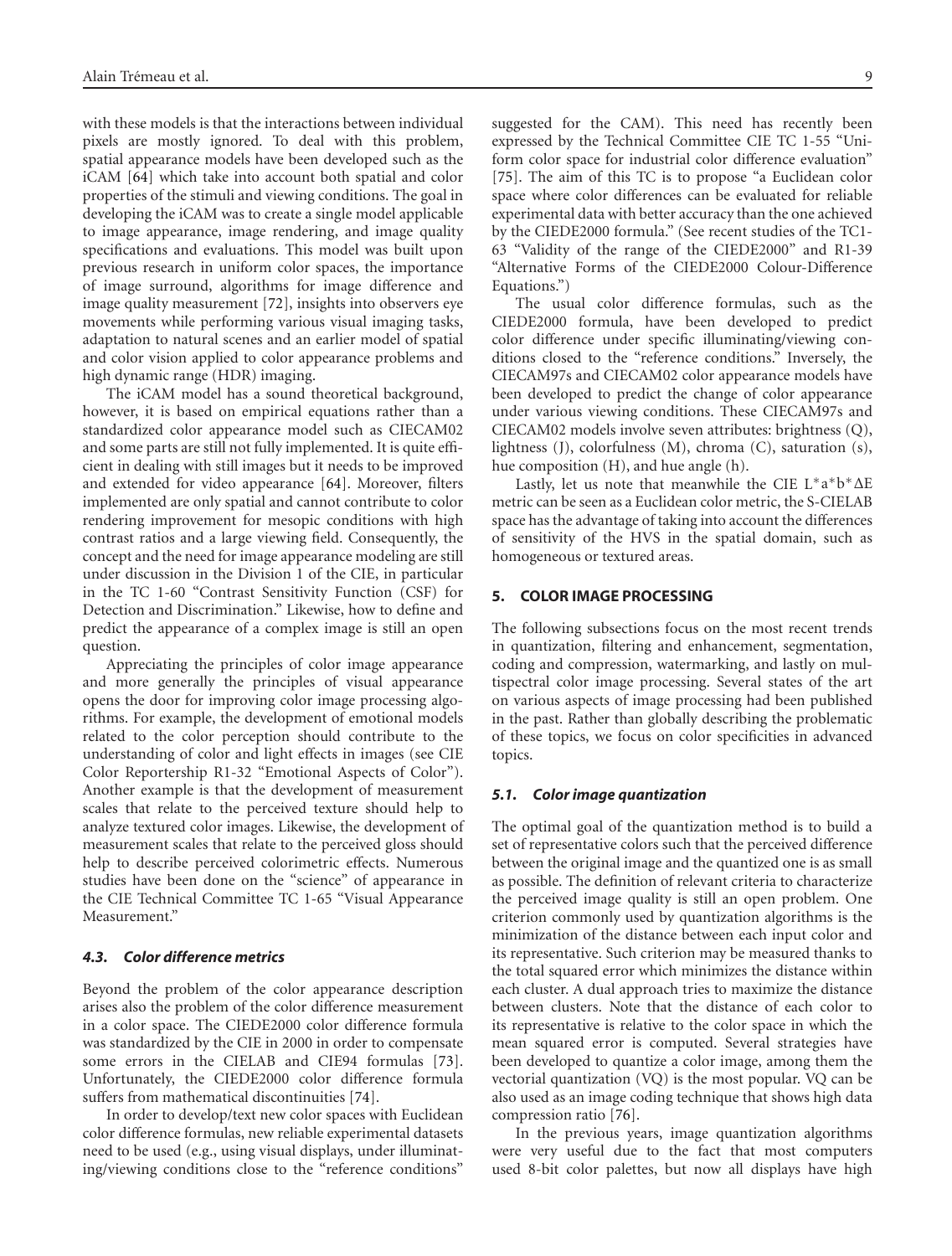with these models is that the interactions between individual pixels are mostly ignored. To deal with this problem, spatial appearance models have been developed such as the iCAM [64] which take into account both spatial and color properties of the stimuli and viewing conditions. The goal in developing the iCAM was to create a single model applicable to image appearance, image rendering, and image quality specifications and evaluations. This model was built upon previous research in uniform color spaces, the importance of image surround, algorithms for image difference and image quality measurement [72], insights into observers eye movements while performing various visual imaging tasks, adaptation to natural scenes and an earlier model of spatial and color vision applied to color appearance problems and high dynamic range (HDR) imaging.

The iCAM model has a sound theoretical background, however, it is based on empirical equations rather than a standardized color appearance model such as CIECAM02 and some parts are still not fully implemented. It is quite efficient in dealing with still images but it needs to be improved and extended for video appearance [64]. Moreover, filters implemented are only spatial and cannot contribute to color rendering improvement for mesopic conditions with high contrast ratios and a large viewing field. Consequently, the concept and the need for image appearance modeling are still under discussion in the Division 1 of the CIE, in particular in the TC 1-60 "Contrast Sensitivity Function (CSF) for Detection and Discrimination." Likewise, how to define and predict the appearance of a complex image is still an open question.

Appreciating the principles of color image appearance and more generally the principles of visual appearance opens the door for improving color image processing algorithms. For example, the development of emotional models related to the color perception should contribute to the understanding of color and light effects in images (see CIE Color Reportership R1-32 "Emotional Aspects of Color"). Another example is that the development of measurement scales that relate to the perceived texture should help to analyze textured color images. Likewise, the development of measurement scales that relate to the perceived gloss should help to describe perceived colorimetric effects. Numerous studies have been done on the "science" of appearance in the CIE Technical Committee TC 1-65 "Visual Appearance Measurement."

### *4.3. Color difference metrics*

Beyond the problem of the color appearance description arises also the problem of the color difference measurement in a color space. The CIEDE2000 color difference formula was standardized by the CIE in 2000 in order to compensate some errors in the CIELAB and CIE94 formulas [73]. Unfortunately, the CIEDE2000 color difference formula suffers from mathematical discontinuities [74].

In order to develop/text new color spaces with Euclidean color difference formulas, new reliable experimental datasets need to be used (e.g., using visual displays, under illuminating/viewing conditions close to the "reference conditions" suggested for the CAM). This need has recently been expressed by the Technical Committee CIE TC 1-55 "Uniform color space for industrial color difference evaluation" [75]. The aim of this TC is to propose "a Euclidean color space where color differences can be evaluated for reliable experimental data with better accuracy than the one achieved by the CIEDE2000 formula." (See recent studies of the TC1-63 "Validity of the range of the CIEDE2000" and R1-39 "Alternative Forms of the CIEDE2000 Colour-Difference Equations.")

The usual color difference formulas, such as the CIEDE2000 formula, have been developed to predict color difference under specific illuminating/viewing conditions closed to the "reference conditions." Inversely, the CIECAM97s and CIECAM02 color appearance models have been developed to predict the change of color appearance under various viewing conditions. These CIECAM97s and CIECAM02 models involve seven attributes: brightness (Q), lightness (J), colorfulness (M), chroma (C), saturation (s), hue composition (H), and hue angle (h).

Lastly, let us note that meanwhile the CIE $L^*a^*b^*\Delta E$ metric can be seen as a Euclidean color metric, the S-CIELAB space has the advantage of taking into account the differences of sensitivity of the HVS in the spatial domain, such as homogeneous or textured areas.

## 5. COLOR IMAGE PROCESSING

The following subsections focus on the most recent trends in quantization, filtering and enhancement, segmentation, coding and compression, watermarking, and lastly on multispectral color image processing. Several states of the art on various aspects of image processing had been published in the past. Rather than globally describing the problematic of these topics, we focus on color specificities in advanced topics.

### *5.1. Color image quantization*

The optimal goal of the quantization method is to build a set of representative colors such that the perceived difference between the original image and the quantized one is as small as possible. The definition of relevant criteria to characterize the perceived image quality is still an open problem. One criterion commonly used by quantization algorithms is the minimization of the distance between each input color and its representative. Such criterion may be measured thanks to the total squared error which minimizes the distance within each cluster. A dual approach tries to maximize the distance between clusters. Note that the distance of each color to its representative is relative to the color space in which the mean squared error is computed. Several strategies have been developed to quantize a color image, among them the vectorial quantization (VQ) is the most popular. VQ can be also used as an image coding technique that shows high data compression ratio [76].

In the previous years, image quantization algorithms were very useful due to the fact that most computers used 8-bit color palettes, but now all displays have high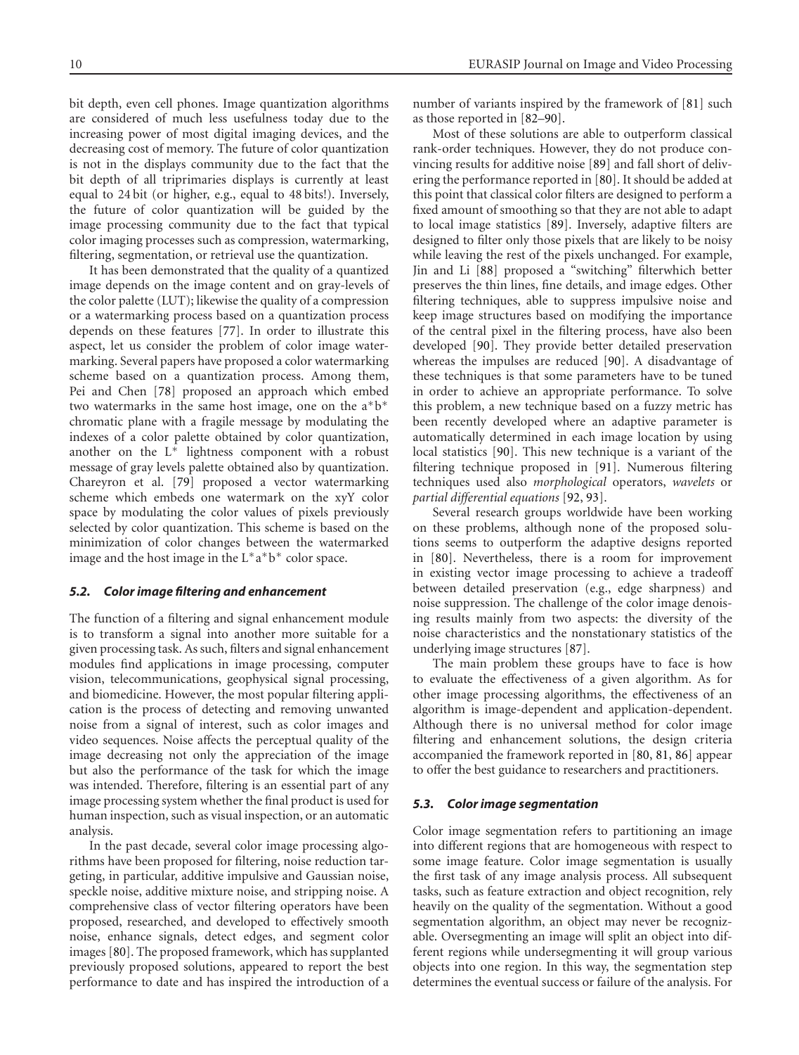bit depth, even cell phones. Image quantization algorithms are considered of much less usefulness today due to the increasing power of most digital imaging devices, and the decreasing cost of memory. The future of color quantization is not in the displays community due to the fact that the bit depth of all triprimaries displays is currently at least equal to 24 bit (or higher, e.g., equal to 48 bits!). Inversely, the future of color quantization will be guided by the image processing community due to the fact that typical color imaging processes such as compression, watermarking, filtering, segmentation, or retrieval use the quantization.

It has been demonstrated that the quality of a quantized image depends on the image content and on gray-levels of the color palette (LUT); likewise the quality of a compression or a watermarking process based on a quantization process depends on these features [77]. In order to illustrate this aspect, let us consider the problem of color image watermarking. Several papers have proposed a color watermarking scheme based on a quantization process. Among them, Pei and Chen [78] proposed an approach which embed two watermarks in the same host image, one on the $a^*b^*$ chromatic plane with a fragile message by modulating the indexes of a color palette obtained by color quantization, another on the $L^*$ lightness component with a robust message of gray levels palette obtained also by quantization. Chareyron et al. [79] proposed a vector watermarking scheme which embeds one watermark on the xyY color space by modulating the color values of pixels previously selected by color quantization. This scheme is based on the minimization of color changes between the watermarked image and the host image in the $L^*a^*b^*$ color space.

### *5.2. Color image filtering and enhancement*

The function of a filtering and signal enhancement module is to transform a signal into another more suitable for a given processing task. As such, filters and signal enhancement modules find applications in image processing, computer vision, telecommunications, geophysical signal processing, and biomedicine. However, the most popular filtering application is the process of detecting and removing unwanted noise from a signal of interest, such as color images and video sequences. Noise affects the perceptual quality of the image decreasing not only the appreciation of the image but also the performance of the task for which the image was intended. Therefore, filtering is an essential part of any image processing system whether the final product is used for human inspection, such as visual inspection, or an automatic analysis.

In the past decade, several color image processing algorithms have been proposed for filtering, noise reduction targeting, in particular, additive impulsive and Gaussian noise, speckle noise, additive mixture noise, and stripping noise. A comprehensive class of vector filtering operators have been proposed, researched, and developed to effectively smooth noise, enhance signals, detect edges, and segment color images [80]. The proposed framework, which has supplanted previously proposed solutions, appeared to report the best performance to date and has inspired the introduction of a number of variants inspired by the framework of [81] such as those reported in [82–90].

Most of these solutions are able to outperform classical rank-order techniques. However, they do not produce convincing results for additive noise [89] and fall short of delivering the performance reported in [80]. It should be added at this point that classical color filters are designed to perform a fixed amount of smoothing so that they are not able to adapt to local image statistics [89]. Inversely, adaptive filters are designed to filter only those pixels that are likely to be noisy while leaving the rest of the pixels unchanged. For example, Jin and Li [88] proposed a "switching" filterwhich better preserves the thin lines, fine details, and image edges. Other filtering techniques, able to suppress impulsive noise and keep image structures based on modifying the importance of the central pixel in the filtering process, have also been developed [90]. They provide better detailed preservation whereas the impulses are reduced [90]. A disadvantage of these techniques is that some parameters have to be tuned in order to achieve an appropriate performance. To solve this problem, a new technique based on a fuzzy metric has been recently developed where an adaptive parameter is automatically determined in each image location by using local statistics [90]. This new technique is a variant of the filtering technique proposed in [91]. Numerous filtering techniques used also *morphological* operators, *wavelets* or *partial differential equations* [92, 93].

Several research groups worldwide have been working on these problems, although none of the proposed solutions seems to outperform the adaptive designs reported in [80]. Nevertheless, there is a room for improvement in existing vector image processing to achieve a tradeoff between detailed preservation (e.g., edge sharpness) and noise suppression. The challenge of the color image denoising results mainly from two aspects: the diversity of the noise characteristics and the nonstationary statistics of the underlying image structures [87].

The main problem these groups have to face is how to evaluate the effectiveness of a given algorithm. As for other image processing algorithms, the effectiveness of an algorithm is image-dependent and application-dependent. Although there is no universal method for color image filtering and enhancement solutions, the design criteria accompanied the framework reported in [80, 81, 86] appear to offer the best guidance to researchers and practitioners.

### *5.3. Color image segmentation*

Color image segmentation refers to partitioning an image into different regions that are homogeneous with respect to some image feature. Color image segmentation is usually the first task of any image analysis process. All subsequent tasks, such as feature extraction and object recognition, rely heavily on the quality of the segmentation. Without a good segmentation algorithm, an object may never be recognizable. Oversegmenting an image will split an object into different regions while undersegmenting it will group various objects into one region. In this way, the segmentation step determines the eventual success or failure of the analysis. For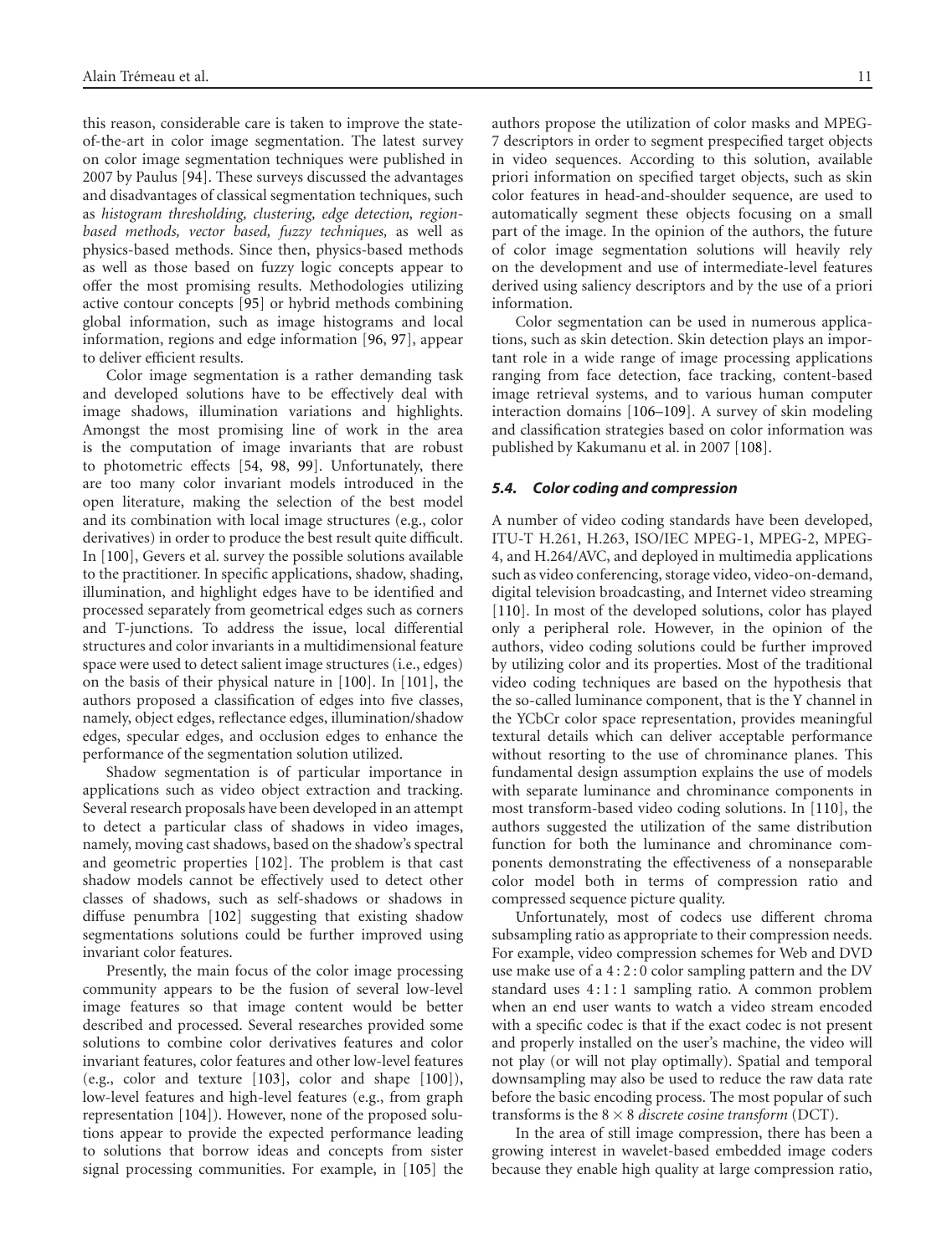this reason, considerable care is taken to improve the state-of-the-art in color image segmentation. The latest survey on color image segmentation techniques were published in 2007 by Paulus [94]. These surveys discussed the advantages and disadvantages of classical segmentation techniques, such as *histogram thresholding, clustering, edge detection, region-based methods, vector based, fuzzy techniques,* as well as physics-based methods. Since then, physics-based methods as well as those based on fuzzy logic concepts appear to offer the most promising results. Methodologies utilizing active contour concepts [95] or hybrid methods combining global information, such as image histograms and local information, regions and edge information [96, 97], appear to deliver efficient results.

Color image segmentation is a rather demanding task and developed solutions have to be effectively deal with image shadows, illumination variations and highlights. Amongst the most promising line of work in the area is the computation of image invariants that are robust to photometric effects [54, 98, 99]. Unfortunately, there are too many color invariant models introduced in the open literature, making the selection of the best model and its combination with local image structures (e.g., color derivatives) in order to produce the best result quite difficult. In [100], Gevers et al. survey the possible solutions available to the practitioner. In specific applications, shadow, shading, illumination, and highlight edges have to be identified and processed separately from geometrical edges such as corners and T-junctions. To address the issue, local differential structures and color invariants in a multidimensional feature space were used to detect salient image structures (i.e., edges) on the basis of their physical nature in [100]. In [101], the authors proposed a classification of edges into five classes, namely, object edges, reflectance edges, illumination/shadow edges, specular edges, and occlusion edges to enhance the performance of the segmentation solution utilized.

Shadow segmentation is of particular importance in applications such as video object extraction and tracking. Several research proposals have been developed in an attempt to detect a particular class of shadows in video images, namely, moving cast shadows, based on the shadow's spectral and geometric properties [102]. The problem is that cast shadow models cannot be effectively used to detect other classes of shadows, such as self-shadows or shadows in diffuse penumbra [102] suggesting that existing shadow segmentations solutions could be further improved using invariant color features.

Presently, the main focus of the color image processing community appears to be the fusion of several low-level image features so that image content would be better described and processed. Several researches provided some solutions to combine color derivatives features and color invariant features, color features and other low-level features (e.g., color and texture [103], color and shape [100]), low-level features and high-level features (e.g., from graph representation [104]). However, none of the proposed solutions appear to provide the expected performance leading to solutions that borrow ideas and concepts from sister signal processing communities. For example, in [105] the authors propose the utilization of color masks and MPEG-7 descriptors in order to segment prespecified target objects in video sequences. According to this solution, available priori information on specified target objects, such as skin color features in head-and-shoulder sequence, are used to automatically segment these objects focusing on a small part of the image. In the opinion of the authors, the future of color image segmentation solutions will heavily rely on the development and use of intermediate-level features derived using saliency descriptors and by the use of a priori information.

Color segmentation can be used in numerous applications, such as skin detection. Skin detection plays an important role in a wide range of image processing applications ranging from face detection, face tracking, content-based image retrieval systems, and to various human computer interaction domains [106–109]. A survey of skin modeling and classification strategies based on color information was published by Kakumanu et al. in 2007 [108].

### *5.4. Color coding and compression*

A number of video coding standards have been developed, ITU-T H.261, H.263, ISO/IEC MPEG-1, MPEG-2, MPEG-4, and H.264/AVC, and deployed in multimedia applications such as video conferencing, storage video, video-on-demand, digital television broadcasting, and Internet video streaming [110]. In most of the developed solutions, color has played only a peripheral role. However, in the opinion of the authors, video coding solutions could be further improved by utilizing color and its properties. Most of the traditional video coding techniques are based on the hypothesis that the so-called luminance component, that is the Y channel in the YCbCr color space representation, provides meaningful textural details which can deliver acceptable performance without resorting to the use of chrominance planes. This fundamental design assumption explains the use of models with separate luminance and chrominance components in most transform-based video coding solutions. In [110], the authors suggested the utilization of the same distribution function for both the luminance and chrominance components demonstrating the effectiveness of a nonseparable color model both in terms of compression ratio and compressed sequence picture quality.

Unfortunately, most of codecs use different chroma subsampling ratio as appropriate to their compression needs. For example, video compression schemes for Web and DVD use make use of a 4 : 2 : 0 color sampling pattern and the DV standard uses 4 : 1 : 1 sampling ratio. A common problem when an end user wants to watch a video stream encoded with a specific codec is that if the exact codec is not present and properly installed on the user's machine, the video will not play (or will not play optimally). Spatial and temporal downsampling may also be used to reduce the raw data rate before the basic encoding process. The most popular of such transforms is the $8 \times 8$ *discrete cosine transform* (DCT).

In the area of still image compression, there has been a growing interest in wavelet-based embedded image coders because they enable high quality at large compression ratio,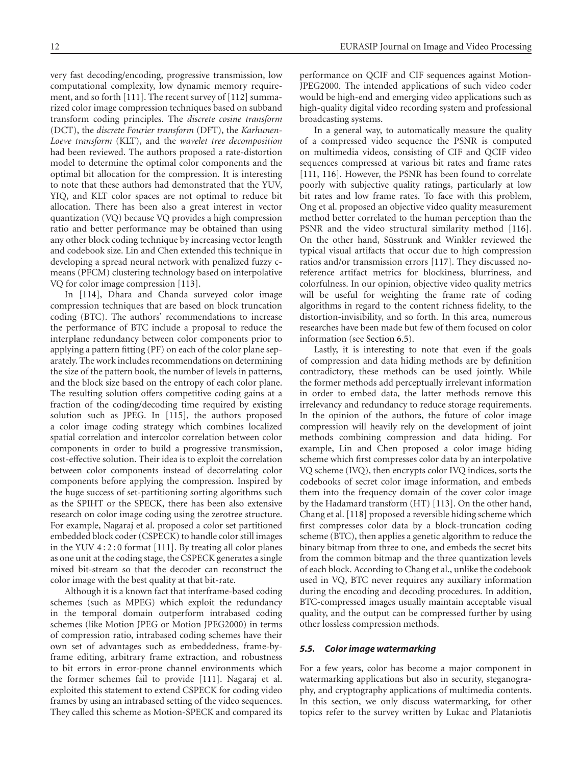very fast decoding/encoding, progressive transmission, low computational complexity, low dynamic memory requirement, and so forth [111]. The recent survey of [112] summarized color image compression techniques based on subband transform coding principles. The *discrete cosine transform* (DCT), the *discrete Fourier transform* (DFT), the *Karhunen-Loeve transform* (KLT), and the *wavelet tree decomposition* had been reviewed. The authors proposed a rate-distortion model to determine the optimal color components and the optimal bit allocation for the compression. It is interesting to note that these authors had demonstrated that the YUV, YIQ, and KLT color spaces are not optimal to reduce bit allocation. There has been also a great interest in vector quantization (VQ) because VQ provides a high compression ratio and better performance may be obtained than using any other block coding technique by increasing vector length and codebook size. Lin and Chen extended this technique in developing a spread neural network with penalized fuzzy c-means (PFCM) clustering technology based on interpolative VQ for color image compression [113].

In [114], Dhara and Chanda surveyed color image compression techniques that are based on block truncation coding (BTC). The authors' recommendations to increase the performance of BTC include a proposal to reduce the interplane redundancy between color components prior to applying a pattern fitting (PF) on each of the color plane separately. The work includes recommendations on determining the size of the pattern book, the number of levels in patterns, and the block size based on the entropy of each color plane. The resulting solution offers competitive coding gains at a fraction of the coding/decoding time required by existing solution such as JPEG. In [115], the authors proposed a color image coding strategy which combines localized spatial correlation and intercolor correlation between color components in order to build a progressive transmission, cost-effective solution. Their idea is to exploit the correlation between color components instead of decorrelating color components before applying the compression. Inspired by the huge success of set-partitioning sorting algorithms such as the SPIHT or the SPECK, there has been also extensive research on color image coding using the zerotree structure. For example, Nagaraj et al. proposed a color set partitioned embedded block coder (CSPECK) to handle color still images in the YUV 4 : 2 : 0 format [111]. By treating all color planes as one unit at the coding stage, the CSPECK generates a single mixed bit-stream so that the decoder can reconstruct the color image with the best quality at that bit-rate.

Although it is a known fact that interframe-based coding schemes (such as MPEG) which exploit the redundancy in the temporal domain outperform intrabased coding schemes (like Motion JPEG or Motion JPEG2000) in terms of compression ratio, intrabased coding schemes have their own set of advantages such as embeddedness, frame-by-frame editing, arbitrary frame extraction, and robustness to bit errors in error-prone channel environments which the former schemes fail to provide [111]. Nagaraj et al. exploited this statement to extend CSPECK for coding video frames by using an intrabased setting of the video sequences. They called this scheme as Motion-SPECK and compared its performance on QCIF and CIF sequences against Motion-JPEG2000. The intended applications of such video coder would be high-end and emerging video applications such as high-quality digital video recording system and professional broadcasting systems.

In a general way, to automatically measure the quality of a compressed video sequence the PSNR is computed on multimedia videos, consisting of CIF and QCIF video sequences compressed at various bit rates and frame rates [111, 116]. However, the PSNR has been found to correlate poorly with subjective quality ratings, particularly at low bit rates and low frame rates. To face with this problem, Ong et al. proposed an objective video quality measurement method better correlated to the human perception than the PSNR and the video structural similarity method [116]. On the other hand, Süsstrunk and Winkler reviewed the typical visual artifacts that occur due to high compression ratios and/or transmission errors [117]. They discussed no-reference artifact metrics for blockiness, blurriness, and colorfulness. In our opinion, objective video quality metrics will be useful for weighting the frame rate of coding algorithms in regard to the content richness fidelity, to the distortion-invisibility, and so forth. In this area, numerous researches have been made but few of them focused on color information (see Section 6.5).

Lastly, it is interesting to note that even if the goals of compression and data hiding methods are by definition contradictory, these methods can be used jointly. While the former methods add perceptually irrelevant information in order to embed data, the latter methods remove this irrelevancy and redundancy to reduce storage requirements. In the opinion of the authors, the future of color image compression will heavily rely on the development of joint methods combining compression and data hiding. For example, Lin and Chen proposed a color image hiding scheme which first compresses color data by an interpolative VQ scheme (IVQ), then encrypts color IVQ indices, sorts the codebooks of secret color image information, and embeds them into the frequency domain of the cover color image by the Hadamard transform (HT) [113]. On the other hand, Chang et al. [118] proposed a reversible hiding scheme which first compresses color data by a block-truncation coding scheme (BTC), then applies a genetic algorithm to reduce the binary bitmap from three to one, and embeds the secret bits from the common bitmap and the three quantization levels of each block. According to Chang et al., unlike the codebook used in VQ, BTC never requires any auxiliary information during the encoding and decoding procedures. In addition, BTC-compressed images usually maintain acceptable visual quality, and the output can be compressed further by using other lossless compression methods.

### *5.5. Color image watermarking*

For a few years, color has become a major component in watermarking applications but also in security, steganography, and cryptography applications of multimedia contents. In this section, we only discuss watermarking, for other topics refer to the survey written by Lukac and Plataniotis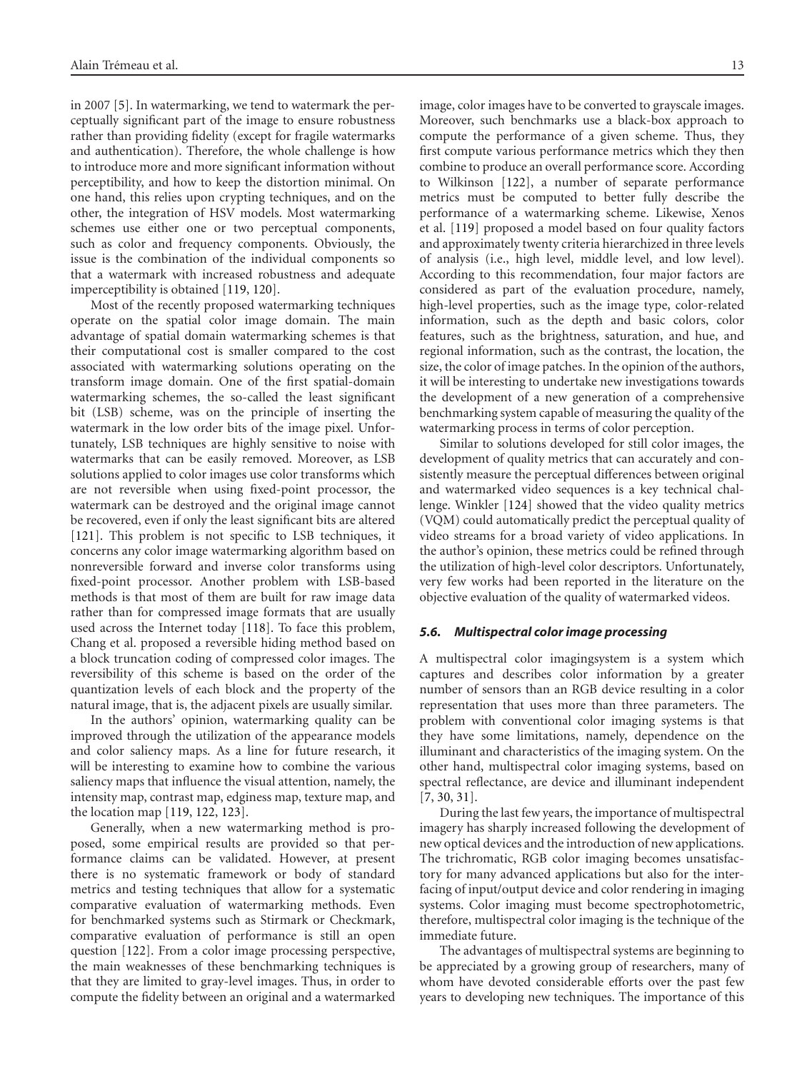in 2007 [5]. In watermarking, we tend to watermark the perceptually significant part of the image to ensure robustness rather than providing fidelity (except for fragile watermarks and authentication). Therefore, the whole challenge is how to introduce more and more significant information without perceptibility, and how to keep the distortion minimal. On one hand, this relies upon crypting techniques, and on the other, the integration of HSV models. Most watermarking schemes use either one or two perceptual components, such as color and frequency components. Obviously, the issue is the combination of the individual components so that a watermark with increased robustness and adequate imperceptibility is obtained [119, 120].

Most of the recently proposed watermarking techniques operate on the spatial color image domain. The main advantage of spatial domain watermarking schemes is that their computational cost is smaller compared to the cost associated with watermarking solutions operating on the transform image domain. One of the first spatial-domain watermarking schemes, the so-called the least significant bit (LSB) scheme, was on the principle of inserting the watermark in the low order bits of the image pixel. Unfortunately, LSB techniques are highly sensitive to noise with watermarks that can be easily removed. Moreover, as LSB solutions applied to color images use color transforms which are not reversible when using fixed-point processor, the watermark can be destroyed and the original image cannot be recovered, even if only the least significant bits are altered [121]. This problem is not specific to LSB techniques, it concerns any color image watermarking algorithm based on nonreversible forward and inverse color transforms using fixed-point processor. Another problem with LSB-based methods is that most of them are built for raw image data rather than for compressed image formats that are usually used across the Internet today [118]. To face this problem, Chang et al. proposed a reversible hiding method based on a block truncation coding of compressed color images. The reversibility of this scheme is based on the order of the quantization levels of each block and the property of the natural image, that is, the adjacent pixels are usually similar.

In the authors' opinion, watermarking quality can be improved through the utilization of the appearance models and color saliency maps. As a line for future research, it will be interesting to examine how to combine the various saliency maps that influence the visual attention, namely, the intensity map, contrast map, edginess map, texture map, and the location map [119, 122, 123].

Generally, when a new watermarking method is proposed, some empirical results are provided so that performance claims can be validated. However, at present there is no systematic framework or body of standard metrics and testing techniques that allow for a systematic comparative evaluation of watermarking methods. Even for benchmarked systems such as Stirmark or Checkmark, comparative evaluation of performance is still an open question [122]. From a color image processing perspective, the main weaknesses of these benchmarking techniques is that they are limited to gray-level images. Thus, in order to compute the fidelity between an original and a watermarked image, color images have to be converted to grayscale images. Moreover, such benchmarks use a black-box approach to compute the performance of a given scheme. Thus, they first compute various performance metrics which they then combine to produce an overall performance score. According to Wilkinson [122], a number of separate performance metrics must be computed to better fully describe the performance of a watermarking scheme. Likewise, Xenos et al. [119] proposed a model based on four quality factors and approximately twenty criteria hierarchized in three levels of analysis (i.e., high level, middle level, and low level). According to this recommendation, four major factors are considered as part of the evaluation procedure, namely, high-level properties, such as the image type, color-related information, such as the depth and basic colors, color features, such as the brightness, saturation, and hue, and regional information, such as the contrast, the location, the size, the color of image patches. In the opinion of the authors, it will be interesting to undertake new investigations towards the development of a new generation of a comprehensive benchmarking system capable of measuring the quality of the watermarking process in terms of color perception.

Similar to solutions developed for still color images, the development of quality metrics that can accurately and consistently measure the perceptual differences between original and watermarked video sequences is a key technical challenge. Winkler [124] showed that the video quality metrics (VQM) could automatically predict the perceptual quality of video streams for a broad variety of video applications. In the author's opinion, these metrics could be refined through the utilization of high-level color descriptors. Unfortunately, very few works had been reported in the literature on the objective evaluation of the quality of watermarked videos.

### *5.6. Multispectral color image processing*

A multispectral color imagingsystem is a system which captures and describes color information by a greater number of sensors than an RGB device resulting in a color representation that uses more than three parameters. The problem with conventional color imaging systems is that they have some limitations, namely, dependence on the illuminant and characteristics of the imaging system. On the other hand, multispectral color imaging systems, based on spectral reflectance, are device and illuminant independent [7, 30, 31].

During the last few years, the importance of multispectral imagery has sharply increased following the development of new optical devices and the introduction of new applications. The trichromatic, RGB color imaging becomes unsatisfactory for many advanced applications but also for the interfacing of input/output device and color rendering in imaging systems. Color imaging must become spectrophotometric, therefore, multispectral color imaging is the technique of the immediate future.

The advantages of multispectral systems are beginning to be appreciated by a growing group of researchers, many of whom have devoted considerable efforts over the past few years to developing new techniques. The importance of this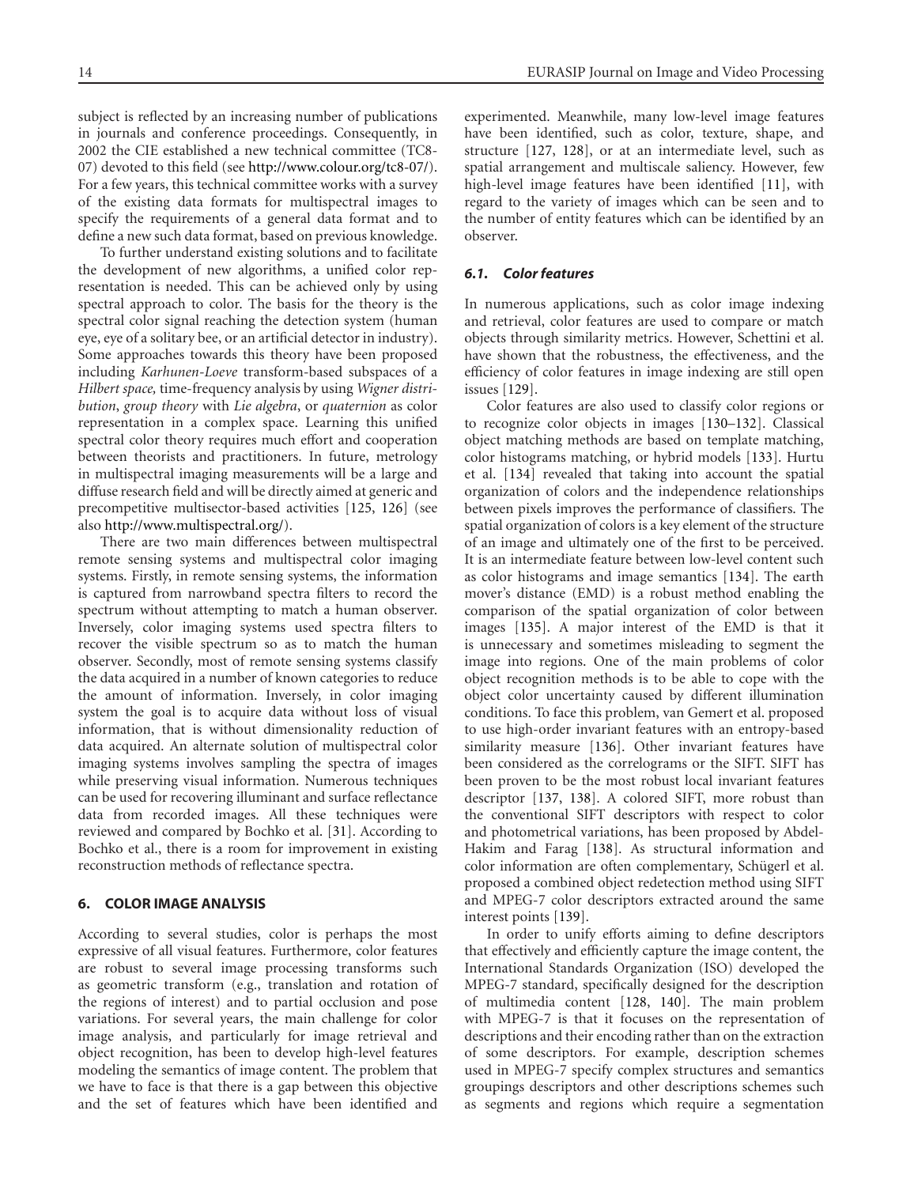subject is reflected by an increasing number of publications in journals and conference proceedings. Consequently, in 2002 the CIE established a new technical committee (TC8-07) devoted to this field (see http://www.colour.org/tc8-07/). For a few years, this technical committee works with a survey of the existing data formats for multispectral images to specify the requirements of a general data format and to define a new such data format, based on previous knowledge.

To further understand existing solutions and to facilitate the development of new algorithms, a unified color representation is needed. This can be achieved only by using spectral approach to color. The basis for the theory is the spectral color signal reaching the detection system (human eye, eye of a solitary bee, or an artificial detector in industry). Some approaches towards this theory have been proposed including *Karhunen-Loeve* transform-based subspaces of a *Hilbert space,* time-frequency analysis by using *Wigner distribution*, *group theory* with *Lie algebra*, or *quaternion* as color representation in a complex space. Learning this unified spectral color theory requires much effort and cooperation between theorists and practitioners. In future, metrology in multispectral imaging measurements will be a large and diffuse research field and will be directly aimed at generic and precompetitive multisector-based activities [125, 126] (see also http://www.multispectral.org/).

There are two main differences between multispectral remote sensing systems and multispectral color imaging systems. Firstly, in remote sensing systems, the information is captured from narrowband spectra filters to record the spectrum without attempting to match a human observer. Inversely, color imaging systems used spectra filters to recover the visible spectrum so as to match the human observer. Secondly, most of remote sensing systems classify the data acquired in a number of known categories to reduce the amount of information. Inversely, in color imaging system the goal is to acquire data without loss of visual information, that is without dimensionality reduction of data acquired. An alternate solution of multispectral color imaging systems involves sampling the spectra of images while preserving visual information. Numerous techniques can be used for recovering illuminant and surface reflectance data from recorded images. All these techniques were reviewed and compared by Bochko et al. [31]. According to Bochko et al., there is a room for improvement in existing reconstruction methods of reflectance spectra.

## 6. COLOR IMAGE ANALYSIS

According to several studies, color is perhaps the most expressive of all visual features. Furthermore, color features are robust to several image processing transforms such as geometric transform (e.g., translation and rotation of the regions of interest) and to partial occlusion and pose variations. For several years, the main challenge for color image analysis, and particularly for image retrieval and object recognition, has been to develop high-level features modeling the semantics of image content. The problem that we have to face is that there is a gap between this objective and the set of features which have been identified and experimented. Meanwhile, many low-level image features have been identified, such as color, texture, shape, and structure [127, 128], or at an intermediate level, such as spatial arrangement and multiscale saliency. However, few high-level image features have been identified [11], with regard to the variety of images which can be seen and to the number of entity features which can be identified by an observer.

### 6.1. Color features

In numerous applications, such as color image indexing and retrieval, color features are used to compare or match objects through similarity metrics. However, Schettini et al. have shown that the robustness, the effectiveness, and the efficiency of color features in image indexing are still open issues [129].

Color features are also used to classify color regions or to recognize color objects in images [130–132]. Classical object matching methods are based on template matching, color histograms matching, or hybrid models [133]. Hurtu et al. [134] revealed that taking into account the spatial organization of colors and the independence relationships between pixels improves the performance of classifiers. The spatial organization of colors is a key element of the structure of an image and ultimately one of the first to be perceived. It is an intermediate feature between low-level content such as color histograms and image semantics [134]. The earth mover's distance (EMD) is a robust method enabling the comparison of the spatial organization of color between images [135]. A major interest of the EMD is that it is unnecessary and sometimes misleading to segment the image into regions. One of the main problems of color object recognition methods is to be able to cope with the object color uncertainty caused by different illumination conditions. To face this problem, van Gemert et al. proposed to use high-order invariant features with an entropy-based similarity measure [136]. Other invariant features have been considered as the correlograms or the SIFT. SIFT has been proven to be the most robust local invariant features descriptor [137, 138]. A colored SIFT, more robust than the conventional SIFT descriptors with respect to color and photometrical variations, has been proposed by Abdel-Hakim and Farag [138]. As structural information and color information are often complementary, Schügerl et al. proposed a combined object redetection method using SIFT and MPEG-7 color descriptors extracted around the same interest points [139].

In order to unify efforts aiming to define descriptors that effectively and efficiently capture the image content, the International Standards Organization (ISO) developed the MPEG-7 standard, specifically designed for the description of multimedia content [128, 140]. The main problem with MPEG-7 is that it focuses on the representation of descriptions and their encoding rather than on the extraction of some descriptors. For example, description schemes used in MPEG-7 specify complex structures and semantics groupings descriptors and other descriptions schemes such as segments and regions which require a segmentation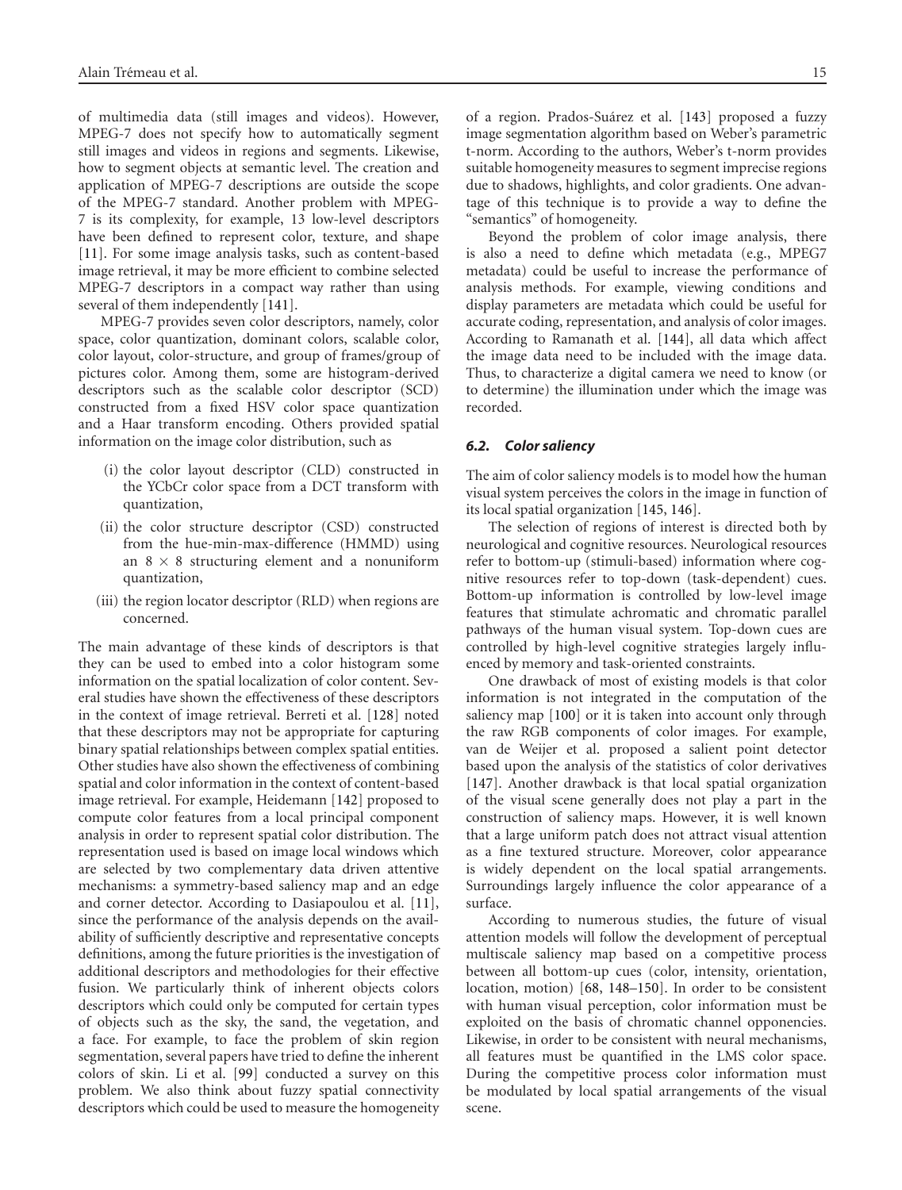of multimedia data (still images and videos). However, MPEG-7 does not specify how to automatically segment still images and videos in regions and segments. Likewise, how to segment objects at semantic level. The creation and application of MPEG-7 descriptions are outside the scope of the MPEG-7 standard. Another problem with MPEG-7 is its complexity, for example, 13 low-level descriptors have been defined to represent color, texture, and shape [11]. For some image analysis tasks, such as content-based image retrieval, it may be more efficient to combine selected MPEG-7 descriptors in a compact way rather than using several of them independently [141].

MPEG-7 provides seven color descriptors, namely, color space, color quantization, dominant colors, scalable color, color layout, color-structure, and group of frames/group of pictures color. Among them, some are histogram-derived descriptors such as the scalable color descriptor (SCD) constructed from a fixed HSV color space quantization and a Haar transform encoding. Others provided spatial information on the image color distribution, such as

- (i) the color layout descriptor (CLD) constructed in the YCbCr color space from a DCT transform with quantization,
- (ii) the color structure descriptor (CSD) constructed from the hue-min-max-difference (HMMD) using an $8 \times 8$ structuring element and a nonuniform quantization,
- (iii) the region locator descriptor (RLD) when regions are concerned.

The main advantage of these kinds of descriptors is that they can be used to embed into a color histogram some information on the spatial localization of color content. Several studies have shown the effectiveness of these descriptors in the context of image retrieval. Berreti et al. [128] noted that these descriptors may not be appropriate for capturing binary spatial relationships between complex spatial entities. Other studies have also shown the effectiveness of combining spatial and color information in the context of content-based image retrieval. For example, Heidemann [142] proposed to compute color features from a local principal component analysis in order to represent spatial color distribution. The representation used is based on image local windows which are selected by two complementary data driven attentive mechanisms: a symmetry-based saliency map and an edge and corner detector. According to Dasiapoulou et al. [11], since the performance of the analysis depends on the availability of sufficiently descriptive and representative concepts definitions, among the future priorities is the investigation of additional descriptors and methodologies for their effective fusion. We particularly think of inherent objects colors descriptors which could only be computed for certain types of objects such as the sky, the sand, the vegetation, and a face. For example, to face the problem of skin region segmentation, several papers have tried to define the inherent colors of skin. Li et al. [99] conducted a survey on this problem. We also think about fuzzy spatial connectivity descriptors which could be used to measure the homogeneity of a region. Prados-Suárez et al. [143] proposed a fuzzy image segmentation algorithm based on Weber's parametric t-norm. According to the authors, Weber's t-norm provides suitable homogeneity measures to segment imprecise regions due to shadows, highlights, and color gradients. One advantage of this technique is to provide a way to define the "semantics" of homogeneity.

Beyond the problem of color image analysis, there is also a need to define which metadata (e.g., MPEG7 metadata) could be useful to increase the performance of analysis methods. For example, viewing conditions and display parameters are metadata which could be useful for accurate coding, representation, and analysis of color images. According to Ramanath et al. [144], all data which affect the image data need to be included with the image data. Thus, to characterize a digital camera we need to know (or to determine) the illumination under which the image was recorded.

### *6.2. Color saliency*

The aim of color saliency models is to model how the human visual system perceives the colors in the image in function of its local spatial organization [145, 146].

The selection of regions of interest is directed both by neurological and cognitive resources. Neurological resources refer to bottom-up (stimuli-based) information where cognitive resources refer to top-down (task-dependent) cues. Bottom-up information is controlled by low-level image features that stimulate achromatic and chromatic parallel pathways of the human visual system. Top-down cues are controlled by high-level cognitive strategies largely influenced by memory and task-oriented constraints.

One drawback of most of existing models is that color information is not integrated in the computation of the saliency map [100] or it is taken into account only through the raw RGB components of color images. For example, van de Weijer et al. proposed a salient point detector based upon the analysis of the statistics of color derivatives [147]. Another drawback is that local spatial organization of the visual scene generally does not play a part in the construction of saliency maps. However, it is well known that a large uniform patch does not attract visual attention as a fine textured structure. Moreover, color appearance is widely dependent on the local spatial arrangements. Surroundings largely influence the color appearance of a surface.

According to numerous studies, the future of visual attention models will follow the development of perceptual multiscale saliency map based on a competitive process between all bottom-up cues (color, intensity, orientation, location, motion) [68, 148–150]. In order to be consistent with human visual perception, color information must be exploited on the basis of chromatic channel opponencies. Likewise, in order to be consistent with neural mechanisms, all features must be quantified in the LMS color space. During the competitive process color information must be modulated by local spatial arrangements of the visual scene.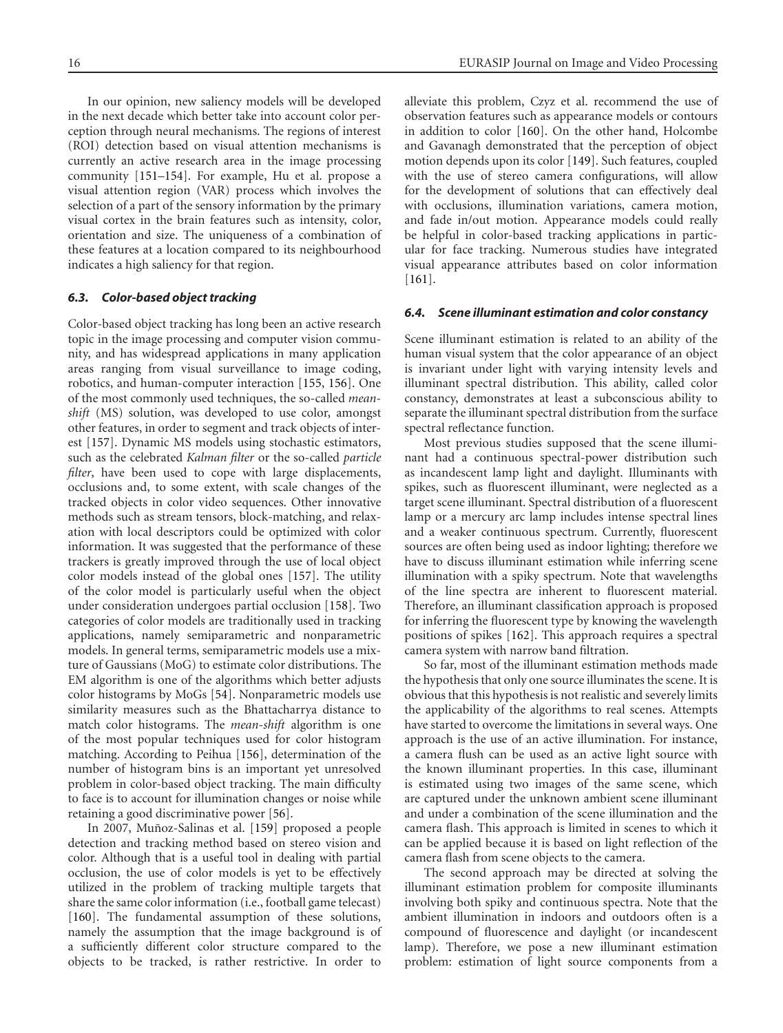In our opinion, new saliency models will be developed in the next decade which better take into account color perception through neural mechanisms. The regions of interest (ROI) detection based on visual attention mechanisms is currently an active research area in the image processing community [151–154]. For example, Hu et al. propose a visual attention region (VAR) process which involves the selection of a part of the sensory information by the primary visual cortex in the brain features such as intensity, color, orientation and size. The uniqueness of a combination of these features at a location compared to its neighbourhood indicates a high saliency for that region.

### *6.3. Color-based object tracking*

Color-based object tracking has long been an active research topic in the image processing and computer vision community, and has widespread applications in many application areas ranging from visual surveillance to image coding, robotics, and human-computer interaction [155, 156]. One of the most commonly used techniques, the so-called *mean-shift* (MS) solution, was developed to use color, amongst other features, in order to segment and track objects of interest [157]. Dynamic MS models using stochastic estimators, such as the celebrated *Kalman filter* or the so-called *particle filter*, have been used to cope with large displacements, occlusions and, to some extent, with scale changes of the tracked objects in color video sequences. Other innovative methods such as stream tensors, block-matching, and relaxation with local descriptors could be optimized with color information. It was suggested that the performance of these trackers is greatly improved through the use of local object color models instead of the global ones [157]. The utility of the color model is particularly useful when the object under consideration undergoes partial occlusion [158]. Two categories of color models are traditionally used in tracking applications, namely semiparametric and nonparametric models. In general terms, semiparametric models use a mixture of Gaussians (MoG) to estimate color distributions. The EM algorithm is one of the algorithms which better adjusts color histograms by MoGs [54]. Nonparametric models use similarity measures such as the Bhattacharrya distance to match color histograms. The *mean-shift* algorithm is one of the most popular techniques used for color histogram matching. According to Peihua [156], determination of the number of histogram bins is an important yet unresolved problem in color-based object tracking. The main difficulty to face is to account for illumination changes or noise while retaining a good discriminative power [56].

In 2007, Muñoz-Salinas et al. [159] proposed a people detection and tracking method based on stereo vision and color. Although that is a useful tool in dealing with partial occlusion, the use of color models is yet to be effectively utilized in the problem of tracking multiple targets that share the same color information (i.e., football game telecast) [160]. The fundamental assumption of these solutions, namely the assumption that the image background is of a sufficiently different color structure compared to the objects to be tracked, is rather restrictive. In order to alleviate this problem, Czyz et al. recommend the use of observation features such as appearance models or contours in addition to color [160]. On the other hand, Holcombe and Gavanagh demonstrated that the perception of object motion depends upon its color [149]. Such features, coupled with the use of stereo camera configurations, will allow for the development of solutions that can effectively deal with occlusions, illumination variations, camera motion, and fade in/out motion. Appearance models could really be helpful in color-based tracking applications in particular for face tracking. Numerous studies have integrated visual appearance attributes based on color information [161].

### *6.4. Scene illuminant estimation and color constancy*

Scene illuminant estimation is related to an ability of the human visual system that the color appearance of an object is invariant under light with varying intensity levels and illuminant spectral distribution. This ability, called color constancy, demonstrates at least a subconscious ability to separate the illuminant spectral distribution from the surface spectral reflectance function.

Most previous studies supposed that the scene illuminant had a continuous spectral-power distribution such as incandescent lamp light and daylight. Illuminants with spikes, such as fluorescent illuminant, were neglected as a target scene illuminant. Spectral distribution of a fluorescent lamp or a mercury arc lamp includes intense spectral lines and a weaker continuous spectrum. Currently, fluorescent sources are often being used as indoor lighting; therefore we have to discuss illuminant estimation while inferring scene illumination with a spiky spectrum. Note that wavelengths of the line spectra are inherent to fluorescent material. Therefore, an illuminant classification approach is proposed for inferring the fluorescent type by knowing the wavelength positions of spikes [162]. This approach requires a spectral camera system with narrow band filtration.

So far, most of the illuminant estimation methods made the hypothesis that only one source illuminates the scene. It is obvious that this hypothesis is not realistic and severely limits the applicability of the algorithms to real scenes. Attempts have started to overcome the limitations in several ways. One approach is the use of an active illumination. For instance, a camera flush can be used as an active light source with the known illuminant properties. In this case, illuminant is estimated using two images of the same scene, which are captured under the unknown ambient scene illuminant and under a combination of the scene illumination and the camera flash. This approach is limited in scenes to which it can be applied because it is based on light reflection of the camera flash from scene objects to the camera.

The second approach may be directed at solving the illuminant estimation problem for composite illuminants involving both spiky and continuous spectra. Note that the ambient illumination in indoors and outdoors often is a compound of fluorescence and daylight (or incandescent lamp). Therefore, we pose a new illuminant estimation problem: estimation of light source components from a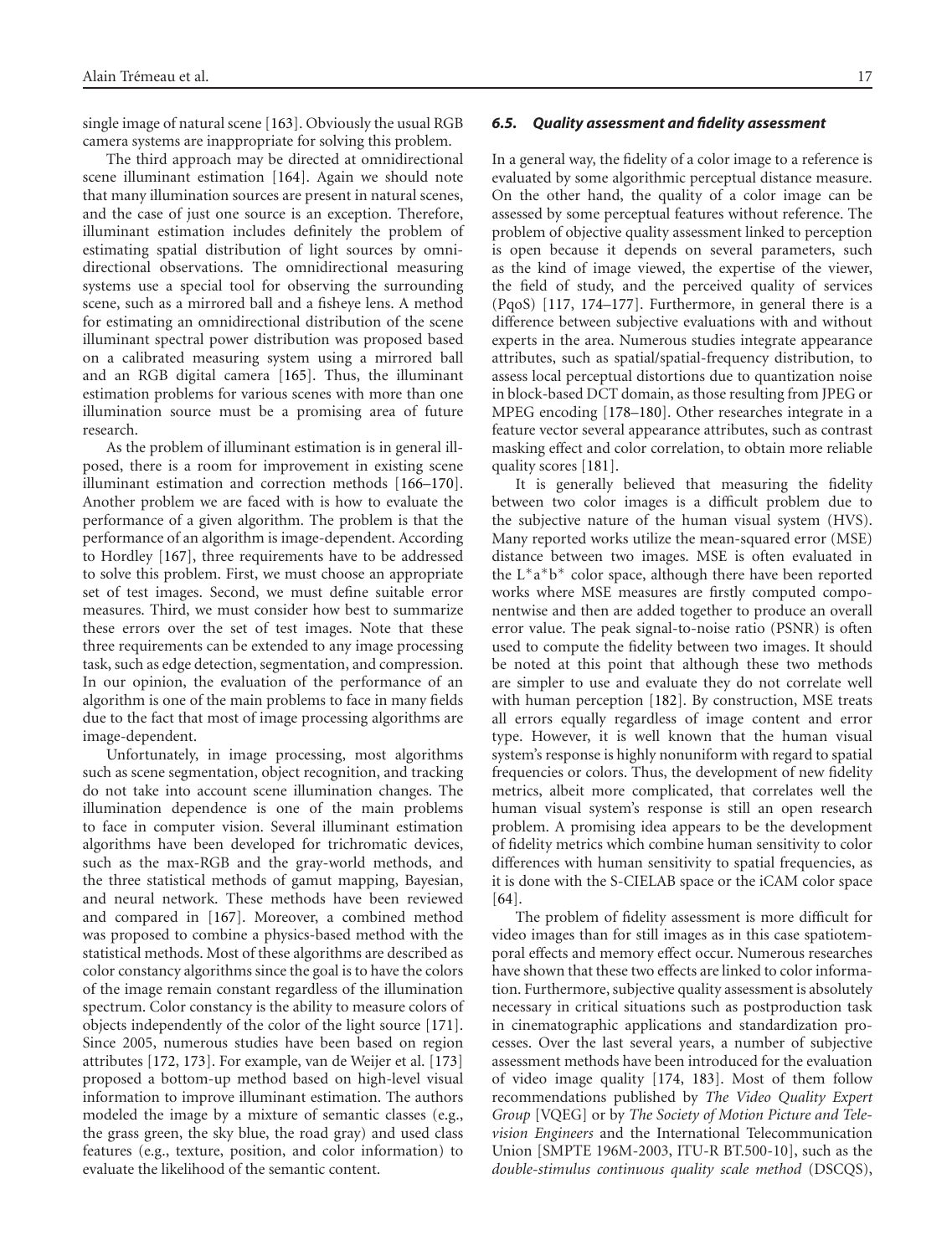single image of natural scene [163]. Obviously the usual RGB camera systems are inappropriate for solving this problem.

The third approach may be directed at omnidirectional scene illuminant estimation [164]. Again we should note that many illumination sources are present in natural scenes, and the case of just one source is an exception. Therefore, illuminant estimation includes definitely the problem of estimating spatial distribution of light sources by omnidirectional observations. The omnidirectional measuring systems use a special tool for observing the surrounding scene, such as a mirrored ball and a fisheye lens. A method for estimating an omnidirectional distribution of the scene illuminant spectral power distribution was proposed based on a calibrated measuring system using a mirrored ball and an RGB digital camera [165]. Thus, the illuminant estimation problems for various scenes with more than one illumination source must be a promising area of future research.

As the problem of illuminant estimation is in general ill-posed, there is a room for improvement in existing scene illuminant estimation and correction methods [166–170]. Another problem we are faced with is how to evaluate the performance of a given algorithm. The problem is that the performance of an algorithm is image-dependent. According to Hordley [167], three requirements have to be addressed to solve this problem. First, we must choose an appropriate set of test images. Second, we must define suitable error measures. Third, we must consider how best to summarize these errors over the set of test images. Note that these three requirements can be extended to any image processing task, such as edge detection, segmentation, and compression. In our opinion, the evaluation of the performance of an algorithm is one of the main problems to face in many fields due to the fact that most of image processing algorithms are image-dependent.

Unfortunately, in image processing, most algorithms such as scene segmentation, object recognition, and tracking do not take into account scene illumination changes. The illumination dependence is one of the main problems to face in computer vision. Several illuminant estimation algorithms have been developed for trichromatic devices, such as the max-RGB and the gray-world methods, and the three statistical methods of gamut mapping, Bayesian, and neural network. These methods have been reviewed and compared in [167]. Moreover, a combined method was proposed to combine a physics-based method with the statistical methods. Most of these algorithms are described as color constancy algorithms since the goal is to have the colors of the image remain constant regardless of the illumination spectrum. Color constancy is the ability to measure colors of objects independently of the color of the light source [171]. Since 2005, numerous studies have been based on region attributes [172, 173]. For example, van de Weijer et al. [173] proposed a bottom-up method based on high-level visual information to improve illuminant estimation. The authors modeled the image by a mixture of semantic classes (e.g., the grass green, the sky blue, the road gray) and used class features (e.g., texture, position, and color information) to evaluate the likelihood of the semantic content.

### *6.5. Quality assessment and fidelity assessment*

In a general way, the fidelity of a color image to a reference is evaluated by some algorithmic perceptual distance measure. On the other hand, the quality of a color image can be assessed by some perceptual features without reference. The problem of objective quality assessment linked to perception is open because it depends on several parameters, such as the kind of image viewed, the expertise of the viewer, the field of study, and the perceived quality of services (PqoS) [117, 174–177]. Furthermore, in general there is a difference between subjective evaluations with and without experts in the area. Numerous studies integrate appearance attributes, such as spatial/spatial-frequency distribution, to assess local perceptual distortions due to quantization noise in block-based DCT domain, as those resulting from JPEG or MPEG encoding [178–180]. Other researches integrate in a feature vector several appearance attributes, such as contrast masking effect and color correlation, to obtain more reliable quality scores [181].

It is generally believed that measuring the fidelity between two color images is a difficult problem due to the subjective nature of the human visual system (HVS). Many reported works utilize the mean-squared error (MSE) distance between two images. MSE is often evaluated in the $L^*a^*b^*$ color space, although there have been reported works where MSE measures are firstly computed componentwise and then are added together to produce an overall error value. The peak signal-to-noise ratio (PSNR) is often used to compute the fidelity between two images. It should be noted at this point that although these two methods are simpler to use and evaluate they do not correlate well with human perception [182]. By construction, MSE treats all errors equally regardless of image content and error type. However, it is well known that the human visual system's response is highly nonuniform with regard to spatial frequencies or colors. Thus, the development of new fidelity metrics, albeit more complicated, that correlates well the human visual system's response is still an open research problem. A promising idea appears to be the development of fidelity metrics which combine human sensitivity to color differences with human sensitivity to spatial frequencies, as it is done with the S-CIELAB space or the iCAM color space [64].

The problem of fidelity assessment is more difficult for video images than for still images as in this case spatiotemporal effects and memory effect occur. Numerous researches have shown that these two effects are linked to color information. Furthermore, subjective quality assessment is absolutely necessary in critical situations such as postproduction task in cinematographic applications and standardization processes. Over the last several years, a number of subjective assessment methods have been introduced for the evaluation of video image quality [174, 183]. Most of them follow recommendations published by *The Video Quality Expert Group* [VQEG] or by *The Society of Motion Picture and Television Engineers* and the International Telecommunication Union [SMPTE 196M-2003, ITU-R BT.500-10], such as the *double-stimulus continuous quality scale method* (DSCQS),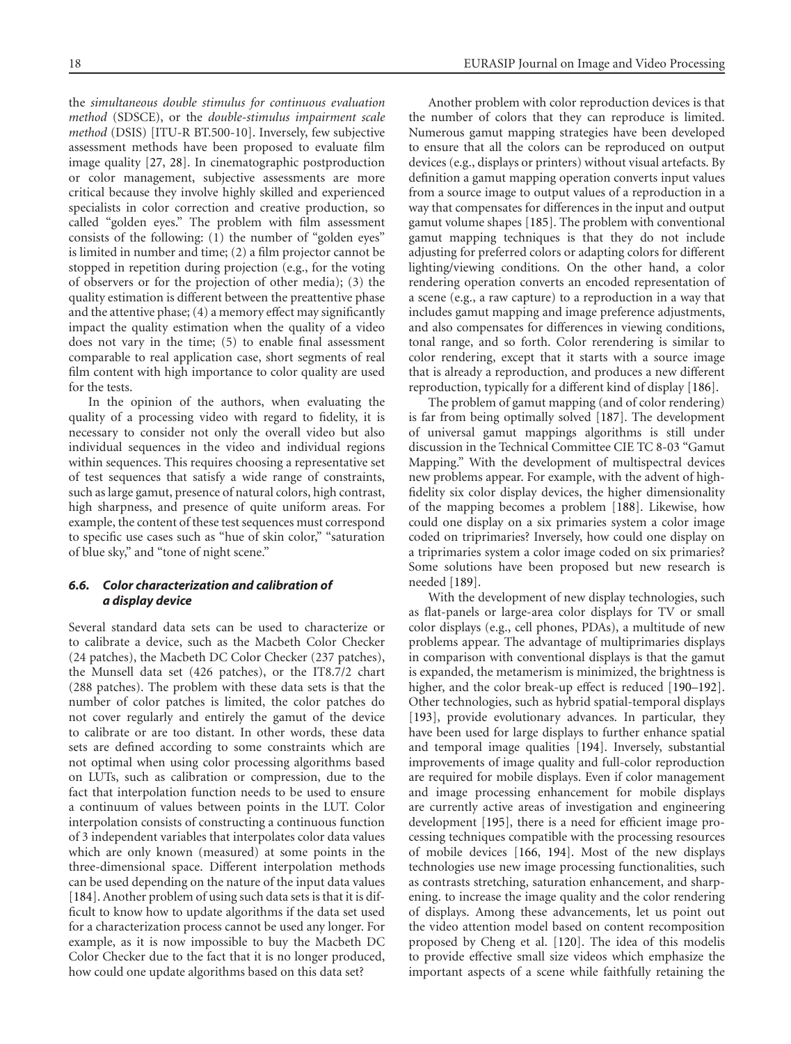the *simultaneous double stimulus for continuous evaluation method* (SDSCE), or the *double-stimulus impairment scale method* (DSIS) [ITU-R BT.500-10]. Inversely, few subjective assessment methods have been proposed to evaluate film image quality [27, 28]. In cinematographic postproduction or color management, subjective assessments are more critical because they involve highly skilled and experienced specialists in color correction and creative production, so called "golden eyes." The problem with film assessment consists of the following: (1) the number of "golden eyes" is limited in number and time; (2) a film projector cannot be stopped in repetition during projection (e.g., for the voting of observers or for the projection of other media); (3) the quality estimation is different between the preattentive phase and the attentive phase; (4) a memory effect may significantly impact the quality estimation when the quality of a video does not vary in the time; (5) to enable final assessment comparable to real application case, short segments of real film content with high importance to color quality are used for the tests.

In the opinion of the authors, when evaluating the quality of a processing video with regard to fidelity, it is necessary to consider not only the overall video but also individual sequences in the video and individual regions within sequences. This requires choosing a representative set of test sequences that satisfy a wide range of constraints, such as large gamut, presence of natural colors, high contrast, high sharpness, and presence of quite uniform areas. For example, the content of these test sequences must correspond to specific use cases such as "hue of skin color," "saturation of blue sky," and "tone of night scene."

### *6.6. Color characterization and calibration of a display device*

Several standard data sets can be used to characterize or to calibrate a device, such as the Macbeth Color Checker (24 patches), the Macbeth DC Color Checker (237 patches), the Munsell data set (426 patches), or the IT8.7/2 chart (288 patches). The problem with these data sets is that the number of color patches is limited, the color patches do not cover regularly and entirely the gamut of the device to calibrate or are too distant. In other words, these data sets are defined according to some constraints which are not optimal when using color processing algorithms based on LUTs, such as calibration or compression, due to the fact that interpolation function needs to be used to ensure a continuum of values between points in the LUT. Color interpolation consists of constructing a continuous function of 3 independent variables that interpolates color data values which are only known (measured) at some points in the three-dimensional space. Different interpolation methods can be used depending on the nature of the input data values [184]. Another problem of using such data sets is that it is difficult to know how to update algorithms if the data set used for a characterization process cannot be used any longer. For example, as it is now impossible to buy the Macbeth DC Color Checker due to the fact that it is no longer produced, how could one update algorithms based on this data set?

Another problem with color reproduction devices is that the number of colors that they can reproduce is limited. Numerous gamut mapping strategies have been developed to ensure that all the colors can be reproduced on output devices (e.g., displays or printers) without visual artefacts. By definition a gamut mapping operation converts input values from a source image to output values of a reproduction in a way that compensates for differences in the input and output gamut volume shapes [185]. The problem with conventional gamut mapping techniques is that they do not include adjusting for preferred colors or adapting colors for different lighting/viewing conditions. On the other hand, a color rendering operation converts an encoded representation of a scene (e.g., a raw capture) to a reproduction in a way that includes gamut mapping and image preference adjustments, and also compensates for differences in viewing conditions, tonal range, and so forth. Color rerendering is similar to color rendering, except that it starts with a source image that is already a reproduction, and produces a new different reproduction, typically for a different kind of display [186].

The problem of gamut mapping (and of color rendering) is far from being optimally solved [187]. The development of universal gamut mappings algorithms is still under discussion in the Technical Committee CIE TC 8-03 "Gamut Mapping." With the development of multispectral devices new problems appear. For example, with the advent of high-fidelity six color display devices, the higher dimensionality of the mapping becomes a problem [188]. Likewise, how could one display on a six primaries system a color image coded on triprimaries? Inversely, how could one display on a triprimaries system a color image coded on six primaries? Some solutions have been proposed but new research is needed [189].

With the development of new display technologies, such as flat-panels or large-area color displays for TV or small color displays (e.g., cell phones, PDAs), a multitude of new problems appear. The advantage of multiprimaries displays in comparison with conventional displays is that the gamut is expanded, the metamerism is minimized, the brightness is higher, and the color break-up effect is reduced [190–192]. Other technologies, such as hybrid spatial-temporal displays [193], provide evolutionary advances. In particular, they have been used for large displays to further enhance spatial and temporal image qualities [194]. Inversely, substantial improvements of image quality and full-color reproduction are required for mobile displays. Even if color management and image processing enhancement for mobile displays are currently active areas of investigation and engineering development [195], there is a need for efficient image processing techniques compatible with the processing resources of mobile devices [166, 194]. Most of the new displays technologies use new image processing functionalities, such as contrasts stretching, saturation enhancement, and sharpening. to increase the image quality and the color rendering of displays. Among these advancements, let us point out the video attention model based on content recomposition proposed by Cheng et al. [120]. The idea of this modelis to provide effective small size videos which emphasize the important aspects of a scene while faithfully retaining the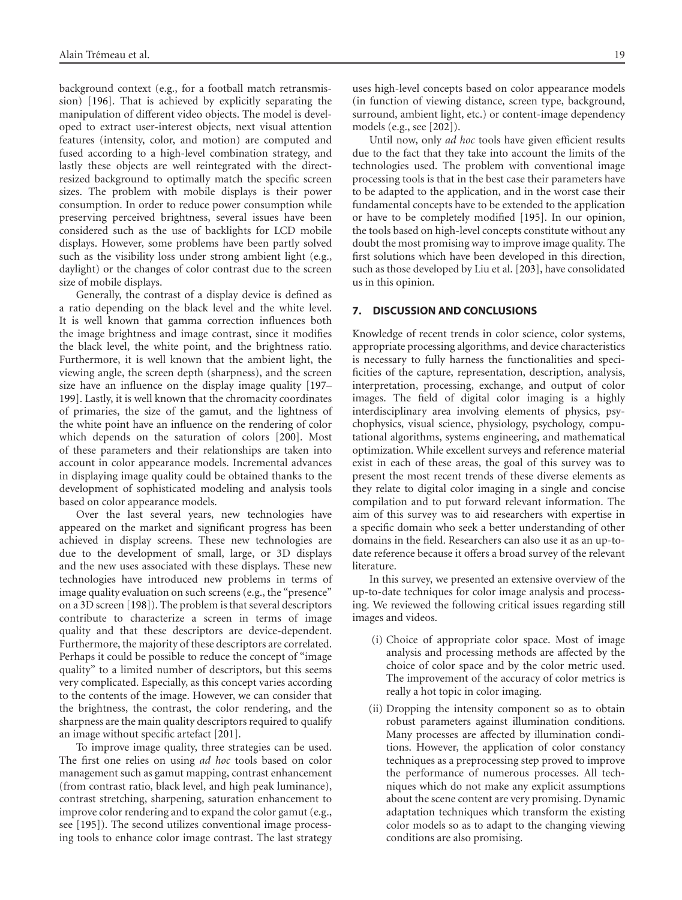background context (e.g., for a football match retransmission) [196]. That is achieved by explicitly separating the manipulation of different video objects. The model is developed to extract user-interest objects, next visual attention features (intensity, color, and motion) are computed and fused according to a high-level combination strategy, and lastly these objects are well reintegrated with the direct-resized background to optimally match the specific screen sizes. The problem with mobile displays is their power consumption. In order to reduce power consumption while preserving perceived brightness, several issues have been considered such as the use of backlights for LCD mobile displays. However, some problems have been partly solved such as the visibility loss under strong ambient light (e.g., daylight) or the changes of color contrast due to the screen size of mobile displays.

Generally, the contrast of a display device is defined as a ratio depending on the black level and the white level. It is well known that gamma correction influences both the image brightness and image contrast, since it modifies the black level, the white point, and the brightness ratio. Furthermore, it is well known that the ambient light, the viewing angle, the screen depth (sharpness), and the screen size have an influence on the display image quality [197–199]. Lastly, it is well known that the chromacity coordinates of primaries, the size of the gamut, and the lightness of the white point have an influence on the rendering of color which depends on the saturation of colors [200]. Most of these parameters and their relationships are taken into account in color appearance models. Incremental advances in displaying image quality could be obtained thanks to the development of sophisticated modeling and analysis tools based on color appearance models.

Over the last several years, new technologies have appeared on the market and significant progress has been achieved in display screens. These new technologies are due to the development of small, large, or 3D displays and the new uses associated with these displays. These new technologies have introduced new problems in terms of image quality evaluation on such screens (e.g., the "presence" on a 3D screen [198]). The problem is that several descriptors contribute to characterize a screen in terms of image quality and that these descriptors are device-dependent. Furthermore, the majority of these descriptors are correlated. Perhaps it could be possible to reduce the concept of "image quality" to a limited number of descriptors, but this seems very complicated. Especially, as this concept varies according to the contents of the image. However, we can consider that the brightness, the contrast, the color rendering, and the sharpness are the main quality descriptors required to qualify an image without specific artefact [201].

To improve image quality, three strategies can be used. The first one relies on using *ad hoc* tools based on color management such as gamut mapping, contrast enhancement (from contrast ratio, black level, and high peak luminance), contrast stretching, sharpening, saturation enhancement to improve color rendering and to expand the color gamut (e.g., see [195]). The second utilizes conventional image processing tools to enhance color image contrast. The last strategy uses high-level concepts based on color appearance models (in function of viewing distance, screen type, background, surround, ambient light, etc.) or content-image dependency models (e.g., see [202]).

Until now, only *ad hoc* tools have given efficient results due to the fact that they take into account the limits of the technologies used. The problem with conventional image processing tools is that in the best case their parameters have to be adapted to the application, and in the worst case their fundamental concepts have to be extended to the application or have to be completely modified [195]. In our opinion, the tools based on high-level concepts constitute without any doubt the most promising way to improve image quality. The first solutions which have been developed in this direction, such as those developed by Liu et al. [203], have consolidated us in this opinion.

## 7. DISCUSSION AND CONCLUSIONS

Knowledge of recent trends in color science, color systems, appropriate processing algorithms, and device characteristics is necessary to fully harness the functionalities and specificities of the capture, representation, description, analysis, interpretation, processing, exchange, and output of color images. The field of digital color imaging is a highly interdisciplinary area involving elements of physics, psychophysics, visual science, physiology, psychology, computational algorithms, systems engineering, and mathematical optimization. While excellent surveys and reference material exist in each of these areas, the goal of this survey was to present the most recent trends of these diverse elements as they relate to digital color imaging in a single and concise compilation and to put forward relevant information. The aim of this survey was to aid researchers with expertise in a specific domain who seek a better understanding of other domains in the field. Researchers can also use it as an up-to-date reference because it offers a broad survey of the relevant literature.

In this survey, we presented an extensive overview of the up-to-date techniques for color image analysis and processing. We reviewed the following critical issues regarding still images and videos.

(i) Choice of appropriate color space. Most of image analysis and processing methods are affected by the choice of color space and by the color metric used. The improvement of the accuracy of color metrics is really a hot topic in color imaging.

(ii) Dropping the intensity component so as to obtain robust parameters against illumination conditions. Many processes are affected by illumination conditions. However, the application of color constancy techniques as a preprocessing step proved to improve the performance of numerous processes. All techniques which do not make any explicit assumptions about the scene content are very promising. Dynamic adaptation techniques which transform the existing color models so as to adapt to the changing viewing conditions are also promising.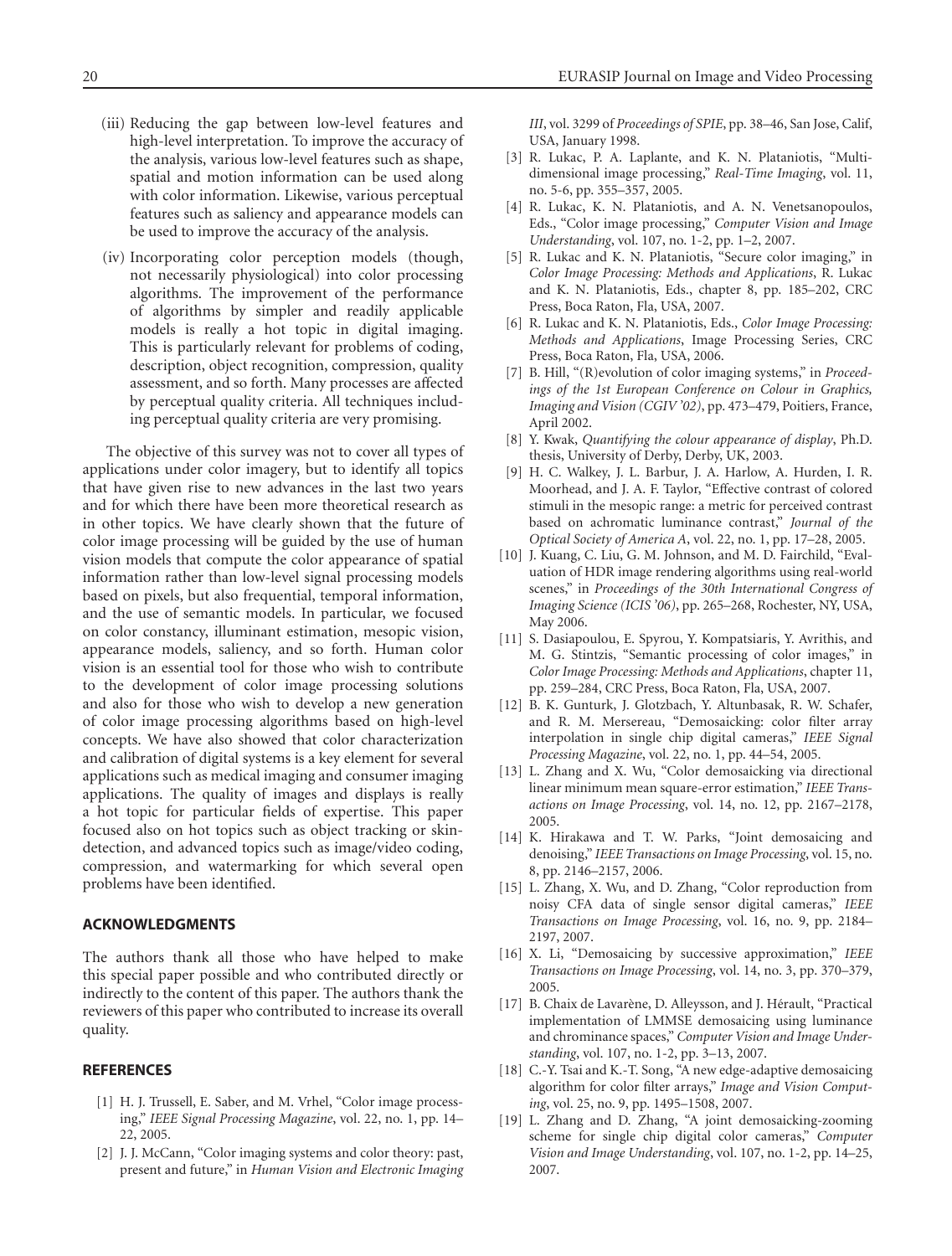(iii) Reducing the gap between low-level features and high-level interpretation. To improve the accuracy of the analysis, various low-level features such as shape, spatial and motion information can be used along with color information. Likewise, various perceptual features such as saliency and appearance models can be used to improve the accuracy of the analysis.

(iv) Incorporating color perception models (though, not necessarily physiological) into color processing algorithms. The improvement of the performance of algorithms by simpler and readily applicable models is really a hot topic in digital imaging. This is particularly relevant for problems of coding, description, object recognition, compression, quality assessment, and so forth. Many processes are affected by perceptual quality criteria. All techniques including perceptual quality criteria are very promising.

The objective of this survey was not to cover all types of applications under color imagery, but to identify all topics that have given rise to new advances in the last two years and for which there have been more theoretical research as in other topics. We have clearly shown that the future of color image processing will be guided by the use of human vision models that compute the color appearance of spatial information rather than low-level signal processing models based on pixels, but also frequential, temporal information, and the use of semantic models. In particular, we focused on color constancy, illuminant estimation, mesopic vision, appearance models, saliency, and so forth. Human color vision is an essential tool for those who wish to contribute to the development of color image processing solutions and also for those who wish to develop a new generation of color image processing algorithms based on high-level concepts. We have also showed that color characterization and calibration of digital systems is a key element for several applications such as medical imaging and consumer imaging applications. The quality of images and displays is really a hot topic for particular fields of expertise. This paper focused also on hot topics such as object tracking or skin-detection, and advanced topics such as image/video coding, compression, and watermarking for which several open problems have been identified.

## ACKNOWLEDGMENTS

The authors thank all those who have helped to make this special paper possible and who contributed directly or indirectly to the content of this paper. The authors thank the reviewers of this paper who contributed to increase its overall quality.

## REFERENCES

[1] H. J. Trussell, E. Saber, and M. Vrhel, "Color image processing," *IEEE Signal Processing Magazine*, vol. 22, no. 1, pp. 14–22, 2005.

[2] J. J. McCann, "Color imaging systems and color theory: past, present and future," in *Human Vision and Electronic Imaging III*, vol. 3299 of *Proceedings of SPIE*, pp. 38–46, San Jose, Calif, USA, January 1998.

[3] R. Lukac, P. A. Laplante, and K. N. Plataniotis, "Multidimensional image processing," *Real-Time Imaging*, vol. 11, no. 5-6, pp. 355–357, 2005.

[4] R. Lukac, K. N. Plataniotis, and A. N. Venetsanopoulos, Eds., "Color image processing," *Computer Vision and Image Understanding*, vol. 107, no. 1-2, pp. 1–2, 2007.

[5] R. Lukac and K. N. Plataniotis, "Secure color imaging," in *Color Image Processing: Methods and Applications*, R. Lukac and K. N. Plataniotis, Eds., chapter 8, pp. 185–202, CRC Press, Boca Raton, Fla, USA, 2007.

[6] R. Lukac and K. N. Plataniotis, Eds., *Color Image Processing: Methods and Applications*, Image Processing Series, CRC Press, Boca Raton, Fla, USA, 2006.

[7] B. Hill, "(R)evolution of color imaging systems," in *Proceedings of the 1st European Conference on Colour in Graphics, Imaging and Vision (CGIV '02)*, pp. 473–479, Poitiers, France, April 2002.

[8] Y. Kwak, *Quantifying the colour appearance of display*, Ph.D. thesis, University of Derby, Derby, UK, 2003.

[9] H. C. Walkey, J. L. Barbur, J. A. Harlow, A. Hurden, I. R. Moorhead, and J. A. F. Taylor, "Effective contrast of colored stimuli in the mesopic range: a metric for perceived contrast based on achromatic luminance contrast," *Journal of the Optical Society of America A*, vol. 22, no. 1, pp. 17–28, 2005.

[10] J. Kuang, C. Liu, G. M. Johnson, and M. D. Fairchild, "Evaluation of HDR image rendering algorithms using real-world scenes," in *Proceedings of the 30th International Congress of Imaging Science (ICIS '06)*, pp. 265–268, Rochester, NY, USA, May 2006.

[11] S. Dasiapoulou, E. Spyrou, Y. Kompatsiaris, Y. Avrithis, and M. G. Stintzis, "Semantic processing of color images," in *Color Image Processing: Methods and Applications*, chapter 11, pp. 259–284, CRC Press, Boca Raton, Fla, USA, 2007.

[12] B. K. Gunturk, J. Glotzbach, Y. Altunbasak, R. W. Schafer, and R. M. Mersereau, "Demosaicking: color filter array interpolation in single chip digital cameras," *IEEE Signal Processing Magazine*, vol. 22, no. 1, pp. 44–54, 2005.

[13] L. Zhang and X. Wu, "Color demosaicking via directional linear minimum mean square-error estimation," *IEEE Transactions on Image Processing*, vol. 14, no. 12, pp. 2167–2178, 2005.

[14] K. Hirakawa and T. W. Parks, "Joint demosaicing and denoising," *IEEE Transactions on Image Processing*, vol. 15, no. 8, pp. 2146–2157, 2006.

[15] L. Zhang, X. Wu, and D. Zhang, "Color reproduction from noisy CFA data of single sensor digital cameras," *IEEE Transactions on Image Processing*, vol. 16, no. 9, pp. 2184–2197, 2007.

[16] X. Li, "Demosaicing by successive approximation," *IEEE Transactions on Image Processing*, vol. 14, no. 3, pp. 370–379, 2005.

[17] B. Chaix de Lavarène, D. Alleysson, and J. Hérault, "Practical implementation of LMMSE demosaicing using luminance and chrominance spaces," *Computer Vision and Image Understanding*, vol. 107, no. 1-2, pp. 3–13, 2007.

[18] C.-Y. Tsai and K.-T. Song, "A new edge-adaptive demosaicing algorithm for color filter arrays," *Image and Vision Computing*, vol. 25, no. 9, pp. 1495–1508, 2007.

[19] L. Zhang and D. Zhang, "A joint demosaicking-zooming scheme for single chip digital color cameras," *Computer Vision and Image Understanding*, vol. 107, no. 1-2, pp. 14–25, 2007.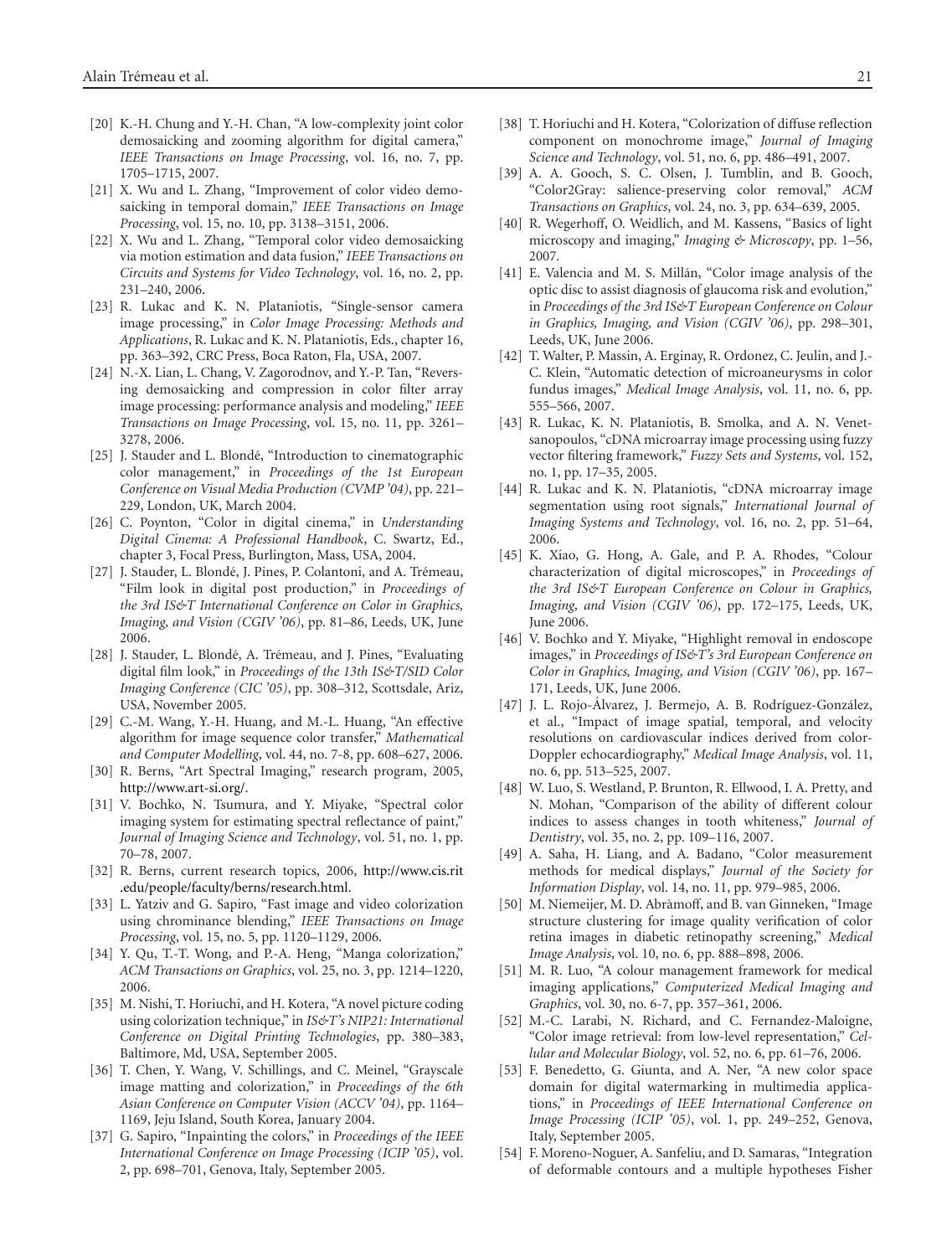[20] K.-H. Chung and Y.-H. Chan, "A low-complexity joint color demosaicking and zooming algorithm for digital camera," *IEEE Transactions on Image Processing*, vol. 16, no. 7, pp. 1705–1715, 2007.

[21] X. Wu and L. Zhang, "Improvement of color video demosaicking in temporal domain," *IEEE Transactions on Image Processing*, vol. 15, no. 10, pp. 3138–3151, 2006.

[22] X. Wu and L. Zhang, "Temporal color video demosaicking via motion estimation and data fusion," *IEEE Transactions on Circuits and Systems for Video Technology*, vol. 16, no. 2, pp. 231–240, 2006.

[23] R. Lukac and K. N. Plataniotis, "Single-sensor camera image processing," in *Color Image Processing: Methods and Applications*, R. Lukac and K. N. Plataniotis, Eds., chapter 16, pp. 363–392, CRC Press, Boca Raton, Fla, USA, 2007.

[24] N.-X. Lian, L. Chang, V. Zagorodnov, and Y.-P. Tan, "Reversing demosaicking and compression in color filter array image processing: performance analysis and modeling," *IEEE Transactions on Image Processing*, vol. 15, no. 11, pp. 3261–3278, 2006.

[25] J. Stauder and L. Blondé, "Introduction to cinematographic color management," in *Proceedings of the 1st European Conference on Visual Media Production (CVMP '04)*, pp. 221–229, London, UK, March 2004.

[26] C. Poynton, "Color in digital cinema," in *Understanding Digital Cinema: A Professional Handbook*, C. Swartz, Ed., chapter 3, Focal Press, Burlington, Mass, USA, 2004.

[27] J. Stauder, L. Blondé, J. Pines, P. Colantoni, and A. Trémeau, "Film look in digital post production," in *Proceedings of the 3rd IS&T International Conference on Color in Graphics, Imaging, and Vision (CGIV '06)*, pp. 81–86, Leeds, UK, June 2006.

[28] J. Stauder, L. Blondé, A. Trémeau, and J. Pines, "Evaluating digital film look," in *Proceedings of the 13th IS&T/SID Color Imaging Conference (CIC '05)*, pp. 308–312, Scottsdale, Ariz, USA, November 2005.

[29] C.-M. Wang, Y.-H. Huang, and M.-L. Huang, "An effective algorithm for image sequence color transfer," *Mathematical and Computer Modelling*, vol. 44, no. 7-8, pp. 608–627, 2006.

[30] R. Berns, "Art Spectral Imaging," research program, 2005, http://www.art-si.org/.

[31] V. Bochko, N. Tsumura, and Y. Miyake, "Spectral color imaging system for estimating spectral reflectance of paint," *Journal of Imaging Science and Technology*, vol. 51, no. 1, pp. 70–78, 2007.

[32] R. Berns, current research topics, 2006, http://www.cis.rit.edu/people/faculty/berns/research.html.

[33] L. Yatziv and G. Sapiro, "Fast image and video colorization using chrominance blending," *IEEE Transactions on Image Processing*, vol. 15, no. 5, pp. 1120–1129, 2006.

[34] Y. Qu, T.-T. Wong, and P.-A. Heng, "Manga colorization," *ACM Transactions on Graphics*, vol. 25, no. 3, pp. 1214–1220, 2006.

[35] M. Nishi, T. Horiuchi, and H. Kotera, "A novel picture coding using colorization technique," in *IS&T's NIP21: International Conference on Digital Printing Technologies*, pp. 380–383, Baltimore, Md, USA, September 2005.

[36] T. Chen, Y. Wang, V. Schillings, and C. Meinel, "Grayscale image matting and colorization," in *Proceedings of the 6th Asian Conference on Computer Vision (ACCV '04)*, pp. 1164–1169, Jeju Island, South Korea, January 2004.

[37] G. Sapiro, "Inpainting the colors," in *Proceedings of the IEEE International Conference on Image Processing (ICIP '05)*, vol. 2, pp. 698–701, Genova, Italy, September 2005.

[38] T. Horiuchi and H. Kotera, "Colorization of diffuse reflection component on monochrome image," *Journal of Imaging Science and Technology*, vol. 51, no. 6, pp. 486–491, 2007.

[39] A. A. Gooch, S. C. Olsen, J. Tumblin, and B. Gooch, "Color2Gray: salience-preserving color removal," *ACM Transactions on Graphics*, vol. 24, no. 3, pp. 634–639, 2005.

[40] R. Wegerhoff, O. Weidlich, and M. Kassens, "Basics of light microscopy and imaging," *Imaging & Microscopy*, pp. 1–56, 2007.

[41] E. Valencia and M. S. Millán, "Color image analysis of the optic disc to assist diagnosis of glaucoma risk and evolution," in *Proceedings of the 3rd IS&T European Conference on Colour in Graphics, Imaging, and Vision (CGIV '06)*, pp. 298–301, Leeds, UK, June 2006.

[42] T. Walter, P. Massin, A. Erginay, R. Ordonez, C. Jeulin, and J.-C. Klein, "Automatic detection of microaneurysms in color fundus images," *Medical Image Analysis*, vol. 11, no. 6, pp. 555–566, 2007.

[43] R. Lukac, K. N. Plataniotis, B. Smolka, and A. N. Venetsanopoulos, "cDNA microarray image processing using fuzzy vector filtering framework," *Fuzzy Sets and Systems*, vol. 152, no. 1, pp. 17–35, 2005.

[44] R. Lukac and K. N. Plataniotis, "cDNA microarray image segmentation using root signals," *International Journal of Imaging Systems and Technology*, vol. 16, no. 2, pp. 51–64, 2006.

[45] K. Xiao, G. Hong, A. Gale, and P. A. Rhodes, "Colour characterization of digital microscopes," in *Proceedings of the 3rd IS&T European Conference on Colour in Graphics, Imaging, and Vision (CGIV '06)*, pp. 172–175, Leeds, UK, June 2006.

[46] V. Bochko and Y. Miyake, "Highlight removal in endoscope images," in *Proceedings of IS&T's 3rd European Conference on Color in Graphics, Imaging, and Vision (CGIV '06)*, pp. 167–171, Leeds, UK, June 2006.

[47] J. L. Rojo-Álvarez, J. Bermejo, A. B. Rodríguez-González, et al., "Impact of image spatial, temporal, and velocity resolutions on cardiovascular indices derived from color-Doppler echocardiography," *Medical Image Analysis*, vol. 11, no. 6, pp. 513–525, 2007.

[48] W. Luo, S. Westland, P. Brunton, R. Ellwood, I. A. Pretty, and N. Mohan, "Comparison of the ability of different colour indices to assess changes in tooth whiteness," *Journal of Dentistry*, vol. 35, no. 2, pp. 109–116, 2007.

[49] A. Saha, H. Liang, and A. Badano, "Color measurement methods for medical displays," *Journal of the Society for Information Display*, vol. 14, no. 11, pp. 979–985, 2006.

[50] M. Niemeijer, M. D. Abràmoff, and B. van Ginneken, "Image structure clustering for image quality verification of color retina images in diabetic retinopathy screening," *Medical Image Analysis*, vol. 10, no. 6, pp. 888–898, 2006.

[51] M. R. Luo, "A colour management framework for medical imaging applications," *Computerized Medical Imaging and Graphics*, vol. 30, no. 6-7, pp. 357–361, 2006.

[52] M.-C. Larabi, N. Richard, and C. Fernandez-Maloigne, "Color image retrieval: from low-level representation," *Cellular and Molecular Biology*, vol. 52, no. 6, pp. 61–76, 2006.

[53] F. Benedetto, G. Giunta, and A. Ner, "A new color space domain for digital watermarking in multimedia applications," in *Proceedings of IEEE International Conference on Image Processing (ICIP '05)*, vol. 1, pp. 249–252, Genova, Italy, September 2005.

[54] F. Moreno-Noguer, A. Sanfeliu, and D. Samaras, "Integration of deformable contours and a multiple hypotheses Fisher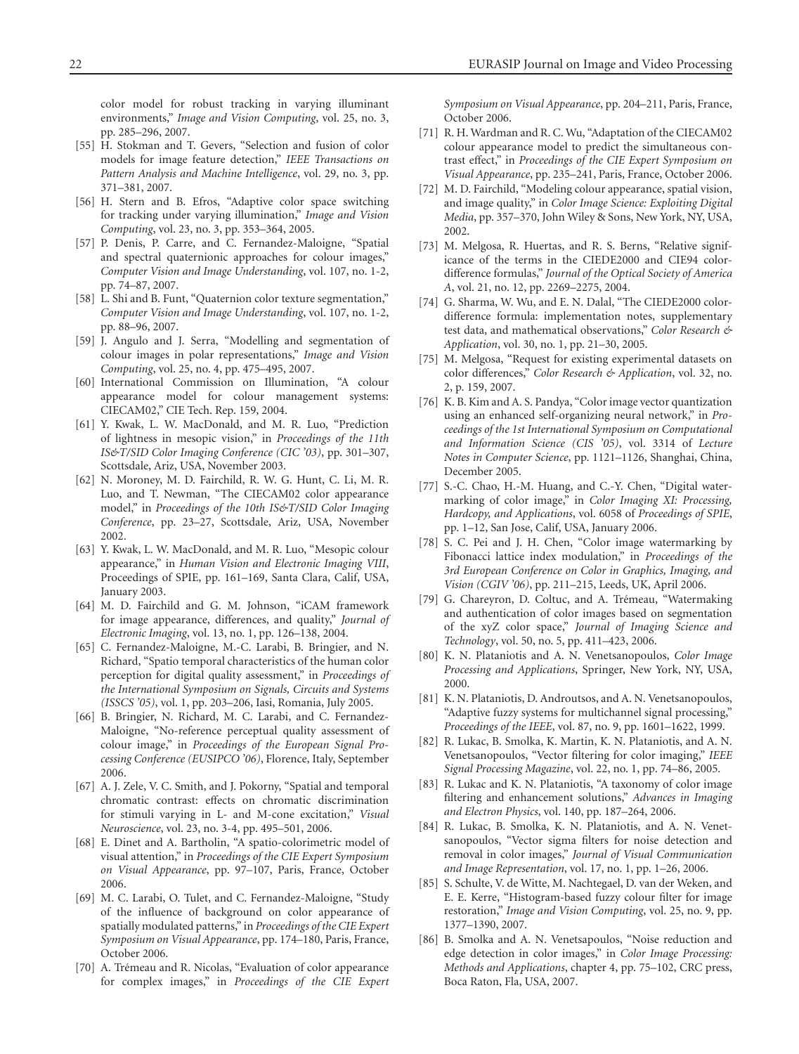color model for robust tracking in varying illuminant environments," *Image and Vision Computing*, vol. 25, no. 3, pp. 285–296, 2007.

[55] H. Stokman and T. Gevers, "Selection and fusion of color models for image feature detection," *IEEE Transactions on Pattern Analysis and Machine Intelligence*, vol. 29, no. 3, pp. 371–381, 2007.

[56] H. Stern and B. Efros, "Adaptive color space switching for tracking under varying illumination," *Image and Vision Computing*, vol. 23, no. 3, pp. 353–364, 2005.

[57] P. Denis, P. Carre, and C. Fernandez-Maloigne, "Spatial and spectral quaternionic approaches for colour images," *Computer Vision and Image Understanding*, vol. 107, no. 1-2, pp. 74–87, 2007.

[58] L. Shi and B. Funt, "Quaternion color texture segmentation," *Computer Vision and Image Understanding*, vol. 107, no. 1-2, pp. 88–96, 2007.

[59] J. Angulo and J. Serra, "Modelling and segmentation of colour images in polar representations," *Image and Vision Computing*, vol. 25, no. 4, pp. 475–495, 2007.

[60] International Commission on Illumination, "A colour appearance model for colour management systems: CIECAM02," CIE Tech. Rep. 159, 2004.

[61] Y. Kwak, L. W. MacDonald, and M. R. Luo, "Prediction of lightness in mesopic vision," in *Proceedings of the 11th IS&T/SID Color Imaging Conference (CIC '03)*, pp. 301–307, Scottsdale, Ariz, USA, November 2003.

[62] N. Moroney, M. D. Fairchild, R. W. G. Hunt, C. Li, M. R. Luo, and T. Newman, "The CIECAM02 color appearance model," in *Proceedings of the 10th IS&T/SID Color Imaging Conference*, pp. 23–27, Scottsdale, Ariz, USA, November 2002.

[63] Y. Kwak, L. W. MacDonald, and M. R. Luo, "Mesopic colour appearance," in *Human Vision and Electronic Imaging VIII*, Proceedings of SPIE, pp. 161–169, Santa Clara, Calif, USA, January 2003.

[64] M. D. Fairchild and G. M. Johnson, "iCAM framework for image appearance, differences, and quality," *Journal of Electronic Imaging*, vol. 13, no. 1, pp. 126–138, 2004.

[65] C. Fernandez-Maloigne, M.-C. Larabi, B. Bringier, and N. Richard, "Spatio temporal characteristics of the human color perception for digital quality assessment," in *Proceedings of the International Symposium on Signals, Circuits and Systems (ISSCS '05)*, vol. 1, pp. 203–206, Iasi, Romania, July 2005.

[66] B. Bringier, N. Richard, M. C. Larabi, and C. Fernandez-Maloigne, "No-reference perceptual quality assessment of colour image," in *Proceedings of the European Signal Processing Conference (EUSIPCO '06)*, Florence, Italy, September 2006.

[67] A. J. Zele, V. C. Smith, and J. Pokorny, "Spatial and temporal chromatic contrast: effects on chromatic discrimination for stimuli varying in L- and M-cone excitation," *Visual Neuroscience*, vol. 23, no. 3-4, pp. 495–501, 2006.

[68] E. Dinet and A. Bartholin, "A spatio-colorimetric model of visual attention," in *Proceedings of the CIE Expert Symposium on Visual Appearance*, pp. 97–107, Paris, France, October 2006.

[69] M. C. Larabi, O. Tulet, and C. Fernandez-Maloigne, "Study of the influence of background on color appearance of spatially modulated patterns," in *Proceedings of the CIE Expert Symposium on Visual Appearance*, pp. 174–180, Paris, France, October 2006.

[70] A. Trémeau and R. Nicolas, "Evaluation of color appearance for complex images," in *Proceedings of the CIE Expert Symposium on Visual Appearance*, pp. 204–211, Paris, France, October 2006.

[71] R. H. Wardman and R. C. Wu, "Adaptation of the CIECAM02 colour appearance model to predict the simultaneous contrast effect," in *Proceedings of the CIE Expert Symposium on Visual Appearance*, pp. 235–241, Paris, France, October 2006.

[72] M. D. Fairchild, "Modeling colour appearance, spatial vision, and image quality," in *Color Image Science: Exploiting Digital Media*, pp. 357–370, John Wiley & Sons, New York, NY, USA, 2002.

[73] M. Melgosa, R. Huertas, and R. S. Berns, "Relative significance of the terms in the CIEDE2000 and CIE94 color-difference formulas," *Journal of the Optical Society of America A*, vol. 21, no. 12, pp. 2269–2275, 2004.

[74] G. Sharma, W. Wu, and E. N. Dalal, "The CIEDE2000 color-difference formula: implementation notes, supplementary test data, and mathematical observations," *Color Research & Application*, vol. 30, no. 1, pp. 21–30, 2005.

[75] M. Melgosa, "Request for existing experimental datasets on color differences," *Color Research & Application*, vol. 32, no. 2, p. 159, 2007.

[76] K. B. Kim and A. S. Pandya, "Color image vector quantization using an enhanced self-organizing neural network," in *Proceedings of the 1st International Symposium on Computational and Information Science (CIS '05)*, vol. 3314 of *Lecture Notes in Computer Science*, pp. 1121–1126, Shanghai, China, December 2005.

[77] S.-C. Chao, H.-M. Huang, and C.-Y. Chen, "Digital watermarking of color image," in *Color Imaging XI: Processing, Hardcopy, and Applications*, vol. 6058 of *Proceedings of SPIE*, pp. 1–12, San Jose, Calif, USA, January 2006.

[78] S. C. Pei and J. H. Chen, "Color image watermarking by Fibonacci lattice index modulation," in *Proceedings of the 3rd European Conference on Color in Graphics, Imaging, and Vision (CGIV '06)*, pp. 211–215, Leeds, UK, April 2006.

[79] G. Chareyron, D. Coltuc, and A. Trémeau, "Watermaking and authentication of color images based on segmentation of the xyZ color space," *Journal of Imaging Science and Technology*, vol. 50, no. 5, pp. 411–423, 2006.

[80] K. N. Plataniotis and A. N. Venetsanopoulos, *Color Image Processing and Applications*, Springer, New York, NY, USA, 2000.

[81] K. N. Plataniotis, D. Androutsos, and A. N. Venetsanopoulos, "Adaptive fuzzy systems for multichannel signal processing," *Proceedings of the IEEE*, vol. 87, no. 9, pp. 1601–1622, 1999.

[82] R. Lukac, B. Smolka, K. Martin, K. N. Plataniotis, and A. N. Venetsanopoulos, "Vector filtering for color imaging," *IEEE Signal Processing Magazine*, vol. 22, no. 1, pp. 74–86, 2005.

[83] R. Lukac and K. N. Plataniotis, "A taxonomy of color image filtering and enhancement solutions," *Advances in Imaging and Electron Physics*, vol. 140, pp. 187–264, 2006.

[84] R. Lukac, B. Smolka, K. N. Plataniotis, and A. N. Venetsanopoulos, "Vector sigma filters for noise detection and removal in color images," *Journal of Visual Communication and Image Representation*, vol. 17, no. 1, pp. 1–26, 2006.

[85] S. Schulte, V. de Witte, M. Nachtegael, D. van der Weken, and E. E. Kerre, "Histogram-based fuzzy colour filter for image restoration," *Image and Vision Computing*, vol. 25, no. 9, pp. 1377–1390, 2007.

[86] B. Smolka and A. N. Venetsapoulos, "Noise reduction and edge detection in color images," in *Color Image Processing: Methods and Applications*, chapter 4, pp. 75–102, CRC press, Boca Raton, Fla, USA, 2007.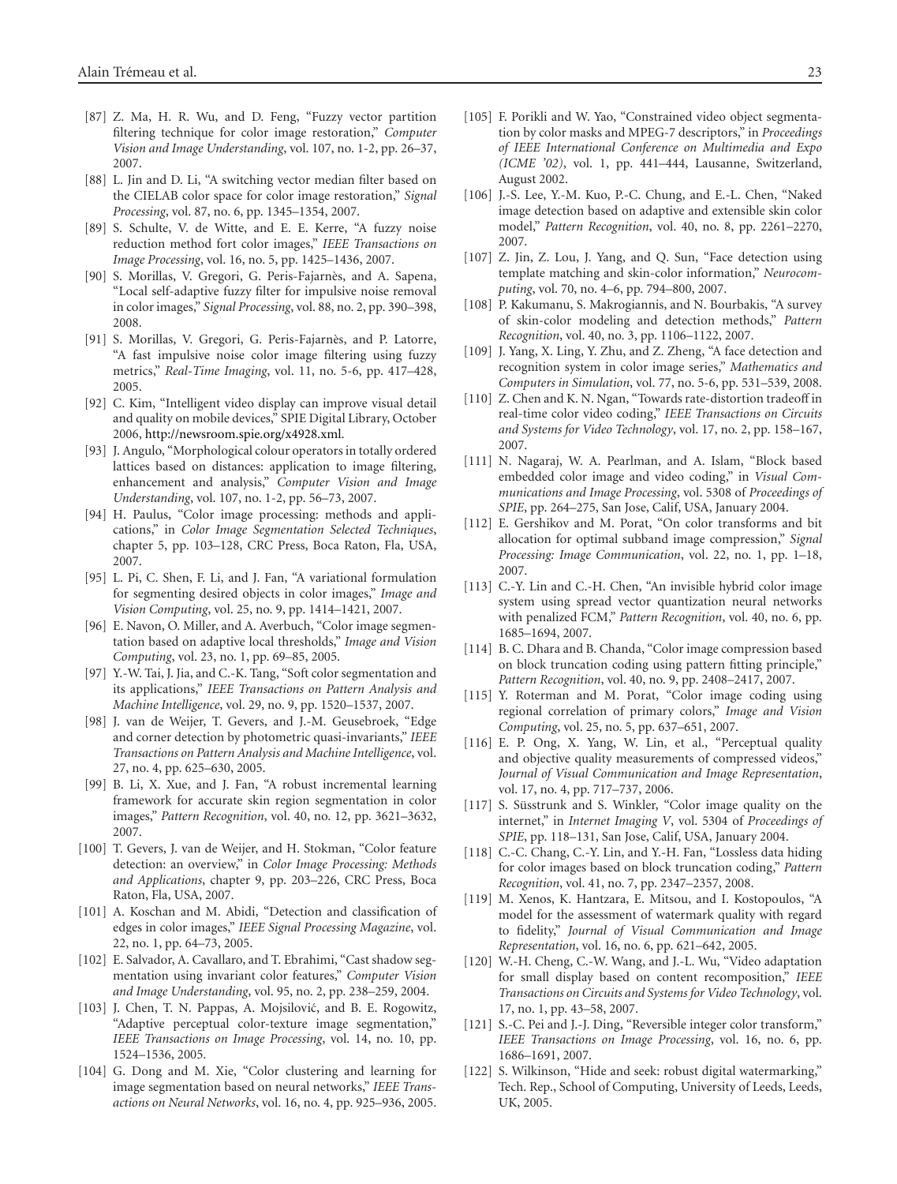[87] Z. Ma, H. R. Wu, and D. Feng, "Fuzzy vector partition filtering technique for color image restoration," *Computer Vision and Image Understanding*, vol. 107, no. 1-2, pp. 26–37, 2007.

[88] L. Jin and D. Li, "A switching vector median filter based on the CIELAB color space for color image restoration," *Signal Processing*, vol. 87, no. 6, pp. 1345–1354, 2007.

[89] S. Schulte, V. de Witte, and E. E. Kerre, "A fuzzy noise reduction method fort color images," *IEEE Transactions on Image Processing*, vol. 16, no. 5, pp. 1425–1436, 2007.

[90] S. Morillas, V. Gregori, G. Peris-Fajarnès, and A. Sapena, "Local self-adaptive fuzzy filter for impulsive noise removal in color images," *Signal Processing*, vol. 88, no. 2, pp. 390–398, 2008.

[91] S. Morillas, V. Gregori, G. Peris-Fajarnès, and P. Latorre, "A fast impulsive noise color image filtering using fuzzy metrics," *Real-Time Imaging*, vol. 11, no. 5-6, pp. 417–428, 2005.

[92] C. Kim, "Intelligent video display can improve visual detail and quality on mobile devices," SPIE Digital Library, October 2006, http://newsroom.spie.org/x4928.xml.

[93] J. Angulo, "Morphological colour operators in totally ordered lattices based on distances: application to image filtering, enhancement and analysis," *Computer Vision and Image Understanding*, vol. 107, no. 1-2, pp. 56–73, 2007.

[94] H. Paulus, "Color image processing: methods and applications," in *Color Image Segmentation Selected Techniques*, chapter 5, pp. 103–128, CRC Press, Boca Raton, Fla, USA, 2007.

[95] L. Pi, C. Shen, F. Li, and J. Fan, "A variational formulation for segmenting desired objects in color images," *Image and Vision Computing*, vol. 25, no. 9, pp. 1414–1421, 2007.

[96] E. Navon, O. Miller, and A. Averbuch, "Color image segmentation based on adaptive local thresholds," *Image and Vision Computing*, vol. 23, no. 1, pp. 69–85, 2005.

[97] Y.-W. Tai, J. Jia, and C.-K. Tang, "Soft color segmentation and its applications," *IEEE Transactions on Pattern Analysis and Machine Intelligence*, vol. 29, no. 9, pp. 1520–1537, 2007.

[98] J. van de Weijer, T. Gevers, and J.-M. Geusebroek, "Edge and corner detection by photometric quasi-invariants," *IEEE Transactions on Pattern Analysis and Machine Intelligence*, vol. 27, no. 4, pp. 625–630, 2005.

[99] B. Li, X. Xue, and J. Fan, "A robust incremental learning framework for accurate skin region segmentation in color images," *Pattern Recognition*, vol. 40, no. 12, pp. 3621–3632, 2007.

[100] T. Gevers, J. van de Weijer, and H. Stokman, "Color feature detection: an overview," in *Color Image Processing: Methods and Applications*, chapter 9, pp. 203–226, CRC Press, Boca Raton, Fla, USA, 2007.

[101] A. Koschan and M. Abidi, "Detection and classification of edges in color images," *IEEE Signal Processing Magazine*, vol. 22, no. 1, pp. 64–73, 2005.

[102] E. Salvador, A. Cavallaro, and T. Ebrahimi, "Cast shadow segmentation using invariant color features," *Computer Vision and Image Understanding*, vol. 95, no. 2, pp. 238–259, 2004.

[103] J. Chen, T. N. Pappas, A. Mojsilović, and B. E. Rogowitz, "Adaptive perceptual color-texture image segmentation," *IEEE Transactions on Image Processing*, vol. 14, no. 10, pp. 1524–1536, 2005.

[104] G. Dong and M. Xie, "Color clustering and learning for image segmentation based on neural networks," *IEEE Transactions on Neural Networks*, vol. 16, no. 4, pp. 925–936, 2005.

[105] F. Porikli and W. Yao, "Constrained video object segmentation by color masks and MPEG-7 descriptors," in *Proceedings of IEEE International Conference on Multimedia and Expo (ICME '02)*, vol. 1, pp. 441–444, Lausanne, Switzerland, August 2002.

[106] J.-S. Lee, Y.-M. Kuo, P.-C. Chung, and E.-L. Chen, "Naked image detection based on adaptive and extensible skin color model," *Pattern Recognition*, vol. 40, no. 8, pp. 2261–2270, 2007.

[107] Z. Jin, Z. Lou, J. Yang, and Q. Sun, "Face detection using template matching and skin-color information," *Neurocomputing*, vol. 70, no. 4–6, pp. 794–800, 2007.

[108] P. Kakumanu, S. Makrogiannis, and N. Bourbakis, "A survey of skin-color modeling and detection methods," *Pattern Recognition*, vol. 40, no. 3, pp. 1106–1122, 2007.

[109] J. Yang, X. Ling, Y. Zhu, and Z. Zheng, "A face detection and recognition system in color image series," *Mathematics and Computers in Simulation*, vol. 77, no. 5-6, pp. 531–539, 2008.

[110] Z. Chen and K. N. Ngan, "Towards rate-distortion tradeoff in real-time color video coding," *IEEE Transactions on Circuits and Systems for Video Technology*, vol. 17, no. 2, pp. 158–167, 2007.

[111] N. Nagaraj, W. A. Pearlman, and A. Islam, "Block based embedded color image and video coding," in *Visual Communications and Image Processing*, vol. 5308 of *Proceedings of SPIE*, pp. 264–275, San Jose, Calif, USA, January 2004.

[112] E. Gershikov and M. Porat, "On color transforms and bit allocation for optimal subband image compression," *Signal Processing: Image Communication*, vol. 22, no. 1, pp. 1–18, 2007.

[113] C.-Y. Lin and C.-H. Chen, "An invisible hybrid color image system using spread vector quantization neural networks with penalized FCM," *Pattern Recognition*, vol. 40, no. 6, pp. 1685–1694, 2007.

[114] B. C. Dhara and B. Chanda, "Color image compression based on block truncation coding using pattern fitting principle," *Pattern Recognition*, vol. 40, no. 9, pp. 2408–2417, 2007.

[115] Y. Roterman and M. Porat, "Color image coding using regional correlation of primary colors," *Image and Vision Computing*, vol. 25, no. 5, pp. 637–651, 2007.

[116] E. P. Ong, X. Yang, W. Lin, et al., "Perceptual quality and objective quality measurements of compressed videos," *Journal of Visual Communication and Image Representation*, vol. 17, no. 4, pp. 717–737, 2006.

[117] S. Süsstrunk and S. Winkler, "Color image quality on the internet," in *Internet Imaging V*, vol. 5304 of *Proceedings of SPIE*, pp. 118–131, San Jose, Calif, USA, January 2004.

[118] C.-C. Chang, C.-Y. Lin, and Y.-H. Fan, "Lossless data hiding for color images based on block truncation coding," *Pattern Recognition*, vol. 41, no. 7, pp. 2347–2357, 2008.

[119] M. Xenos, K. Hantzara, E. Mitsou, and I. Kostopoulos, "A model for the assessment of watermark quality with regard to fidelity," *Journal of Visual Communication and Image Representation*, vol. 16, no. 6, pp. 621–642, 2005.

[120] W.-H. Cheng, C.-W. Wang, and J.-L. Wu, "Video adaptation for small display based on content recomposition," *IEEE Transactions on Circuits and Systems for Video Technology*, vol. 17, no. 1, pp. 43–58, 2007.

[121] S.-C. Pei and J.-J. Ding, "Reversible integer color transform," *IEEE Transactions on Image Processing*, vol. 16, no. 6, pp. 1686–1691, 2007.

[122] S. Wilkinson, "Hide and seek: robust digital watermarking," Tech. Rep., School of Computing, University of Leeds, Leeds, UK, 2005.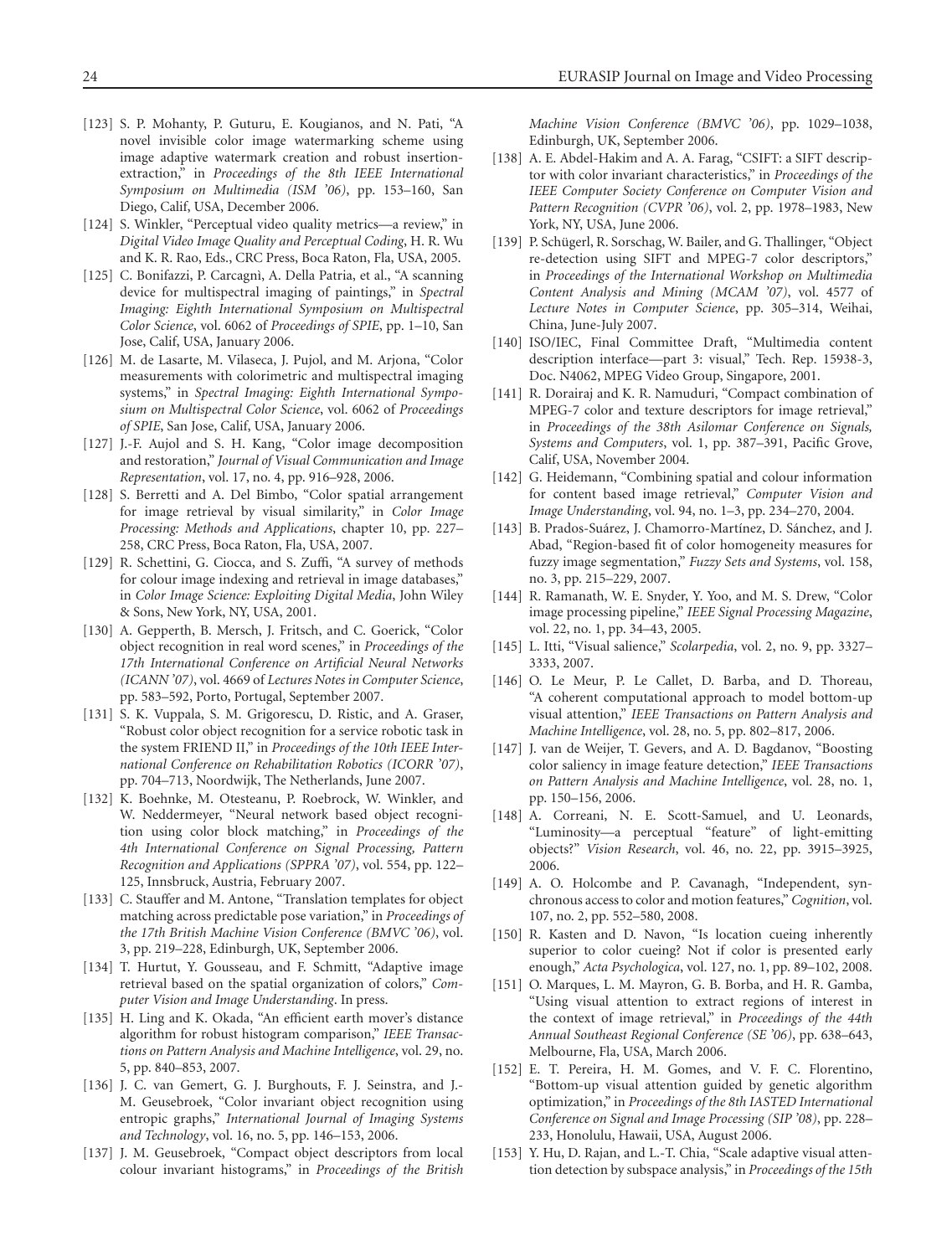[123] S. P. Mohanty, P. Guturu, E. Kougianos, and N. Pati, "A novel invisible color image watermarking scheme using image adaptive watermark creation and robust insertion-extraction," in *Proceedings of the 8th IEEE International Symposium on Multimedia (ISM '06)*, pp. 153–160, San Diego, Calif, USA, December 2006.

[124] S. Winkler, "Perceptual video quality metrics—a review," in *Digital Video Image Quality and Perceptual Coding*, H. R. Wu and K. R. Rao, Eds., CRC Press, Boca Raton, Fla, USA, 2005.

[125] C. Bonifazzi, P. Carcagnì, A. Della Patria, et al., "A scanning device for multispectral imaging of paintings," in *Spectral Imaging: Eighth International Symposium on Multispectral Color Science*, vol. 6062 of *Proceedings of SPIE*, pp. 1–10, San Jose, Calif, USA, January 2006.

[126] M. de Lasarte, M. Vilaseca, J. Pujol, and M. Arjona, "Color measurements with colorimetric and multispectral imaging systems," in *Spectral Imaging: Eighth International Symposium on Multispectral Color Science*, vol. 6062 of *Proceedings of SPIE*, San Jose, Calif, USA, January 2006.

[127] J.-F. Aujol and S. H. Kang, "Color image decomposition and restoration," *Journal of Visual Communication and Image Representation*, vol. 17, no. 4, pp. 916–928, 2006.

[128] S. Berretti and A. Del Bimbo, "Color spatial arrangement for image retrieval by visual similarity," in *Color Image Processing: Methods and Applications*, chapter 10, pp. 227–258, CRC Press, Boca Raton, Fla, USA, 2007.

[129] R. Schettini, G. Ciocca, and S. Zuffi, "A survey of methods for colour image indexing and retrieval in image databases," in *Color Image Science: Exploiting Digital Media*, John Wiley & Sons, New York, NY, USA, 2001.

[130] A. Gepperth, B. Mersch, J. Fritsch, and C. Goerick, "Color object recognition in real word scenes," in *Proceedings of the 17th International Conference on Artificial Neural Networks (ICANN '07)*, vol. 4669 of *Lectures Notes in Computer Science*, pp. 583–592, Porto, Portugal, September 2007.

[131] S. K. Vuppala, S. M. Grigorescu, D. Ristic, and A. Graser, "Robust color object recognition for a service robotic task in the system FRIEND II," in *Proceedings of the 10th IEEE International Conference on Rehabilitation Robotics (ICORR '07)*, pp. 704–713, Noordwijk, The Netherlands, June 2007.

[132] K. Boehnke, M. Otesteanu, P. Roebrock, W. Winkler, and W. Neddermeyer, "Neural network based object recognition using color block matching," in *Proceedings of the 4th International Conference on Signal Processing, Pattern Recognition and Applications (SPPRA '07)*, vol. 554, pp. 122–125, Innsbruck, Austria, February 2007.

[133] C. Stauffer and M. Antone, "Translation templates for object matching across predictable pose variation," in *Proceedings of the 17th British Machine Vision Conference (BMVC '06)*, vol. 3, pp. 219–228, Edinburgh, UK, September 2006.

[134] T. Hurtut, Y. Gousseau, and F. Schmitt, "Adaptive image retrieval based on the spatial organization of colors," *Computer Vision and Image Understanding*. In press.

[135] H. Ling and K. Okada, "An efficient earth mover's distance algorithm for robust histogram comparison," *IEEE Transactions on Pattern Analysis and Machine Intelligence*, vol. 29, no. 5, pp. 840–853, 2007.

[136] J. C. van Gemert, G. J. Burghouts, F. J. Seinstra, and J.-M. Geusebroek, "Color invariant object recognition using entropic graphs," *International Journal of Imaging Systems and Technology*, vol. 16, no. 5, pp. 146–153, 2006.

[137] J. M. Geusebroek, "Compact object descriptors from local colour invariant histograms," in *Proceedings of the British Machine Vision Conference (BMVC '06)*, pp. 1029–1038, Edinburgh, UK, September 2006.

[138] A. E. Abdel-Hakim and A. A. Farag, "CSIFT: a SIFT descriptor with color invariant characteristics," in *Proceedings of the IEEE Computer Society Conference on Computer Vision and Pattern Recognition (CVPR '06)*, vol. 2, pp. 1978–1983, New York, NY, USA, June 2006.

[139] P. Schügerl, R. Sorschag, W. Bailer, and G. Thallinger, "Object re-detection using SIFT and MPEG-7 color descriptors," in *Proceedings of the International Workshop on Multimedia Content Analysis and Mining (MCAM '07)*, vol. 4577 of *Lecture Notes in Computer Science*, pp. 305–314, Weihai, China, June-July 2007.

[140] ISO/IEC, Final Committee Draft, "Multimedia content description interface—part 3: visual," Tech. Rep. 15938-3, Doc. N4062, MPEG Video Group, Singapore, 2001.

[141] R. Dorairaj and K. R. Namuduri, "Compact combination of MPEG-7 color and texture descriptors for image retrieval," in *Proceedings of the 38th Asilomar Conference on Signals, Systems and Computers*, vol. 1, pp. 387–391, Pacific Grove, Calif, USA, November 2004.

[142] G. Heidemann, "Combining spatial and colour information for content based image retrieval," *Computer Vision and Image Understanding*, vol. 94, no. 1–3, pp. 234–270, 2004.

[143] B. Prados-Suárez, J. Chamorro-Martínez, D. Sánchez, and J. Abad, "Region-based fit of color homogeneity measures for fuzzy image segmentation," *Fuzzy Sets and Systems*, vol. 158, no. 3, pp. 215–229, 2007.

[144] R. Ramanath, W. E. Snyder, Y. Yoo, and M. S. Drew, "Color image processing pipeline," *IEEE Signal Processing Magazine*, vol. 22, no. 1, pp. 34–43, 2005.

[145] L. Itti, "Visual salience," *Scolarpedia*, vol. 2, no. 9, pp. 3327–3333, 2007.

[146] O. Le Meur, P. Le Callet, D. Barba, and D. Thoreau, "A coherent computational approach to model bottom-up visual attention," *IEEE Transactions on Pattern Analysis and Machine Intelligence*, vol. 28, no. 5, pp. 802–817, 2006.

[147] J. van de Weijer, T. Gevers, and A. D. Bagdanov, "Boosting color saliency in image feature detection," *IEEE Transactions on Pattern Analysis and Machine Intelligence*, vol. 28, no. 1, pp. 150–156, 2006.

[148] A. Correani, N. E. Scott-Samuel, and U. Leonards, "Luminosity—a perceptual "feature" of light-emitting objects?" *Vision Research*, vol. 46, no. 22, pp. 3915–3925, 2006.

[149] A. O. Holcombe and P. Cavanagh, "Independent, synchronous access to color and motion features," *Cognition*, vol. 107, no. 2, pp. 552–580, 2008.

[150] R. Kasten and D. Navon, "Is location cueing inherently superior to color cueing? Not if color is presented early enough," *Acta Psychologica*, vol. 127, no. 1, pp. 89–102, 2008.

[151] O. Marques, L. M. Mayron, G. B. Borba, and H. R. Gamba, "Using visual attention to extract regions of interest in the context of image retrieval," in *Proceedings of the 44th Annual Southeast Regional Conference (SE '06)*, pp. 638–643, Melbourne, Fla, USA, March 2006.

[152] E. T. Pereira, H. M. Gomes, and V. F. C. Florentino, "Bottom-up visual attention guided by genetic algorithm optimization," in *Proceedings of the 8th IASTED International Conference on Signal and Image Processing (SIP '08)*, pp. 228–233, Honolulu, Hawaii, USA, August 2006.

[153] Y. Hu, D. Rajan, and L.-T. Chia, "Scale adaptive visual attention detection by subspace analysis," in *Proceedings of the 15th*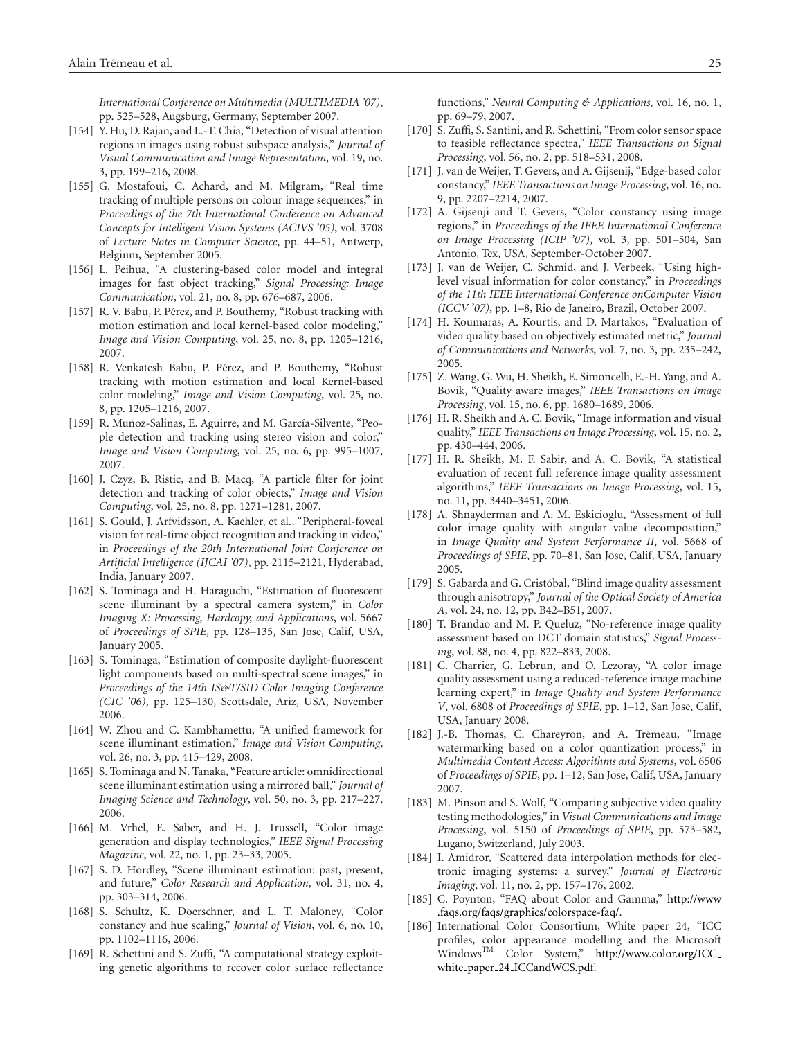*International Conference on Multimedia (MULTIMEDIA '07)*, pp. 525–528, Augsburg, Germany, September 2007.

[154] Y. Hu, D. Rajan, and L.-T. Chia, "Detection of visual attention regions in images using robust subspace analysis," *Journal of Visual Communication and Image Representation*, vol. 19, no. 3, pp. 199–216, 2008.

[155] G. Mostafoui, C. Achard, and M. Milgram, "Real time tracking of multiple persons on colour image sequences," in *Proceedings of the 7th International Conference on Advanced Concepts for Intelligent Vision Systems (ACIVS '05)*, vol. 3708 of *Lecture Notes in Computer Science*, pp. 44–51, Antwerp, Belgium, September 2005.

[156] L. Peihua, "A clustering-based color model and integral images for fast object tracking," *Signal Processing: Image Communication*, vol. 21, no. 8, pp. 676–687, 2006.

[157] R. V. Babu, P. Pérez, and P. Bouthemy, "Robust tracking with motion estimation and local kernel-based color modeling," *Image and Vision Computing*, vol. 25, no. 8, pp. 1205–1216, 2007.

[158] R. Venkatesh Babu, P. Pérez, and P. Bouthemy, "Robust tracking with motion estimation and local Kernel-based color modeling," *Image and Vision Computing*, vol. 25, no. 8, pp. 1205–1216, 2007.

[159] R. Muñoz-Salinas, E. Aguirre, and M. García-Silvente, "People detection and tracking using stereo vision and color," *Image and Vision Computing*, vol. 25, no. 6, pp. 995–1007, 2007.

[160] J. Czyz, B. Ristic, and B. Macq, "A particle filter for joint detection and tracking of color objects," *Image and Vision Computing*, vol. 25, no. 8, pp. 1271–1281, 2007.

[161] S. Gould, J. Arfvidsson, A. Kaehler, et al., "Peripheral-foveal vision for real-time object recognition and tracking in video," in *Proceedings of the 20th International Joint Conference on Artificial Intelligence (IJCAI '07)*, pp. 2115–2121, Hyderabad, India, January 2007.

[162] S. Tominaga and H. Haraguchi, "Estimation of fluorescent scene illuminant by a spectral camera system," in *Color Imaging X: Processing, Hardcopy, and Applications*, vol. 5667 of *Proceedings of SPIE*, pp. 128–135, San Jose, Calif, USA, January 2005.

[163] S. Tominaga, "Estimation of composite daylight-fluorescent light components based on multi-spectral scene images," in *Proceedings of the 14th IS&T/SID Color Imaging Conference (CIC '06)*, pp. 125–130, Scottsdale, Ariz, USA, November 2006.

[164] W. Zhou and C. Kambhamettu, "A unified framework for scene illuminant estimation," *Image and Vision Computing*, vol. 26, no. 3, pp. 415–429, 2008.

[165] S. Tominaga and N. Tanaka, "Feature article: omnidirectional scene illuminant estimation using a mirrored ball," *Journal of Imaging Science and Technology*, vol. 50, no. 3, pp. 217–227, 2006.

[166] M. Vrhel, E. Saber, and H. J. Trussell, "Color image generation and display technologies," *IEEE Signal Processing Magazine*, vol. 22, no. 1, pp. 23–33, 2005.

[167] S. D. Hordley, "Scene illuminant estimation: past, present, and future," *Color Research and Application*, vol. 31, no. 4, pp. 303–314, 2006.

[168] S. Schultz, K. Doerschner, and L. T. Maloney, "Color constancy and hue scaling," *Journal of Vision*, vol. 6, no. 10, pp. 1102–1116, 2006.

[169] R. Schettini and S. Zuffi, "A computational strategy exploiting genetic algorithms to recover color surface reflectance functions," *Neural Computing & Applications*, vol. 16, no. 1, pp. 69–79, 2007.

[170] S. Zuffi, S. Santini, and R. Schettini, "From color sensor space to feasible reflectance spectra," *IEEE Transactions on Signal Processing*, vol. 56, no. 2, pp. 518–531, 2008.

[171] J. van de Weijer, T. Gevers, and A. Gijsenij, "Edge-based color constancy," *IEEE Transactions on Image Processing*, vol. 16, no. 9, pp. 2207–2214, 2007.

[172] A. Gijsenji and T. Gevers, "Color constancy using image regions," in *Proceedings of the IEEE International Conference on Image Processing (ICIP '07)*, vol. 3, pp. 501–504, San Antonio, Tex, USA, September-October 2007.

[173] J. van de Weijer, C. Schmid, and J. Verbeek, "Using high-level visual information for color constancy," in *Proceedings of the 11th IEEE International Conference onComputer Vision (ICCV '07)*, pp. 1–8, Rio de Janeiro, Brazil, October 2007.

[174] H. Koumaras, A. Kourtis, and D. Martakos, "Evaluation of video quality based on objectively estimated metric," *Journal of Communications and Networks*, vol. 7, no. 3, pp. 235–242, 2005.

[175] Z. Wang, G. Wu, H. Sheikh, E. Simoncelli, E.-H. Yang, and A. Bovik, "Quality aware images," *IEEE Transactions on Image Processing*, vol. 15, no. 6, pp. 1680–1689, 2006.

[176] H. R. Sheikh and A. C. Bovik, "Image information and visual quality," *IEEE Transactions on Image Processing*, vol. 15, no. 2, pp. 430–444, 2006.

[177] H. R. Sheikh, M. F. Sabir, and A. C. Bovik, "A statistical evaluation of recent full reference image quality assessment algorithms," *IEEE Transactions on Image Processing*, vol. 15, no. 11, pp. 3440–3451, 2006.

[178] A. Shnayderman and A. M. Eskicioglu, "Assessment of full color image quality with singular value decomposition," in *Image Quality and System Performance II*, vol. 5668 of *Proceedings of SPIE*, pp. 70–81, San Jose, Calif, USA, January 2005.

[179] S. Gabarda and G. Cristóbal, "Blind image quality assessment through anisotropy," *Journal of the Optical Society of America A*, vol. 24, no. 12, pp. B42–B51, 2007.

[180] T. Brandão and M. P. Queluz, "No-reference image quality assessment based on DCT domain statistics," *Signal Processing*, vol. 88, no. 4, pp. 822–833, 2008.

[181] C. Charrier, G. Lebrun, and O. Lezoray, "A color image quality assessment using a reduced-reference image machine learning expert," in *Image Quality and System Performance V*, vol. 6808 of *Proceedings of SPIE*, pp. 1–12, San Jose, Calif, USA, January 2008.

[182] J.-B. Thomas, C. Chareyron, and A. Trémeau, "Image watermarking based on a color quantization process," in *Multimedia Content Access: Algorithms and Systems*, vol. 6506 of *Proceedings of SPIE*, pp. 1–12, San Jose, Calif, USA, January 2007.

[183] M. Pinson and S. Wolf, "Comparing subjective video quality testing methodologies," in *Visual Communications and Image Processing*, vol. 5150 of *Proceedings of SPIE*, pp. 573–582, Lugano, Switzerland, July 2003.

[184] I. Amidror, "Scattered data interpolation methods for electronic imaging systems: a survey," *Journal of Electronic Imaging*, vol. 11, no. 2, pp. 157–176, 2002.

[185] C. Poynton, "FAQ about Color and Gamma," http://www.faqs.org/faqs/graphics/colorspace-faq/.

[186] International Color Consortium, White paper 24, "ICC profiles, color appearance modelling and the Microsoft Windows™ Color System," http://www.color.org/ICC_white_paper_24_ICCandWCS.pdf.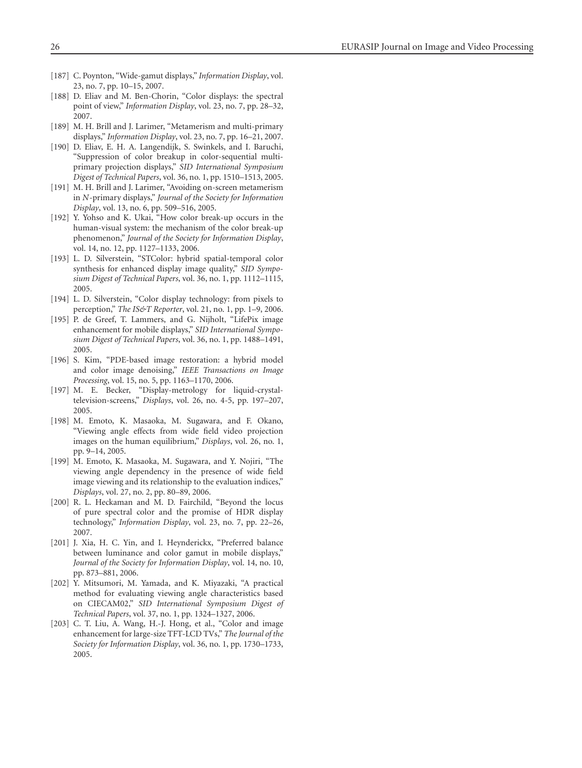[187] C. Poynton, "Wide-gamut displays," *Information Display*, vol. 23, no. 7, pp. 10–15, 2007.

[188] D. Eliav and M. Ben-Chorin, "Color displays: the spectral point of view," *Information Display*, vol. 23, no. 7, pp. 28–32, 2007.

[189] M. H. Brill and J. Larimer, "Metamerism and multi-primary displays," *Information Display*, vol. 23, no. 7, pp. 16–21, 2007.

[190] D. Eliav, E. H. A. Langendijk, S. Swinkels, and I. Baruchi, "Suppression of color breakup in color-sequential multi-primary projection displays," *SID International Symposium Digest of Technical Papers*, vol. 36, no. 1, pp. 1510–1513, 2005.

[191] M. H. Brill and J. Larimer, "Avoiding on-screen metamerism in *N*-primary displays," *Journal of the Society for Information Display*, vol. 13, no. 6, pp. 509–516, 2005.

[192] Y. Yohso and K. Ukai, "How color break-up occurs in the human-visual system: the mechanism of the color break-up phenomenon," *Journal of the Society for Information Display*, vol. 14, no. 12, pp. 1127–1133, 2006.

[193] L. D. Silverstein, "STColor: hybrid spatial-temporal color synthesis for enhanced display image quality," *SID Symposium Digest of Technical Papers*, vol. 36, no. 1, pp. 1112–1115, 2005.

[194] L. D. Silverstein, "Color display technology: from pixels to perception," *The IS&T Reporter*, vol. 21, no. 1, pp. 1–9, 2006.

[195] P. de Greef, T. Lammers, and G. Nijholt, "LifePix image enhancement for mobile displays," *SID International Symposium Digest of Technical Papers*, vol. 36, no. 1, pp. 1488–1491, 2005.

[196] S. Kim, "PDE-based image restoration: a hybrid model and color image denoising," *IEEE Transactions on Image Processing*, vol. 15, no. 5, pp. 1163–1170, 2006.

[197] M. E. Becker, "Display-metrology for liquid-crystal-television-screens," *Displays*, vol. 26, no. 4-5, pp. 197–207, 2005.

[198] M. Emoto, K. Masaoka, M. Sugawara, and F. Okano, "Viewing angle effects from wide field video projection images on the human equilibrium," *Displays*, vol. 26, no. 1, pp. 9–14, 2005.

[199] M. Emoto, K. Masaoka, M. Sugawara, and Y. Nojiri, "The viewing angle dependency in the presence of wide field image viewing and its relationship to the evaluation indices," *Displays*, vol. 27, no. 2, pp. 80–89, 2006.

[200] R. L. Heckaman and M. D. Fairchild, "Beyond the locus of pure spectral color and the promise of HDR display technology," *Information Display*, vol. 23, no. 7, pp. 22–26, 2007.

[201] J. Xia, H. C. Yin, and I. Heynderickx, "Preferred balance between luminance and color gamut in mobile displays," *Journal of the Society for Information Display*, vol. 14, no. 10, pp. 873–881, 2006.

[202] Y. Mitsumori, M. Yamada, and K. Miyazaki, "A practical method for evaluating viewing angle characteristics based on CIECAM02," *SID International Symposium Digest of Technical Papers*, vol. 37, no. 1, pp. 1324–1327, 2006.

[203] C. T. Liu, A. Wang, H.-J. Hong, et al., "Color and image enhancement for large-size TFT-LCD TVs," *The Journal of the Society for Information Display*, vol. 36, no. 1, pp. 1730–1733, 2005.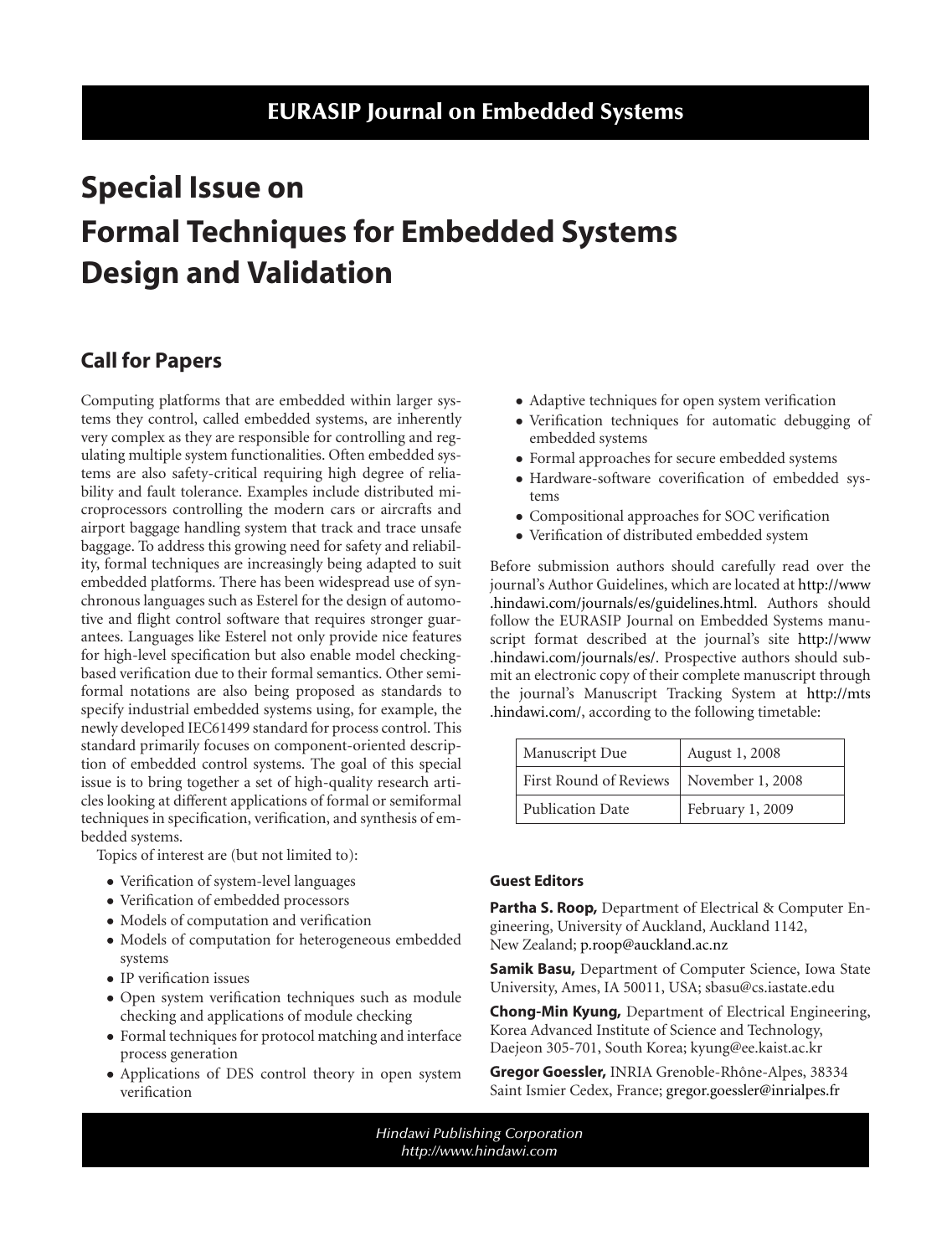# EURASIP Journal on Embedded Systems

# Special Issue on Formal Techniques for Embedded Systems Design and Validation

## Call for Papers

Computing platforms that are embedded within larger systems they control, called embedded systems, are inherently very complex as they are responsible for controlling and regulating multiple system functionalities. Often embedded systems are also safety-critical requiring high degree of reliability and fault tolerance. Examples include distributed microprocessors controlling the modern cars or aircrafts and airport baggage handling system that track and trace unsafe baggage. To address this growing need for safety and reliability, formal techniques are increasingly being adapted to suit embedded platforms. There has been widespread use of synchronous languages such as Esterel for the design of automotive and flight control software that requires stronger guarantees. Languages like Esterel not only provide nice features for high-level specification but also enable model checking-based verification due to their formal semantics. Other semi-formal notations are also being proposed as standards to specify industrial embedded systems using, for example, the newly developed IEC61499 standard for process control. This standard primarily focuses on component-oriented description of embedded control systems. The goal of this special issue is to bring together a set of high-quality research articles looking at different applications of formal or semiformal techniques in specification, verification, and synthesis of embedded systems.

Topics of interest are (but not limited to):

- Verification of system-level languages
- Verification of embedded processors
- Models of computation and verification
- Models of computation for heterogeneous embedded systems
- IP verification issues
- Open system verification techniques such as module checking and applications of module checking
- Formal techniques for protocol matching and interface process generation
- Applications of DES control theory in open system verification
- Adaptive techniques for open system verification
- Verification techniques for automatic debugging of embedded systems
- Formal approaches for secure embedded systems
- Hardware-software coverification of embedded systems
- Compositional approaches for SOC verification
- Verification of distributed embedded system

Before submission authors should carefully read over the journal's Author Guidelines, which are located at http://www.hindawi.com/journals/es/guidelines.html. Authors should follow the EURASIP Journal on Embedded Systems manuscript format described at the journal's site http://www.hindawi.com/journals/es/. Prospective authors should submit an electronic copy of their complete manuscript through the journal's Manuscript Tracking System at http://mts.hindawi.com/, according to the following timetable:

| Manuscript Due | August 1, 2008 |
|---|---|
| First Round of Reviews | November 1, 2008 |
| Publication Date | February 1, 2009 |

### Guest Editors

**Partha S. Roop,** Department of Electrical & Computer Engineering, University of Auckland, Auckland 1142, New Zealand; p.roop@auckland.ac.nz

**Samik Basu,** Department of Computer Science, Iowa State University, Ames, IA 50011, USA; sbasu@cs.iastate.edu

**Chong-Min Kyung,** Department of Electrical Engineering, Korea Advanced Institute of Science and Technology, Daejeon 305-701, South Korea; kyung@ee.kaist.ac.kr

**Gregor Goessler,** INRIA Grenoble-Rhône-Alpes, 38334 Saint Ismier Cedex, France; gregor.goessler@inrialpes.fr

*Hindawi Publishing Corporation*
*http://www.hindawi.com*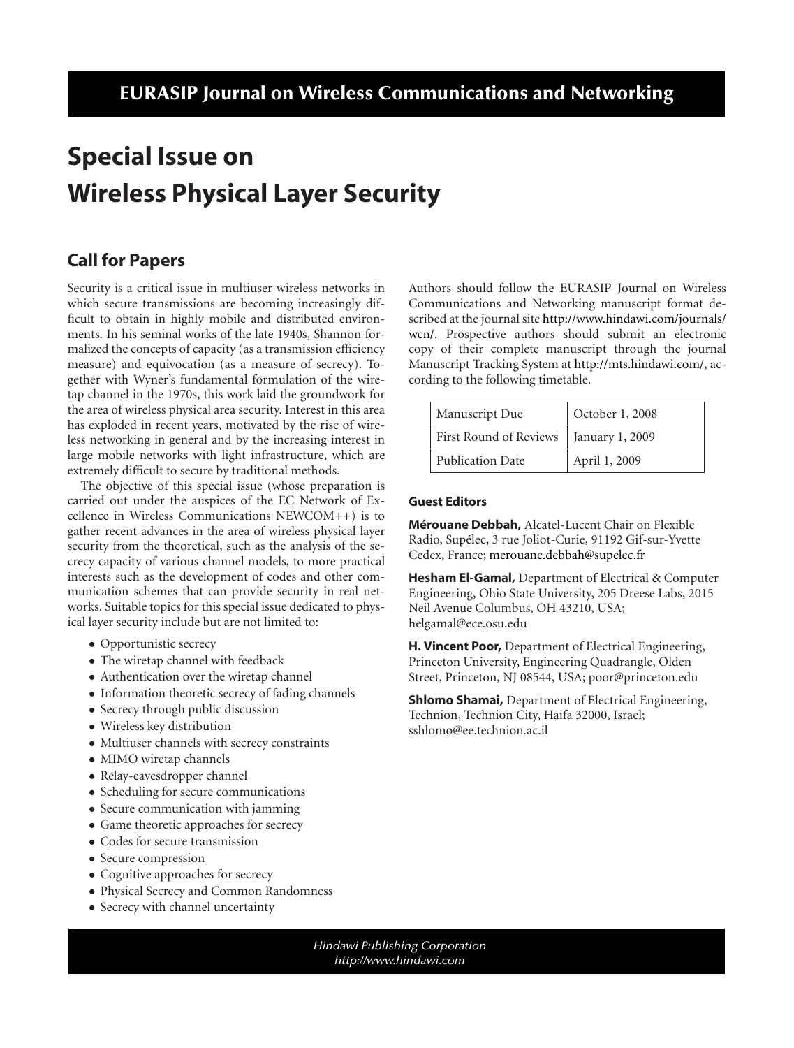# EURASIP Journal on Wireless Communications and Networking

# Special Issue on Wireless Physical Layer Security

## Call for Papers

Security is a critical issue in multiuser wireless networks in which secure transmissions are becoming increasingly difficult to obtain in highly mobile and distributed environments. In his seminal works of the late 1940s, Shannon formalized the concepts of capacity (as a transmission efficiency measure) and equivocation (as a measure of secrecy). Together with Wyner's fundamental formulation of the wiretap channel in the 1970s, this work laid the groundwork for the area of wireless physical area security. Interest in this area has exploded in recent years, motivated by the rise of wireless networking in general and by the increasing interest in large mobile networks with light infrastructure, which are extremely difficult to secure by traditional methods.

The objective of this special issue (whose preparation is carried out under the auspices of the EC Network of Excellence in Wireless Communications NEWCOM++) is to gather recent advances in the area of wireless physical layer security from the theoretical, such as the analysis of the secrecy capacity of various channel models, to more practical interests such as the development of codes and other communication schemes that can provide security in real networks. Suitable topics for this special issue dedicated to physical layer security include but are not limited to:

- Opportunistic secrecy
- The wiretap channel with feedback
- Authentication over the wiretap channel
- Information theoretic secrecy of fading channels
- Secrecy through public discussion
- Wireless key distribution
- Multiuser channels with secrecy constraints
- MIMO wiretap channels
- Relay-eavesdropper channel
- Scheduling for secure communications
- Secure communication with jamming
- Game theoretic approaches for secrecy
- Codes for secure transmission
- Secure compression
- Cognitive approaches for secrecy
- Physical Secrecy and Common Randomness
- Secrecy with channel uncertainty

Authors should follow the EURASIP Journal on Wireless Communications and Networking manuscript format described at the journal site http://www.hindawi.com/journals/wcn/. Prospective authors should submit an electronic copy of their complete manuscript through the journal Manuscript Tracking System at http://mts.hindawi.com/, according to the following timetable.

| Manuscript Due | October 1, 2008 |
|---|---|
| First Round of Reviews | January 1, 2009 |
| Publication Date | April 1, 2009 |

### Guest Editors

**Mérouane Debbah,** Alcatel-Lucent Chair on Flexible Radio, Supélec, 3 rue Joliot-Curie, 91192 Gif-sur-Yvette Cedex, France; merouane.debbah@supelec.fr

**Hesham El-Gamal,** Department of Electrical & Computer Engineering, Ohio State University, 205 Dreese Labs, 2015 Neil Avenue Columbus, OH 43210, USA; helgamal@ece.osu.edu

**H. Vincent Poor,** Department of Electrical Engineering, Princeton University, Engineering Quadrangle, Olden Street, Princeton, NJ 08544, USA; poor@princeton.edu

**Shlomo Shamai,** Department of Electrical Engineering, Technion, Technion City, Haifa 32000, Israel; sshlomo@ee.technion.ac.il

*Hindawi Publishing Corporation*
*http://www.hindawi.com*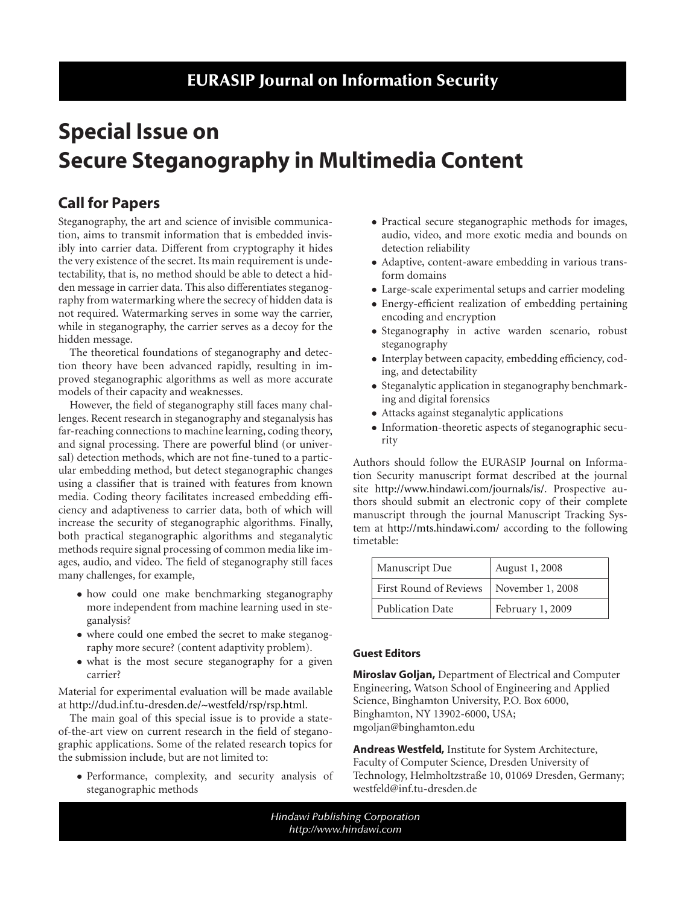# EURASIP Journal on Information Security

# Special Issue on Secure Steganography in Multimedia Content

## Call for Papers

Steganography, the art and science of invisible communication, aims to transmit information that is embedded invisibly into carrier data. Different from cryptography it hides the very existence of the secret. Its main requirement is undetectability, that is, no method should be able to detect a hidden message in carrier data. This also differentiates steganography from watermarking where the secrecy of hidden data is not required. Watermarking serves in some way the carrier, while in steganography, the carrier serves as a decoy for the hidden message.

The theoretical foundations of steganography and detection theory have been advanced rapidly, resulting in improved steganographic algorithms as well as more accurate models of their capacity and weaknesses.

However, the field of steganography still faces many challenges. Recent research in steganography and steganalysis has far-reaching connections to machine learning, coding theory, and signal processing. There are powerful blind (or universal) detection methods, which are not fine-tuned to a particular embedding method, but detect steganographic changes using a classifier that is trained with features from known media. Coding theory facilitates increased embedding efficiency and adaptiveness to carrier data, both of which will increase the security of steganographic algorithms. Finally, both practical steganographic algorithms and steganalytic methods require signal processing of common media like images, audio, and video. The field of steganography still faces many challenges, for example,

- how could one make benchmarking steganography more independent from machine learning used in steganalysis?
- where could one embed the secret to make steganography more secure? (content adaptivity problem).
- what is the most secure steganography for a given carrier?

Material for experimental evaluation will be made available at http://dud.inf.tu-dresden.de/~westfeld/rsp/rsp.html.

The main goal of this special issue is to provide a state-of-the-art view on current research in the field of steganographic applications. Some of the related research topics for the submission include, but are not limited to:

- Performance, complexity, and security analysis of steganographic methods
- Practical secure steganographic methods for images, audio, video, and more exotic media and bounds on detection reliability
- Adaptive, content-aware embedding in various transform domains
- Large-scale experimental setups and carrier modeling
- Energy-efficient realization of embedding pertaining encoding and encryption
- Steganography in active warden scenario, robust steganography
- Interplay between capacity, embedding efficiency, coding, and detectability
- Steganalytic application in steganography benchmarking and digital forensics
- Attacks against steganalytic applications
- Information-theoretic aspects of steganographic security

Authors should follow the EURASIP Journal on Information Security manuscript format described at the journal site http://www.hindawi.com/journals/is/. Prospective authors should submit an electronic copy of their complete manuscript through the journal Manuscript Tracking System at http://mts.hindawi.com/ according to the following timetable:

| | |
|---|---|
| Manuscript Due | August 1, 2008 |
| First Round of Reviews | November 1, 2008 |
| Publication Date | February 1, 2009 |

### Guest Editors

**Miroslav Goljan,** Department of Electrical and Computer Engineering, Watson School of Engineering and Applied Science, Binghamton University, P.O. Box 6000, Binghamton, NY 13902-6000, USA; mgoljan@binghamton.edu

**Andreas Westfeld,** Institute for System Architecture, Faculty of Computer Science, Dresden University of Technology, Helmholtzstraße 10, 01069 Dresden, Germany; westfeld@inf.tu-dresden.de

*Hindawi Publishing Corporation*
*http://www.hindawi.com*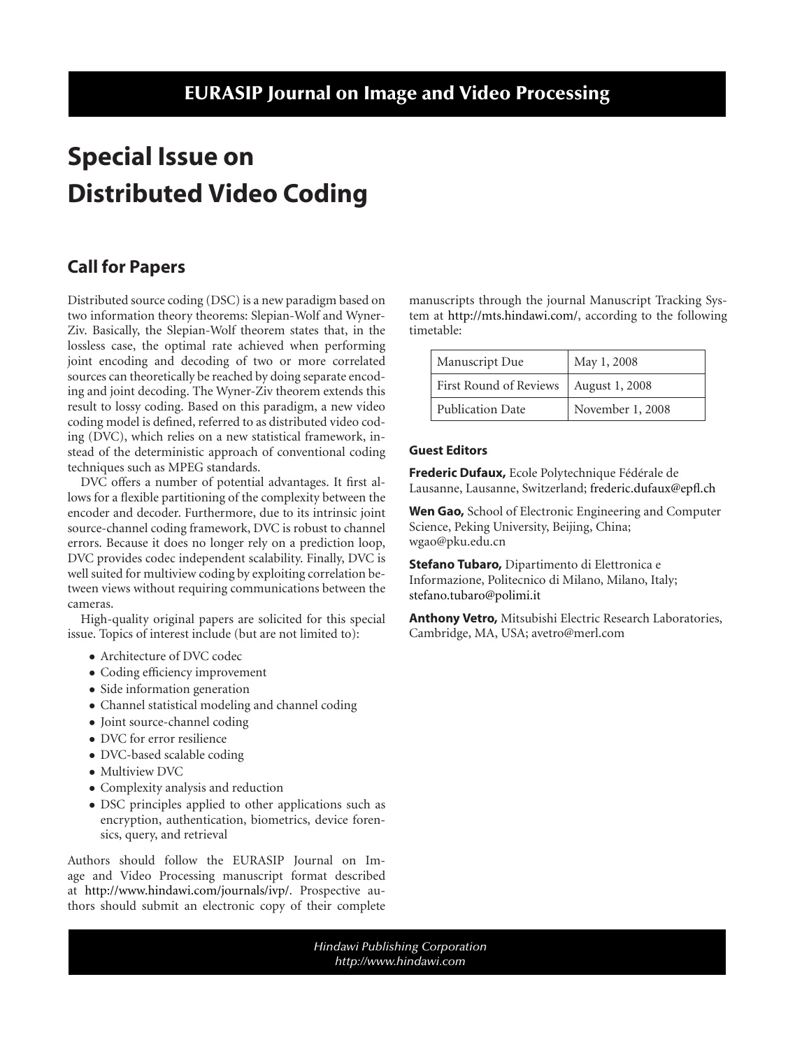# EURASIP Journal on Image and Video Processing

# Special Issue on Distributed Video Coding

## Call for Papers

Distributed source coding (DSC) is a new paradigm based on two information theory theorems: Slepian-Wolf and Wyner-Ziv. Basically, the Slepian-Wolf theorem states that, in the lossless case, the optimal rate achieved when performing joint encoding and decoding of two or more correlated sources can theoretically be reached by doing separate encoding and joint decoding. The Wyner-Ziv theorem extends this result to lossy coding. Based on this paradigm, a new video coding model is defined, referred to as distributed video coding (DVC), which relies on a new statistical framework, instead of the deterministic approach of conventional coding techniques such as MPEG standards.

DVC offers a number of potential advantages. It first allows for a flexible partitioning of the complexity between the encoder and decoder. Furthermore, due to its intrinsic joint source-channel coding framework, DVC is robust to channel errors. Because it does no longer rely on a prediction loop, DVC provides codec independent scalability. Finally, DVC is well suited for multiview coding by exploiting correlation between views without requiring communications between the cameras.

High-quality original papers are solicited for this special issue. Topics of interest include (but are not limited to):

- Architecture of DVC codec
- Coding efficiency improvement
- Side information generation
- Channel statistical modeling and channel coding
- Joint source-channel coding
- DVC for error resilience
- DVC-based scalable coding
- Multiview DVC
- Complexity analysis and reduction
- DSC principles applied to other applications such as encryption, authentication, biometrics, device forensics, query, and retrieval

Authors should follow the EURASIP Journal on Image and Video Processing manuscript format described at http://www.hindawi.com/journals/ivp/. Prospective authors should submit an electronic copy of their complete manuscripts through the journal Manuscript Tracking System at http://mts.hindawi.com/, according to the following timetable:

| Manuscript Due | May 1, 2008 |
|---|---|
| First Round of Reviews | August 1, 2008 |
| Publication Date | November 1, 2008 |

### Guest Editors

**Frederic Dufaux,** Ecole Polytechnique Fédérale de Lausanne, Lausanne, Switzerland; frederic.dufaux@epfl.ch

**Wen Gao,** School of Electronic Engineering and Computer Science, Peking University, Beijing, China; wgao@pku.edu.cn

**Stefano Tubaro,** Dipartimento di Elettronica e Informazione, Politecnico di Milano, Milano, Italy; stefano.tubaro@polimi.it

**Anthony Vetro,** Mitsubishi Electric Research Laboratories, Cambridge, MA, USA; avetro@merl.com

*Hindawi Publishing Corporation*
*http://www.hindawi.com*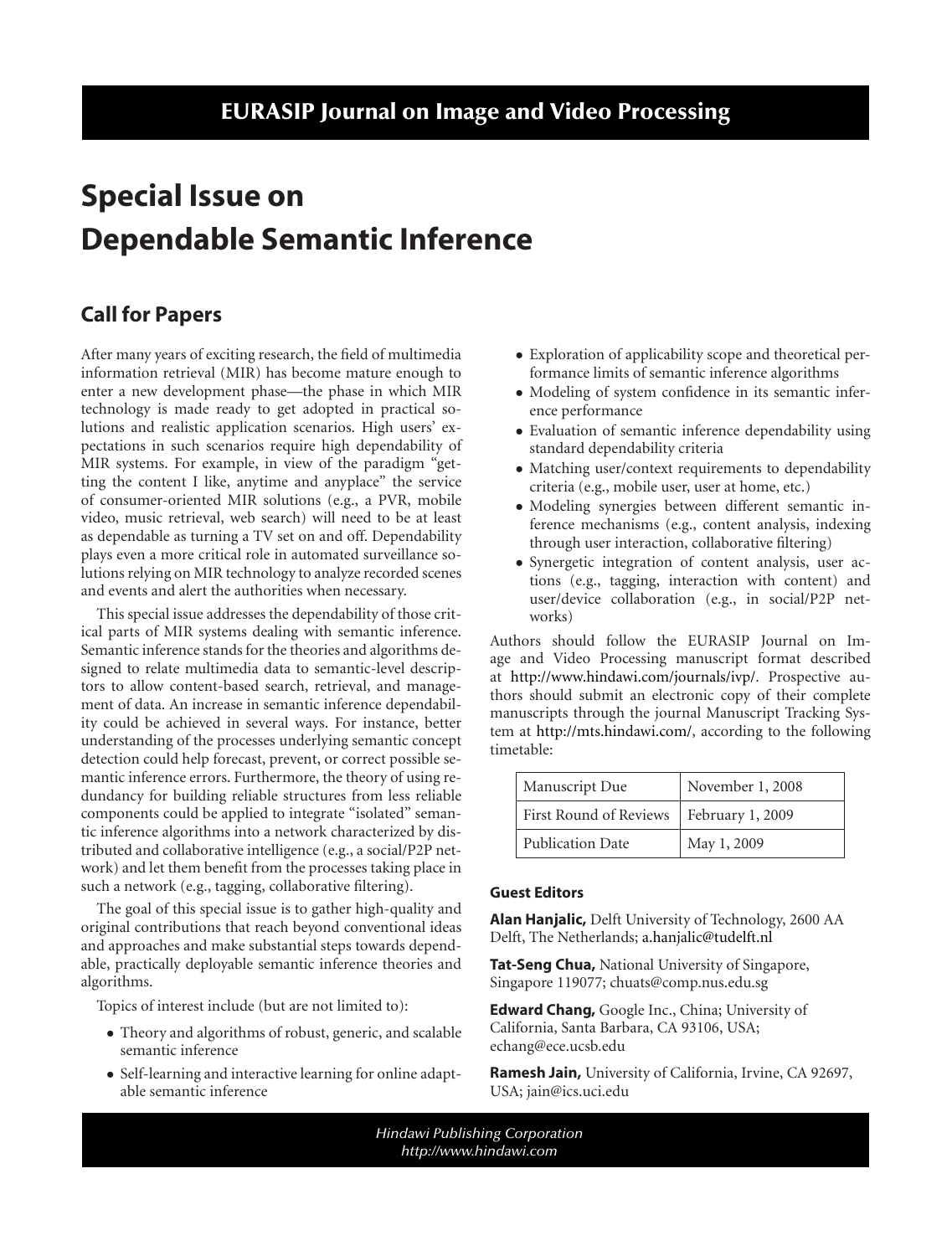# EURASIP Journal on Image and Video Processing

# Special Issue on Dependable Semantic Inference

## Call for Papers

After many years of exciting research, the field of multimedia information retrieval (MIR) has become mature enough to enter a new development phase—the phase in which MIR technology is made ready to get adopted in practical solutions and realistic application scenarios. High users' expectations in such scenarios require high dependability of MIR systems. For example, in view of the paradigm "getting the content I like, anytime and anyplace" the service of consumer-oriented MIR solutions (e.g., a PVR, mobile video, music retrieval, web search) will need to be at least as dependable as turning a TV set on and off. Dependability plays even a more critical role in automated surveillance solutions relying on MIR technology to analyze recorded scenes and events and alert the authorities when necessary.

This special issue addresses the dependability of those critical parts of MIR systems dealing with semantic inference. Semantic inference stands for the theories and algorithms designed to relate multimedia data to semantic-level descriptors to allow content-based search, retrieval, and management of data. An increase in semantic inference dependability could be achieved in several ways. For instance, better understanding of the processes underlying semantic concept detection could help forecast, prevent, or correct possible semantic inference errors. Furthermore, the theory of using redundancy for building reliable structures from less reliable components could be applied to integrate "isolated" semantic inference algorithms into a network characterized by distributed and collaborative intelligence (e.g., a social/P2P network) and let them benefit from the processes taking place in such a network (e.g., tagging, collaborative filtering).

The goal of this special issue is to gather high-quality and original contributions that reach beyond conventional ideas and approaches and make substantial steps towards dependable, practically deployable semantic inference theories and algorithms.

Topics of interest include (but are not limited to):

- Theory and algorithms of robust, generic, and scalable semantic inference
- Self-learning and interactive learning for online adaptable semantic inference
- Exploration of applicability scope and theoretical performance limits of semantic inference algorithms
- Modeling of system confidence in its semantic inference performance
- Evaluation of semantic inference dependability using standard dependability criteria
- Matching user/context requirements to dependability criteria (e.g., mobile user, user at home, etc.)
- Modeling synergies between different semantic inference mechanisms (e.g., content analysis, indexing through user interaction, collaborative filtering)
- Synergetic integration of content analysis, user actions (e.g., tagging, interaction with content) and user/device collaboration (e.g., in social/P2P networks)

Authors should follow the EURASIP Journal on Image and Video Processing manuscript format described at http://www.hindawi.com/journals/ivp/. Prospective authors should submit an electronic copy of their complete manuscripts through the journal Manuscript Tracking System at http://mts.hindawi.com/, according to the following timetable:

| | |
|---|---|
| Manuscript Due | November 1, 2008 |
| First Round of Reviews | February 1, 2009 |
| Publication Date | May 1, 2009 |

### Guest Editors

**Alan Hanjalic,** Delft University of Technology, 2600 AA Delft, The Netherlands; a.hanjalic@tudelft.nl

**Tat-Seng Chua,** National University of Singapore, Singapore 119077; chuats@comp.nus.edu.sg

**Edward Chang,** Google Inc., China; University of California, Santa Barbara, CA 93106, USA; echang@ece.ucsb.edu

**Ramesh Jain,** University of California, Irvine, CA 92697, USA; jain@ics.uci.edu

*Hindawi Publishing Corporation*
*http://www.hindawi.com*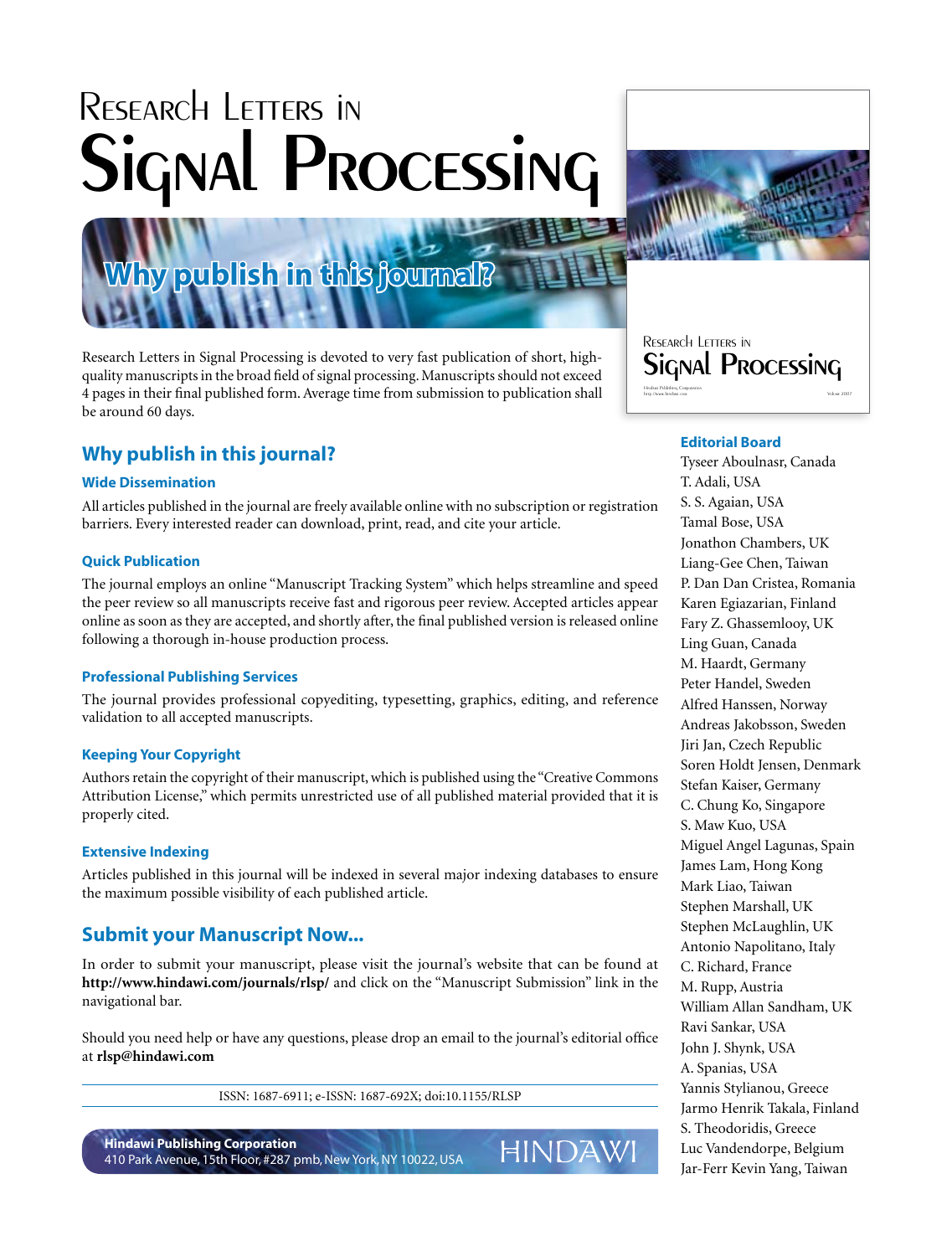# Research Letters in Signal Processing

## Why publish in this journal?

Research Letters in Signal Processing is devoted to very fast publication of short, high-quality manuscripts in the broad field of signal processing. Manuscripts should not exceed 4 pages in their final published form. Average time from submission to publication shall be around 60 days.

## Why publish in this journal?

### Wide Dissemination

All articles published in the journal are freely available online with no subscription or registration barriers. Every interested reader can download, print, read, and cite your article.

### Quick Publication

The journal employs an online "Manuscript Tracking System" which helps streamline and speed the peer review so all manuscripts receive fast and rigorous peer review. Accepted articles appear online as soon as they are accepted, and shortly after, the final published version is released online following a thorough in-house production process.

### Professional Publishing Services

The journal provides professional copyediting, typesetting, graphics, editing, and reference validation to all accepted manuscripts.

### Keeping Your Copyright

Authors retain the copyright of their manuscript, which is published using the "Creative Commons Attribution License," which permits unrestricted use of all published material provided that it is properly cited.

### Extensive Indexing

Articles published in this journal will be indexed in several major indexing databases to ensure the maximum possible visibility of each published article.

## Submit your Manuscript Now...

In order to submit your manuscript, please visit the journal's website that can be found at **http://www.hindawi.com/journals/rlsp/** and click on the "Manuscript Submission" link in the navigational bar.

Should you need help or have any questions, please drop an email to the journal's editorial office at **rlsp@hindawi.com**

ISSN: 1687-6911; e-ISSN: 1687-692X; doi:10.1155/RLSP

**Hindawi Publishing Corporation**
410 Park Avenue, 15th Floor, #287 pmb, New York, NY 10022, USA

HINDAWI

### Editorial Board

Tyseer Aboulnasr, Canada
T. Adali, USA
S. S. Agaian, USA
Tamal Bose, USA
Jonathon Chambers, UK
Liang-Gee Chen, Taiwan
P. Dan Dan Cristea, Romania
Karen Egiazarian, Finland
Fary Z. Ghassemlooy, UK
Ling Guan, Canada
M. Haardt, Germany
Peter Handel, Sweden
Alfred Hanssen, Norway
Andreas Jakobsson, Sweden
Jiri Jan, Czech Republic
Soren Holdt Jensen, Denmark
Stefan Kaiser, Germany
C. Chung Ko, Singapore
S. Maw Kuo, USA
Miguel Angel Lagunas, Spain
James Lam, Hong Kong
Mark Liao, Taiwan
Stephen Marshall, UK
Stephen McLaughlin, UK
Antonio Napolitano, Italy
C. Richard, France
M. Rupp, Austria
William Allan Sandham, UK
Ravi Sankar, USA
John J. Shynk, USA
A. Spanias, USA
Yannis Stylianou, Greece
Jarmo Henrik Takala, Finland
S. Theodoridis, Greece
Luc Vandendorpe, Belgium
Jar-Ferr Kevin Yang, Taiwan